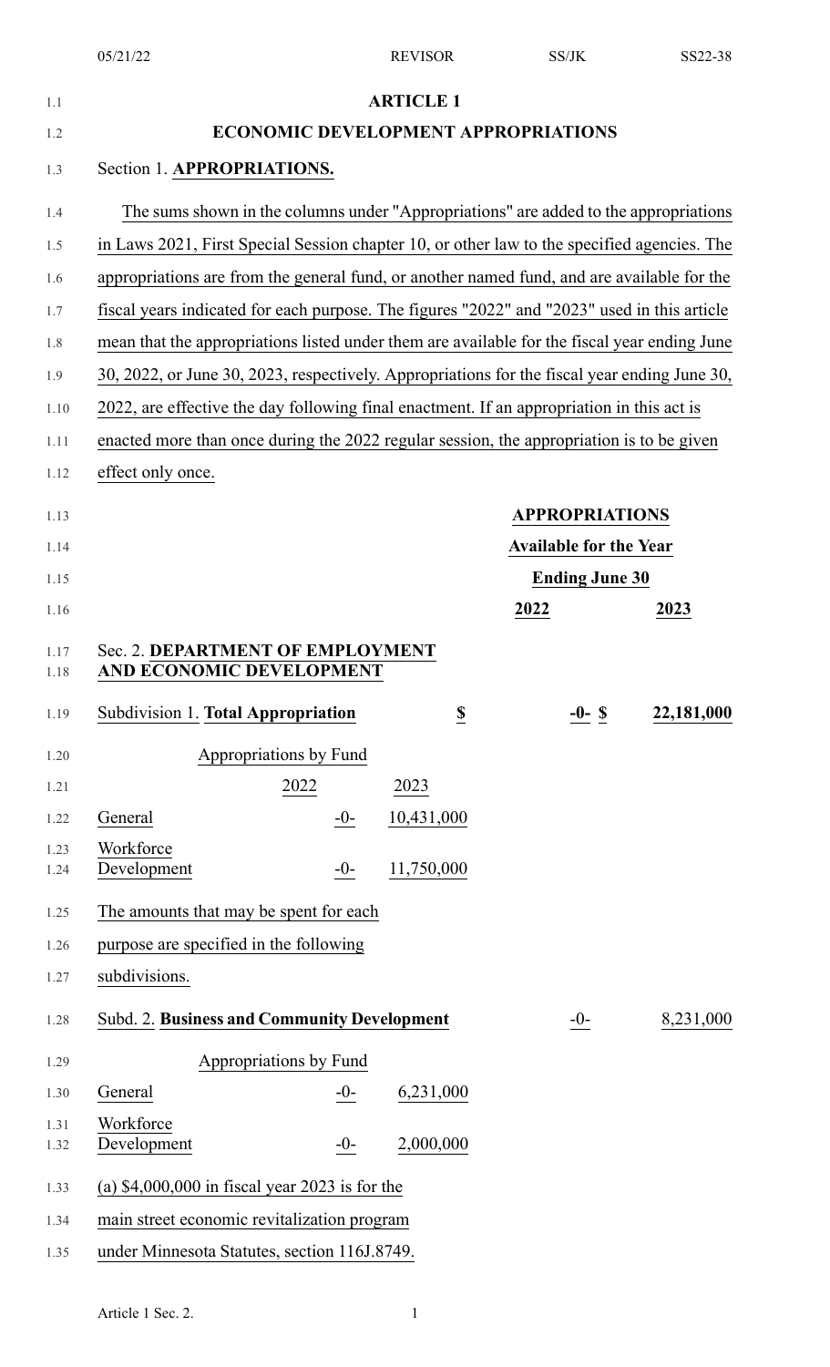# ARTICLE 1

## ECONOMIC DEVELOPMENT APPROPRIATIONS

Section 1. **APPROPRIATIONS.**

The sums shown in the columns under "Appropriations" are added to the appropriations in Laws 2021, First Special Session chapter 10, or other law to the specified agencies. The appropriations are from the general fund, or another named fund, and are available for the fiscal years indicated for each purpose. The figures "2022" and "2023" used in this article mean that the appropriations listed under them are available for the fiscal year ending June 30, 2022, or June 30, 2023, respectively. Appropriations for the fiscal year ending June 30, 2022, are effective the day following final enactment. If an appropriation in this act is enacted more than once during the 2022 regular session, the appropriation is to be given effect only once.

| | APPROPRIATIONS Available for the Year Ending June 30 | |
|---|---|---|
| | **2022** | **2023** |

Sec. 2. **DEPARTMENT OF EMPLOYMENT AND ECONOMIC DEVELOPMENT**

| | | |
|---|---|---|
| Subdivision 1. **Total Appropriation** | **$ -0-** | **$ 22,181,000** |

| Appropriations by Fund | 2022 | 2023 |
|---|---|---|
| General | -0- | 10,431,000 |
| Workforce Development | -0- | 11,750,000 |

The amounts that may be spent for each purpose are specified in the following subdivisions.

| | | |
|---|---|---|
| Subd. 2. **Business and Community Development** | -0- | 8,231,000 |

| Appropriations by Fund | | |
|---|---|---|
| General | -0- | 6,231,000 |
| Workforce Development | -0- | 2,000,000 |

(a) $4,000,000 in fiscal year 2023 is for the main street economic revitalization program under Minnesota Statutes, section 116J.8749.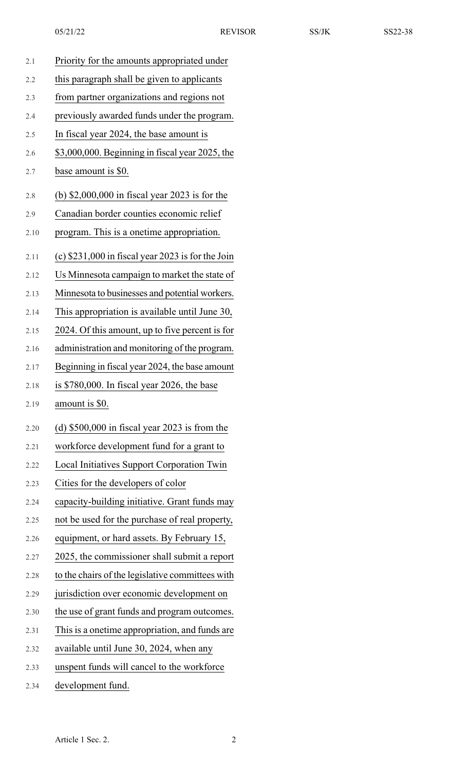Priority for the amounts appropriated under this paragraph shall be given to applicants from partner organizations and regions not previously awarded funds under the program. In fiscal year 2024, the base amount is $3,000,000. Beginning in fiscal year 2025, the base amount is $0.

(b) $2,000,000 in fiscal year 2023 is for the Canadian border counties economic relief program. This is a onetime appropriation.

(c) $231,000 in fiscal year 2023 is for the Join Us Minnesota campaign to market the state of Minnesota to businesses and potential workers. This appropriation is available until June 30, 2024. Of this amount, up to five percent is for administration and monitoring of the program. Beginning in fiscal year 2024, the base amount is $780,000. In fiscal year 2026, the base amount is $0.

(d) $500,000 in fiscal year 2023 is from the workforce development fund for a grant to Local Initiatives Support Corporation Twin Cities for the developers of color capacity-building initiative. Grant funds may not be used for the purchase of real property, equipment, or hard assets. By February 15, 2025, the commissioner shall submit a report to the chairs of the legislative committees with jurisdiction over economic development on the use of grant funds and program outcomes. This is a onetime appropriation, and funds are available until June 30, 2024, when any unspent funds will cancel to the workforce development fund.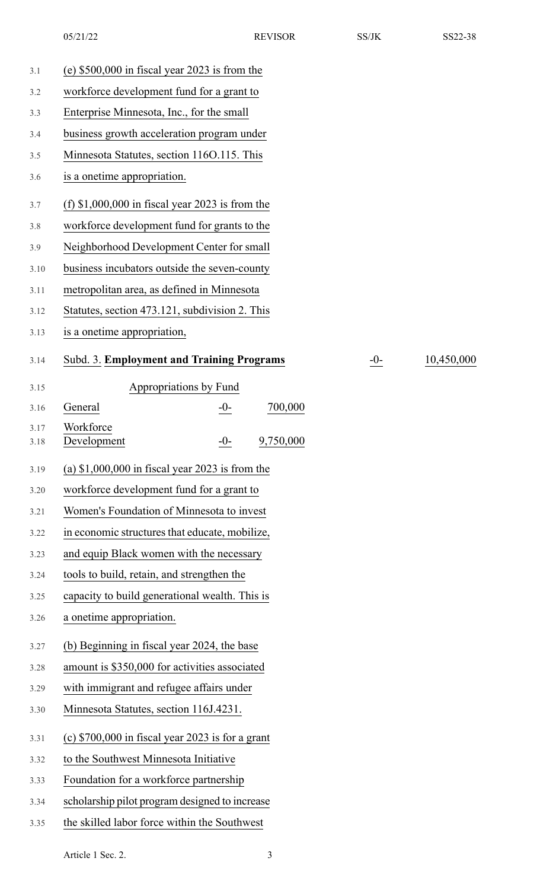(e) $500,000 in fiscal year 2023 is from the workforce development fund for a grant to Enterprise Minnesota, Inc., for the small business growth acceleration program under Minnesota Statutes, section 116O.115. This is a onetime appropriation.

(f) $1,000,000 in fiscal year 2023 is from the workforce development fund for grants to the Neighborhood Development Center for small business incubators outside the seven-county metropolitan area, as defined in Minnesota Statutes, section 473.121, subdivision 2. This is a onetime appropriation,

| Subd. 3. **Employment and Training Programs** | | | -0- | 10,450,000 |
|---|---|---|---|---|
| Appropriations by Fund | | | | |
| General | -0- | 700,000 | | |
| Workforce Development | -0- | 9,750,000 | | |

(a) $1,000,000 in fiscal year 2023 is from the workforce development fund for a grant to Women's Foundation of Minnesota to invest in economic structures that educate, mobilize, and equip Black women with the necessary tools to build, retain, and strengthen the capacity to build generational wealth. This is a onetime appropriation.

(b) Beginning in fiscal year 2024, the base amount is $350,000 for activities associated with immigrant and refugee affairs under Minnesota Statutes, section 116J.4231.

(c) $700,000 in fiscal year 2023 is for a grant to the Southwest Minnesota Initiative Foundation for a workforce partnership scholarship pilot program designed to increase the skilled labor force within the Southwest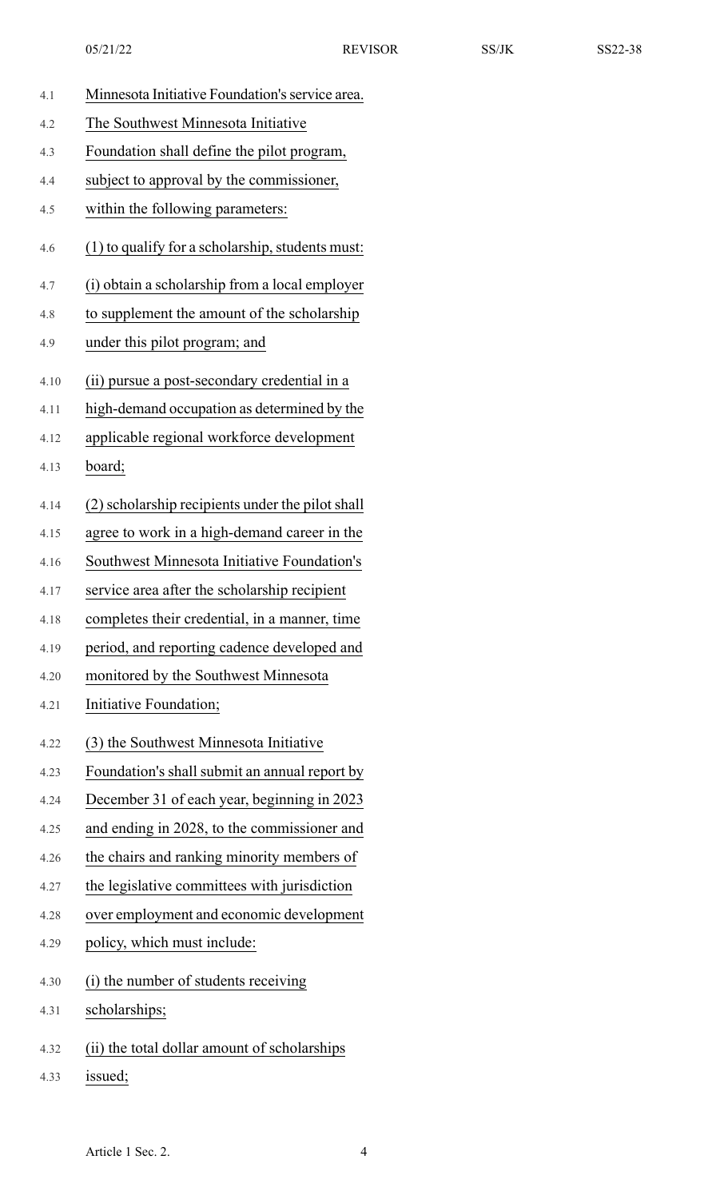Minnesota Initiative Foundation's service area. The Southwest Minnesota Initiative Foundation shall define the pilot program, subject to approval by the commissioner, within the following parameters:

(1) to qualify for a scholarship, students must:

(i) obtain a scholarship from a local employer to supplement the amount of the scholarship under this pilot program; and

(ii) pursue a post-secondary credential in a high-demand occupation as determined by the applicable regional workforce development board;

(2) scholarship recipients under the pilot shall agree to work in a high-demand career in the Southwest Minnesota Initiative Foundation's service area after the scholarship recipient completes their credential, in a manner, time period, and reporting cadence developed and monitored by the Southwest Minnesota Initiative Foundation;

(3) the Southwest Minnesota Initiative Foundation's shall submit an annual report by December 31 of each year, beginning in 2023 and ending in 2028, to the commissioner and the chairs and ranking minority members of the legislative committees with jurisdiction over employment and economic development policy, which must include:

(i) the number of students receiving scholarships;

(ii) the total dollar amount of scholarships issued;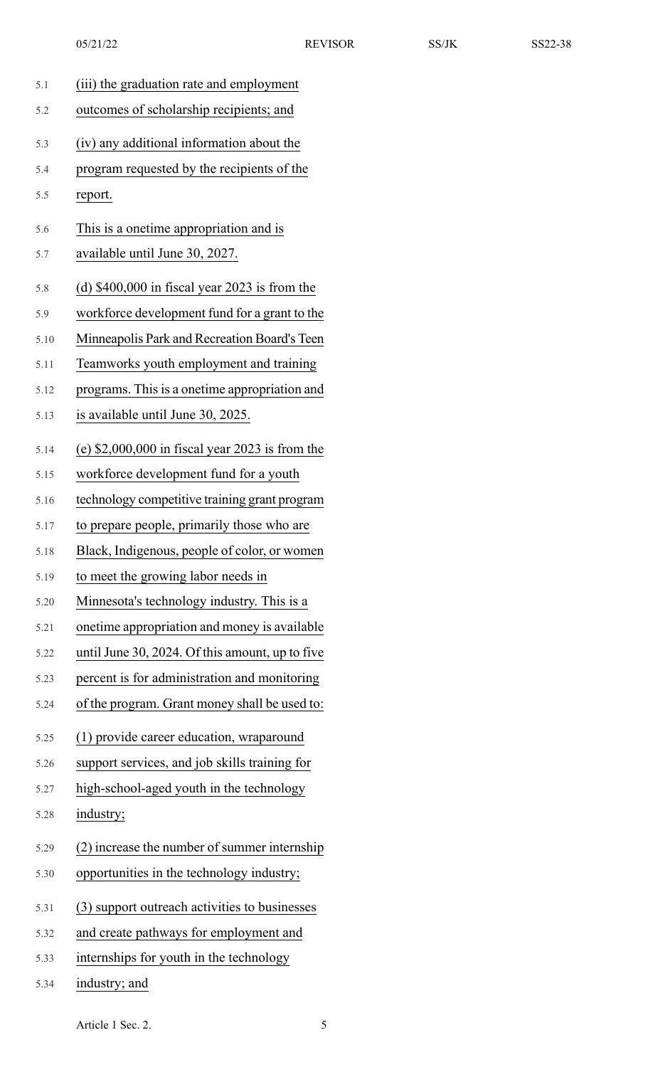(iii) the graduation rate and employment outcomes of scholarship recipients; and

(iv) any additional information about the program requested by the recipients of the report.

This is a onetime appropriation and is available until June 30, 2027.

(d) $400,000 in fiscal year 2023 is from the workforce development fund for a grant to the Minneapolis Park and Recreation Board's Teen Teamworks youth employment and training programs. This is a onetime appropriation and is available until June 30, 2025.

(e) $2,000,000 in fiscal year 2023 is from the workforce development fund for a youth technology competitive training grant program to prepare people, primarily those who are Black, Indigenous, people of color, or women to meet the growing labor needs in Minnesota's technology industry. This is a onetime appropriation and money is available until June 30, 2024. Of this amount, up to five percent is for administration and monitoring of the program. Grant money shall be used to:

(1) provide career education, wraparound support services, and job skills training for high-school-aged youth in the technology industry;

(2) increase the number of summer internship opportunities in the technology industry;

(3) support outreach activities to businesses and create pathways for employment and internships for youth in the technology industry; and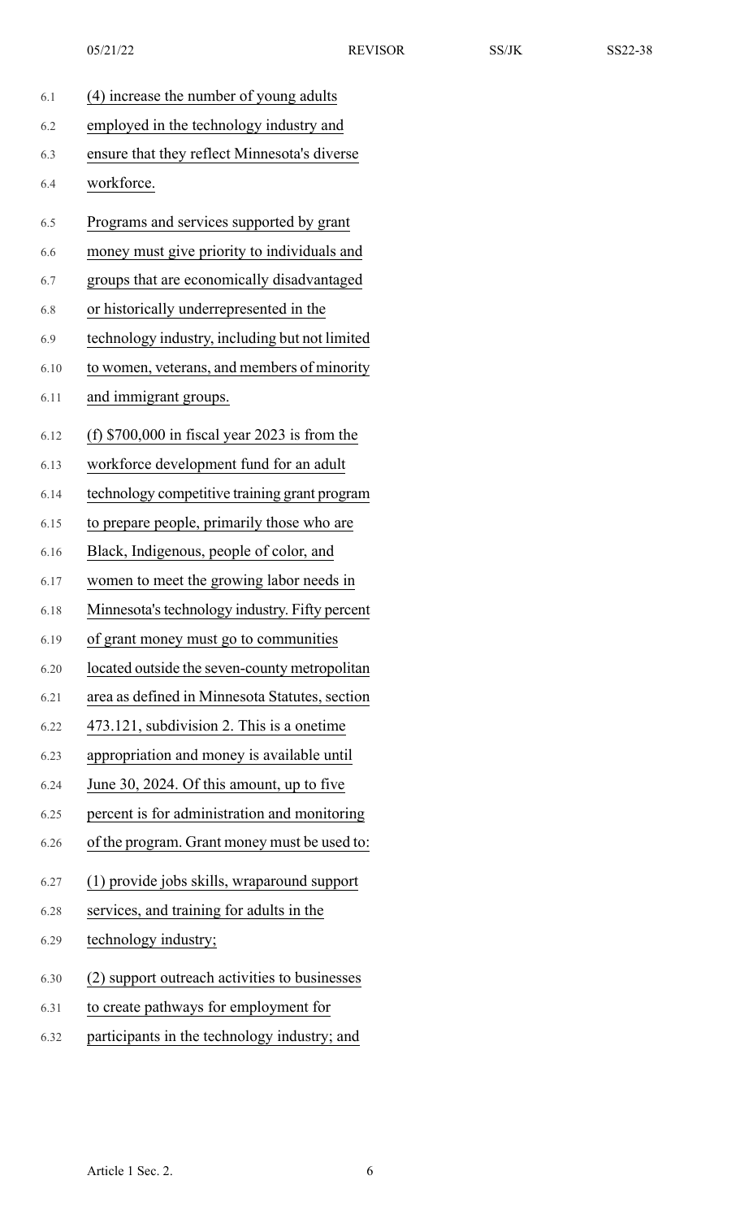(4) increase the number of young adults employed in the technology industry and ensure that they reflect Minnesota's diverse workforce.

Programs and services supported by grant money must give priority to individuals and groups that are economically disadvantaged or historically underrepresented in the technology industry, including but not limited to women, veterans, and members of minority and immigrant groups.

(f) $700,000 in fiscal year 2023 is from the workforce development fund for an adult technology competitive training grant program to prepare people, primarily those who are Black, Indigenous, people of color, and women to meet the growing labor needs in Minnesota's technology industry. Fifty percent of grant money must go to communities located outside the seven-county metropolitan area as defined in Minnesota Statutes, section 473.121, subdivision 2. This is a onetime appropriation and money is available until June 30, 2024. Of this amount, up to five percent is for administration and monitoring of the program. Grant money must be used to:

(1) provide jobs skills, wraparound support services, and training for adults in the technology industry;

(2) support outreach activities to businesses to create pathways for employment for participants in the technology industry; and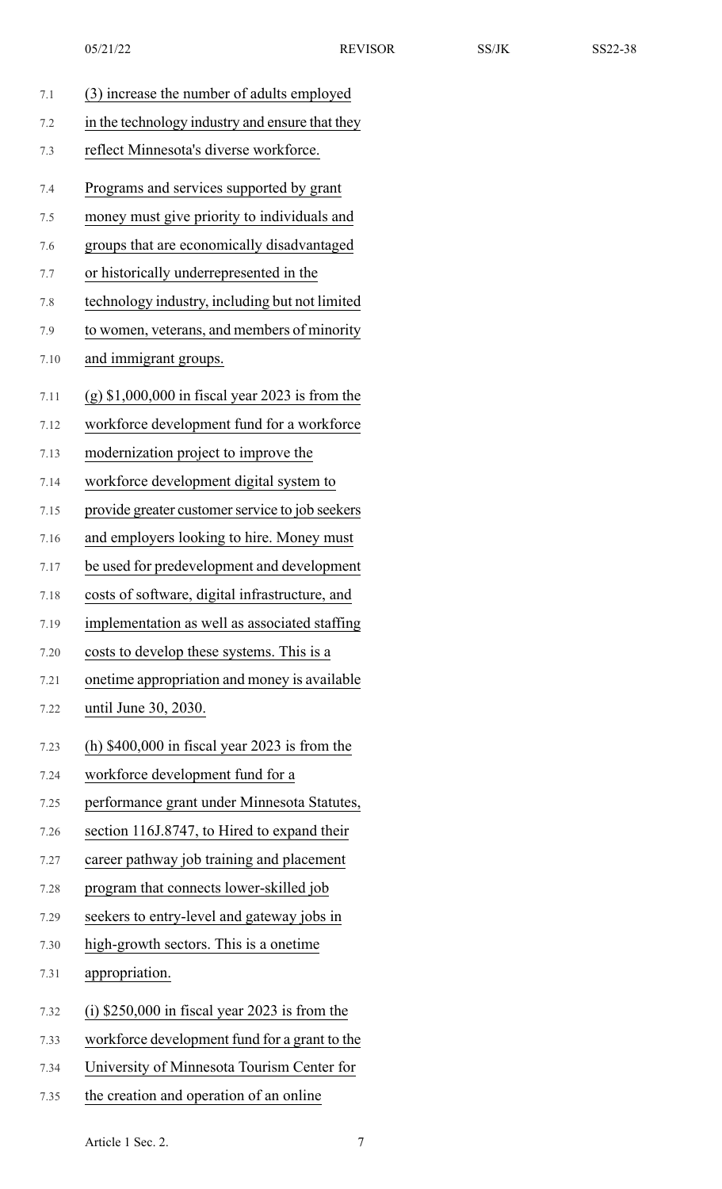(3) increase the number of adults employed in the technology industry and ensure that they reflect Minnesota's diverse workforce.

Programs and services supported by grant money must give priority to individuals and groups that are economically disadvantaged or historically underrepresented in the technology industry, including but not limited to women, veterans, and members of minority and immigrant groups.

(g) $1,000,000 in fiscal year 2023 is from the workforce development fund for a workforce modernization project to improve the workforce development digital system to provide greater customer service to job seekers and employers looking to hire. Money must be used for predevelopment and development costs of software, digital infrastructure, and implementation as well as associated staffing costs to develop these systems. This is a onetime appropriation and money is available until June 30, 2030.

(h) $400,000 in fiscal year 2023 is from the workforce development fund for a performance grant under Minnesota Statutes, section 116J.8747, to Hired to expand their career pathway job training and placement program that connects lower-skilled job seekers to entry-level and gateway jobs in high-growth sectors. This is a onetime appropriation.

(i) $250,000 in fiscal year 2023 is from the workforce development fund for a grant to the University of Minnesota Tourism Center for the creation and operation of an online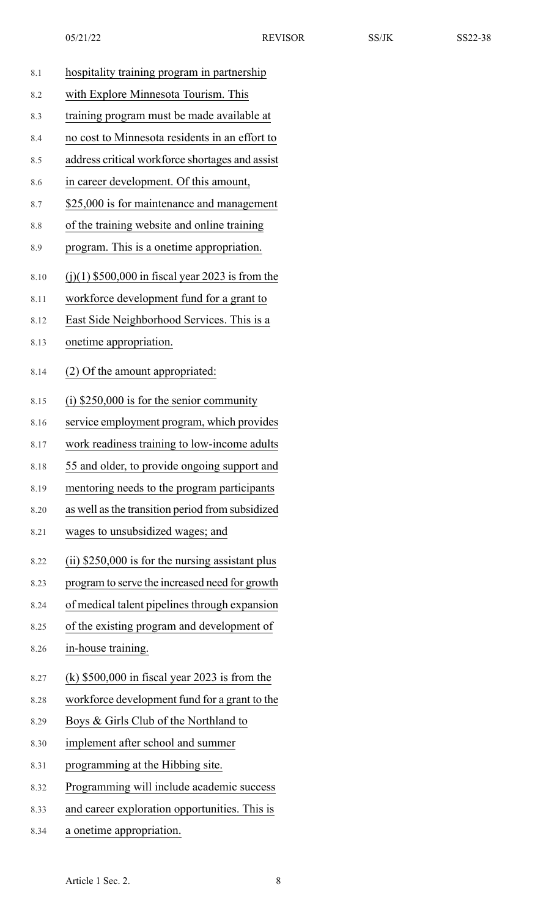hospitality training program in partnership with Explore Minnesota Tourism. This training program must be made available at no cost to Minnesota residents in an effort to address critical workforce shortages and assist in career development. Of this amount, $25,000 is for maintenance and management of the training website and online training program. This is a onetime appropriation.

(j)(1) $500,000 in fiscal year 2023 is from the workforce development fund for a grant to East Side Neighborhood Services. This is a onetime appropriation.

(2) Of the amount appropriated:

(i) $250,000 is for the senior community service employment program, which provides work readiness training to low-income adults 55 and older, to provide ongoing support and mentoring needs to the program participants as well as the transition period from subsidized wages to unsubsidized wages; and

(ii) $250,000 is for the nursing assistant plus program to serve the increased need for growth of medical talent pipelines through expansion of the existing program and development of in-house training.

(k) $500,000 in fiscal year 2023 is from the workforce development fund for a grant to the Boys & Girls Club of the Northland to implement after school and summer programming at the Hibbing site. Programming will include academic success and career exploration opportunities. This is a onetime appropriation.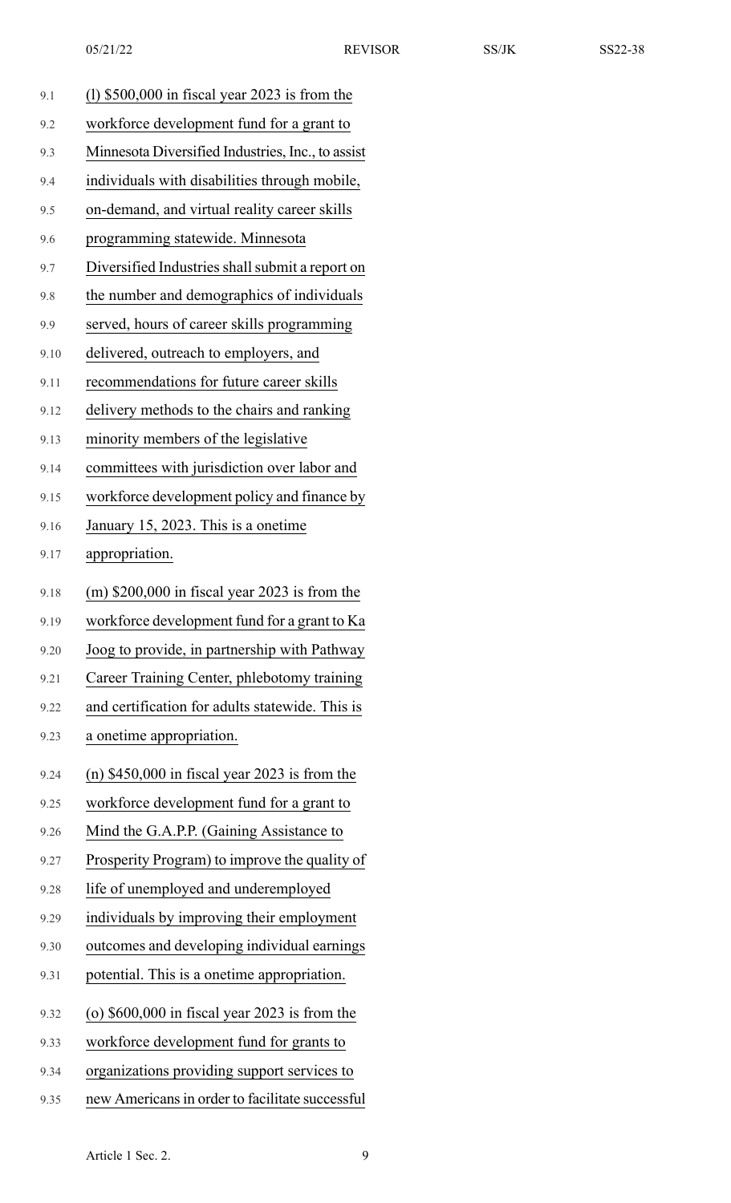(l) $500,000 in fiscal year 2023 is from the workforce development fund for a grant to Minnesota Diversified Industries, Inc., to assist individuals with disabilities through mobile, on-demand, and virtual reality career skills programming statewide. Minnesota Diversified Industries shall submit a report on the number and demographics of individuals served, hours of career skills programming delivered, outreach to employers, and recommendations for future career skills delivery methods to the chairs and ranking minority members of the legislative committees with jurisdiction over labor and workforce development policy and finance by January 15, 2023. This is a onetime appropriation.

(m) $200,000 in fiscal year 2023 is from the workforce development fund for a grant to Ka Joog to provide, in partnership with Pathway Career Training Center, phlebotomy training and certification for adults statewide. This is a onetime appropriation.

(n) $450,000 in fiscal year 2023 is from the workforce development fund for a grant to Mind the G.A.P.P. (Gaining Assistance to Prosperity Program) to improve the quality of life of unemployed and underemployed individuals by improving their employment outcomes and developing individual earnings potential. This is a onetime appropriation.

(o) $600,000 in fiscal year 2023 is from the workforce development fund for grants to organizations providing support services to new Americans in order to facilitate successful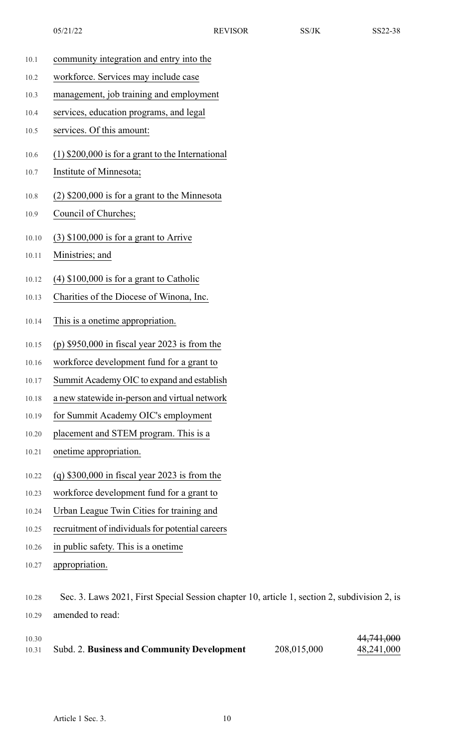community integration and entry into the workforce. Services may include case management, job training and employment services, education programs, and legal services. Of this amount:

(1) $200,000 is for a grant to the International Institute of Minnesota;

(2) $200,000 is for a grant to the Minnesota Council of Churches;

(3) $100,000 is for a grant to Arrive Ministries; and

(4) $100,000 is for a grant to Catholic Charities of the Diocese of Winona, Inc.

This is a onetime appropriation.

(p) $950,000 in fiscal year 2023 is from the workforce development fund for a grant to Summit Academy OIC to expand and establish a new statewide in-person and virtual network for Summit Academy OIC's employment placement and STEM program. This is a onetime appropriation.

(q) $300,000 in fiscal year 2023 is from the workforce development fund for a grant to Urban League Twin Cities for training and recruitment of individuals for potential careers in public safety. This is a onetime appropriation.

Sec. 3. Laws 2021, First Special Session chapter 10, article 1, section 2, subdivision 2, is amended to read:

| | | |
|---|---|---|
| Subd. 2. **Business and Community Development** | 208,015,000 | ~~44,741,000~~ 48,241,000 |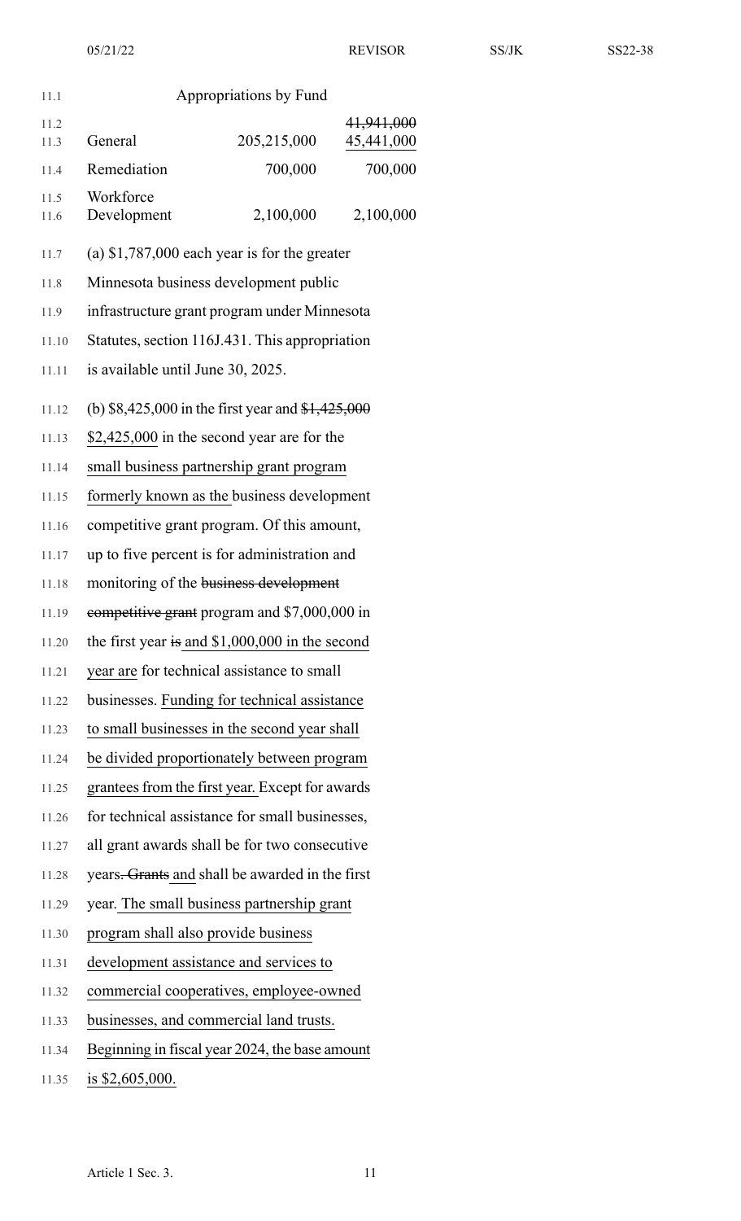Appropriations by Fund

| | | |
|---|---|---|
| General | 205,215,000 | ~~41,941,000~~ 45,441,000 |
| Remediation | 700,000 | 700,000 |
| Workforce Development | 2,100,000 | 2,100,000 |

(a) $1,787,000 each year is for the greater Minnesota business development public infrastructure grant program under Minnesota Statutes, section 116J.431. This appropriation is available until June 30, 2025.

(b) $8,425,000 in the first year and ~~$1,425,000~~ $2,425,000 in the second year are for the small business partnership grant program formerly known as the business development competitive grant program. Of this amount, up to five percent is for administration and monitoring of the ~~business development competitive grant~~ program and $7,000,000 in the first year ~~is~~ and $1,000,000 in the second year are for technical assistance to small businesses. Funding for technical assistance to small businesses in the second year shall be divided proportionately between program grantees from the first year. Except for awards for technical assistance for small businesses, all grant awards shall be for two consecutive years~~. Grants~~ and shall be awarded in the first year. The small business partnership grant program shall also provide business development assistance and services to commercial cooperatives, employee-owned businesses, and commercial land trusts. Beginning in fiscal year 2024, the base amount is $2,605,000.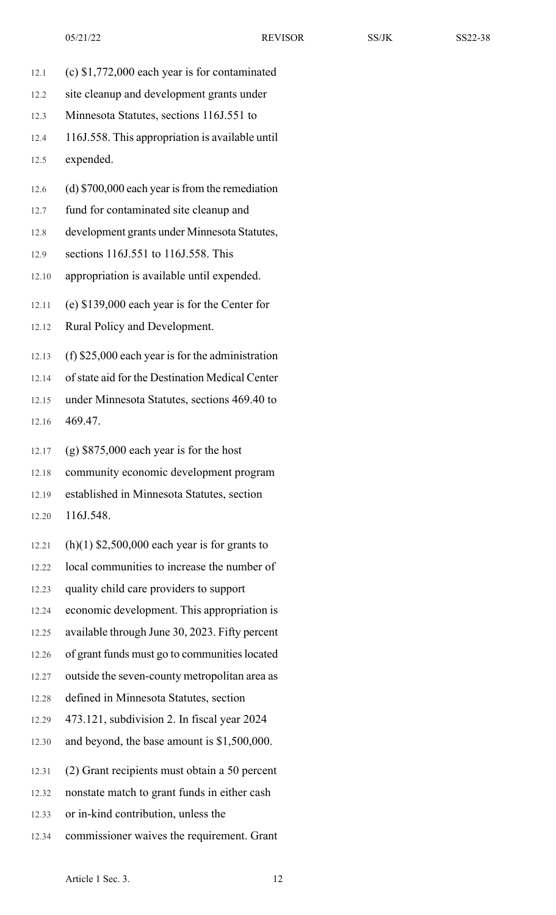(c) $1,772,000 each year is for contaminated site cleanup and development grants under Minnesota Statutes, sections 116J.551 to 116J.558. This appropriation is available until expended.

(d) $700,000 each year is from the remediation fund for contaminated site cleanup and development grants under Minnesota Statutes, sections 116J.551 to 116J.558. This appropriation is available until expended.

(e) $139,000 each year is for the Center for Rural Policy and Development.

(f) $25,000 each year is for the administration of state aid for the Destination Medical Center under Minnesota Statutes, sections 469.40 to 469.47.

(g) $875,000 each year is for the host community economic development program established in Minnesota Statutes, section 116J.548.

(h)(1) $2,500,000 each year is for grants to local communities to increase the number of quality child care providers to support economic development. This appropriation is available through June 30, 2023. Fifty percent of grant funds must go to communities located outside the seven-county metropolitan area as defined in Minnesota Statutes, section 473.121, subdivision 2. In fiscal year 2024 and beyond, the base amount is $1,500,000.

(2) Grant recipients must obtain a 50 percent nonstate match to grant funds in either cash or in-kind contribution, unless the commissioner waives the requirement. Grant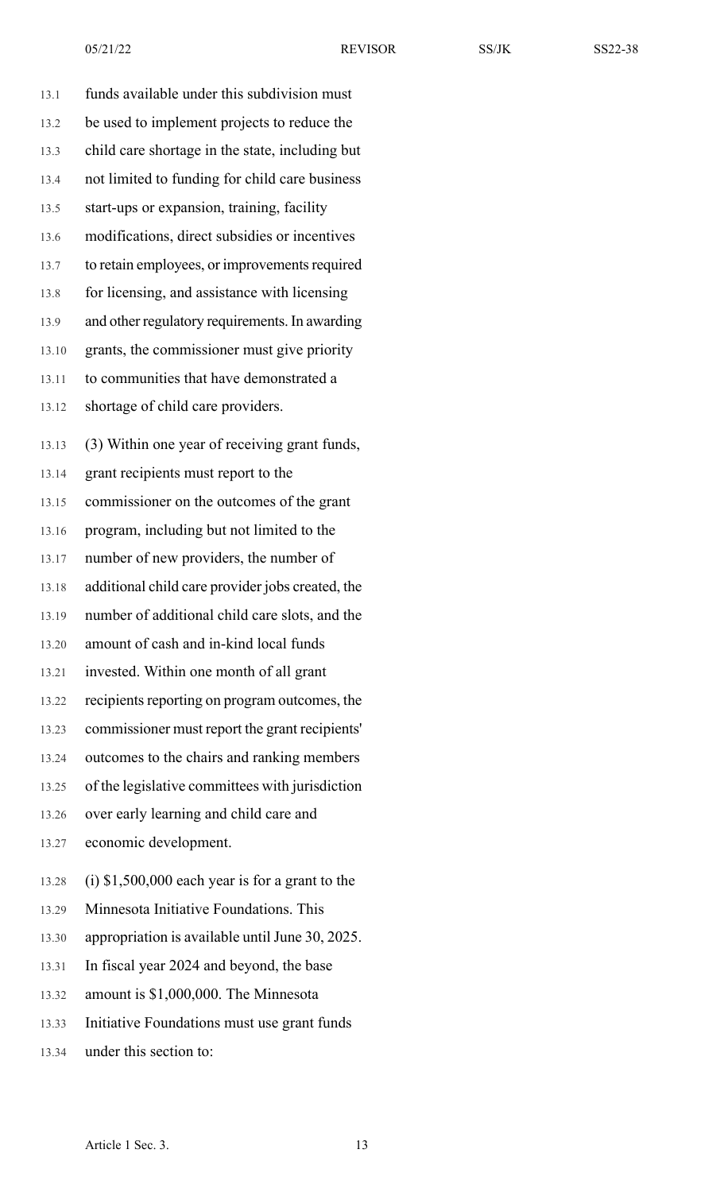funds available under this subdivision must be used to implement projects to reduce the child care shortage in the state, including but not limited to funding for child care business start-ups or expansion, training, facility modifications, direct subsidies or incentives to retain employees, or improvements required for licensing, and assistance with licensing and other regulatory requirements. In awarding grants, the commissioner must give priority to communities that have demonstrated a shortage of child care providers.

(3) Within one year of receiving grant funds, grant recipients must report to the commissioner on the outcomes of the grant program, including but not limited to the number of new providers, the number of additional child care provider jobs created, the number of additional child care slots, and the amount of cash and in-kind local funds invested. Within one month of all grant recipients reporting on program outcomes, the commissioner must report the grant recipients' outcomes to the chairs and ranking members of the legislative committees with jurisdiction over early learning and child care and economic development.

(i) $1,500,000 each year is for a grant to the Minnesota Initiative Foundations. This appropriation is available until June 30, 2025. In fiscal year 2024 and beyond, the base amount is $1,000,000. The Minnesota Initiative Foundations must use grant funds under this section to: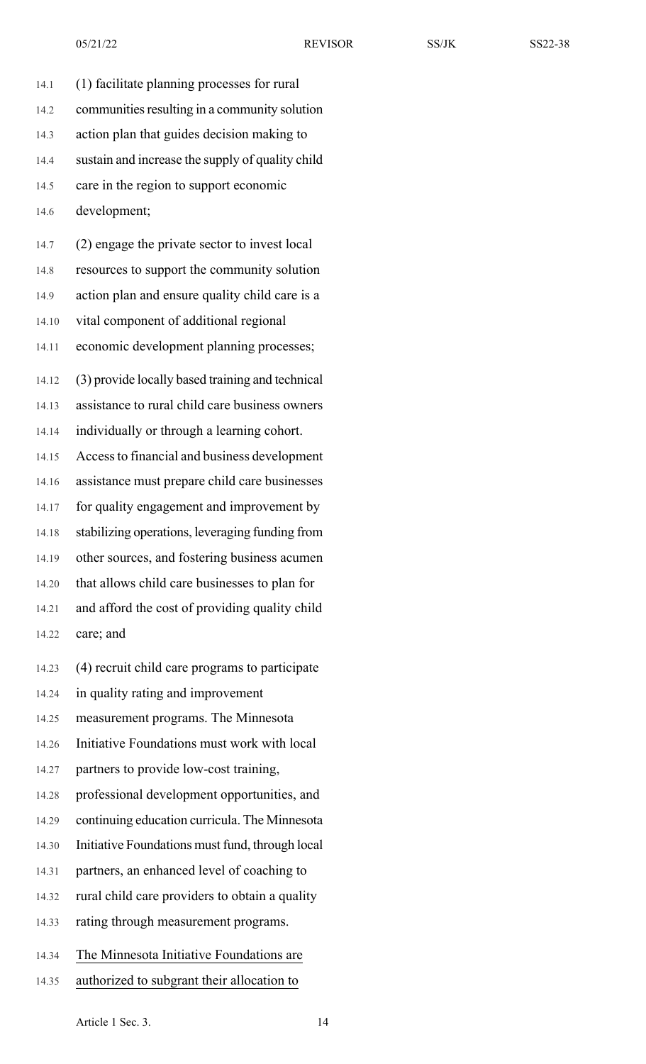(1) facilitate planning processes for rural communities resulting in a community solution action plan that guides decision making to sustain and increase the supply of quality child care in the region to support economic development;

(2) engage the private sector to invest local resources to support the community solution action plan and ensure quality child care is a vital component of additional regional economic development planning processes;

(3) provide locally based training and technical assistance to rural child care business owners individually or through a learning cohort. Access to financial and business development assistance must prepare child care businesses for quality engagement and improvement by stabilizing operations, leveraging funding from other sources, and fostering business acumen that allows child care businesses to plan for and afford the cost of providing quality child care; and

(4) recruit child care programs to participate in quality rating and improvement measurement programs. The Minnesota Initiative Foundations must work with local partners to provide low-cost training, professional development opportunities, and continuing education curricula. The Minnesota Initiative Foundations must fund, through local partners, an enhanced level of coaching to rural child care providers to obtain a quality rating through measurement programs.

The Minnesota Initiative Foundations are authorized to subgrant their allocation to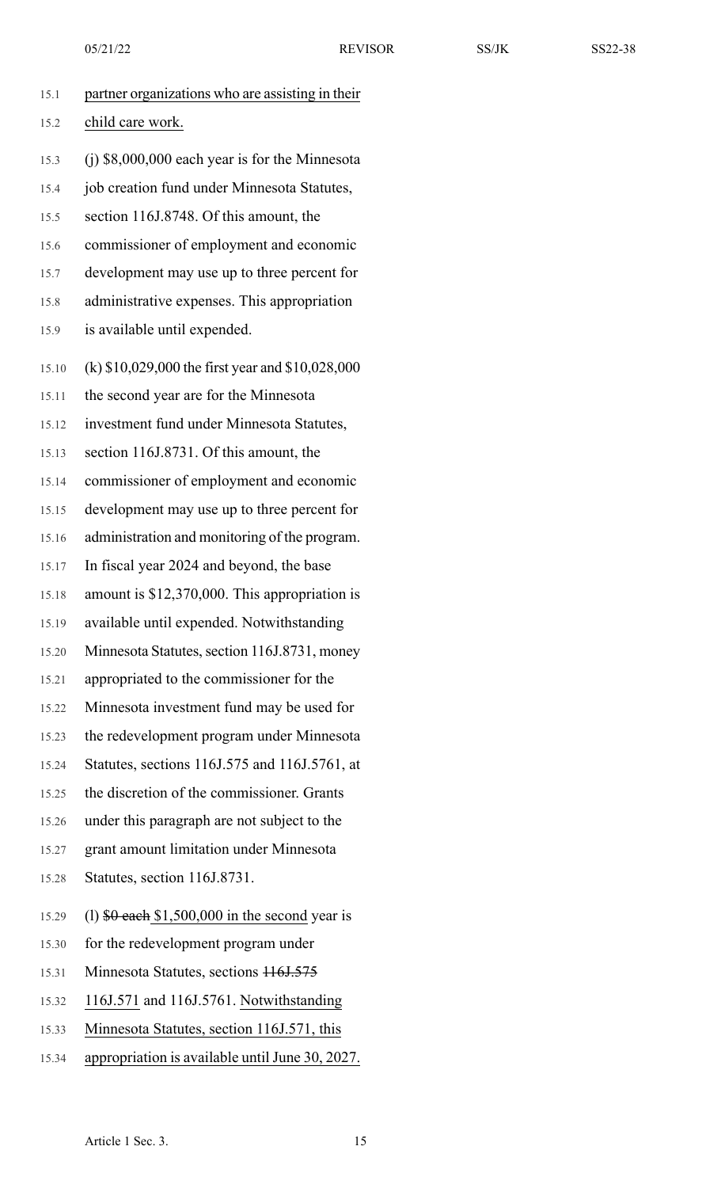partner organizations who are assisting in their child care work.

(j) $8,000,000 each year is for the Minnesota job creation fund under Minnesota Statutes, section 116J.8748. Of this amount, the commissioner of employment and economic development may use up to three percent for administrative expenses. This appropriation is available until expended.

(k) $10,029,000 the first year and $10,028,000 the second year are for the Minnesota investment fund under Minnesota Statutes, section 116J.8731. Of this amount, the commissioner of employment and economic development may use up to three percent for administration and monitoring of the program. In fiscal year 2024 and beyond, the base amount is $12,370,000. This appropriation is available until expended. Notwithstanding Minnesota Statutes, section 116J.8731, money appropriated to the commissioner for the Minnesota investment fund may be used for the redevelopment program under Minnesota Statutes, sections 116J.575 and 116J.5761, at the discretion of the commissioner. Grants under this paragraph are not subject to the grant amount limitation under Minnesota Statutes, section 116J.8731.

(l) ~~$0 each~~ <u>$1,500,000 in the second</u> year is for the redevelopment program under Minnesota Statutes, sections ~~116J.575~~ <u>116J.571</u> and 116J.5761. <u>Notwithstanding Minnesota Statutes, section 116J.571, this appropriation is available until June 30, 2027.</u>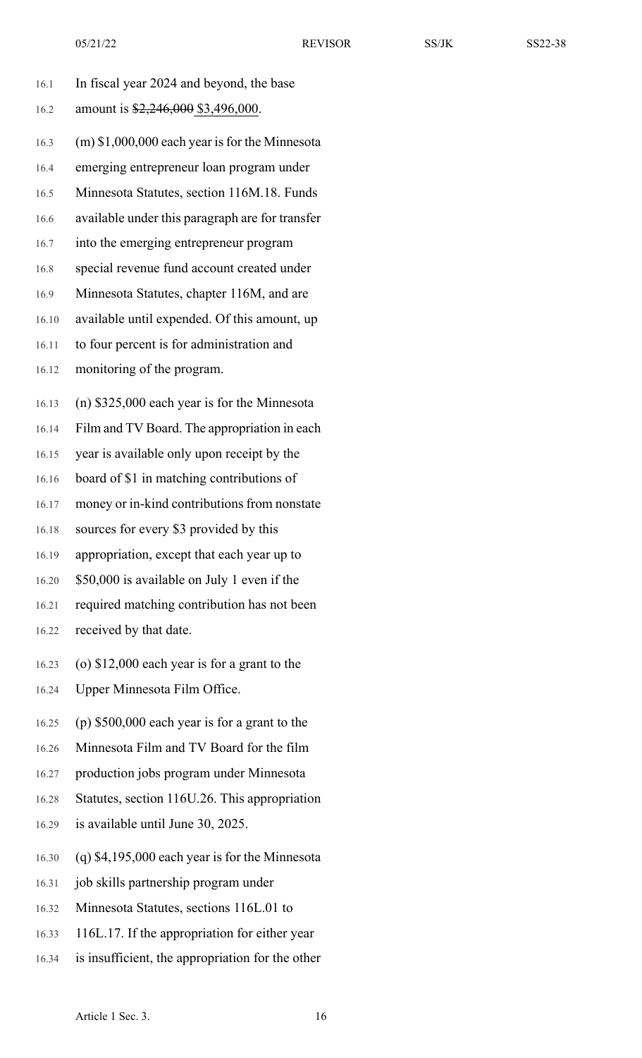In fiscal year 2024 and beyond, the base amount is ~~$2,246,000~~ <u>$3,496,000</u>.

(m) $1,000,000 each year is for the Minnesota emerging entrepreneur loan program under Minnesota Statutes, section 116M.18. Funds available under this paragraph are for transfer into the emerging entrepreneur program special revenue fund account created under Minnesota Statutes, chapter 116M, and are available until expended. Of this amount, up to four percent is for administration and monitoring of the program.

(n) $325,000 each year is for the Minnesota Film and TV Board. The appropriation in each year is available only upon receipt by the board of $1 in matching contributions of money or in-kind contributions from nonstate sources for every $3 provided by this appropriation, except that each year up to $50,000 is available on July 1 even if the required matching contribution has not been received by that date.

(o) $12,000 each year is for a grant to the Upper Minnesota Film Office.

(p) $500,000 each year is for a grant to the Minnesota Film and TV Board for the film production jobs program under Minnesota Statutes, section 116U.26. This appropriation is available until June 30, 2025.

(q) $4,195,000 each year is for the Minnesota job skills partnership program under Minnesota Statutes, sections 116L.01 to 116L.17. If the appropriation for either year is insufficient, the appropriation for the other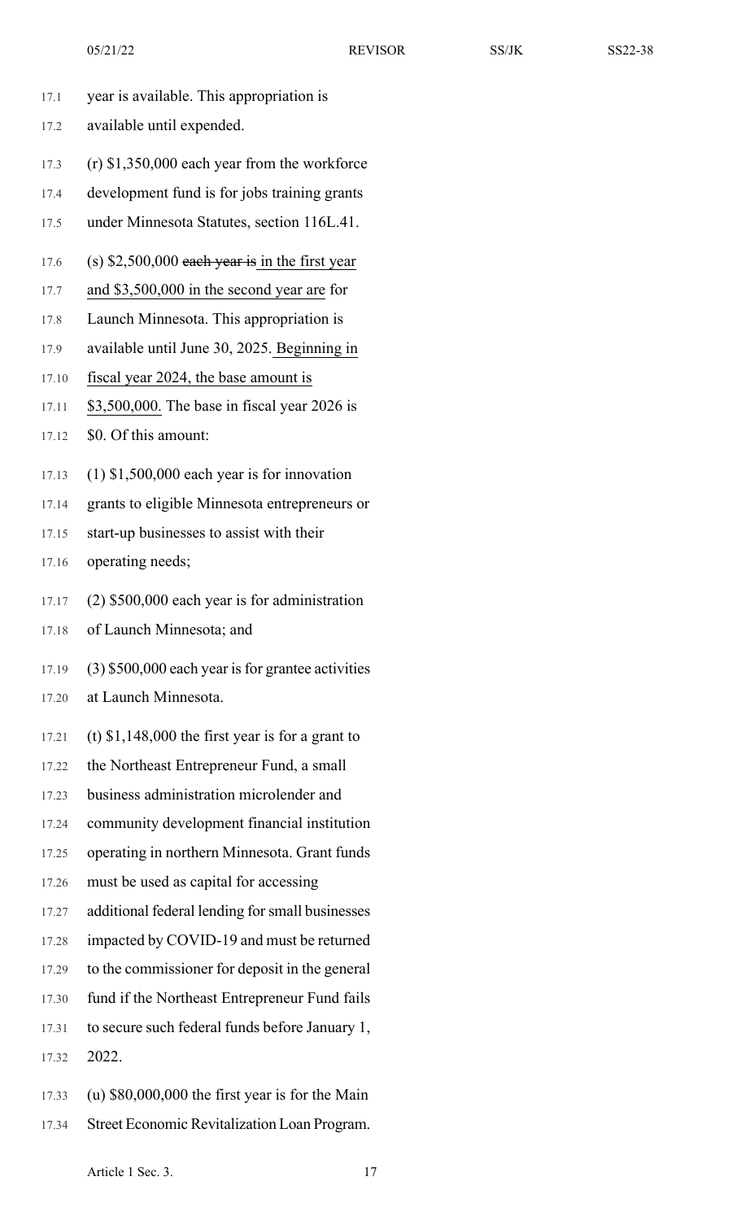year is available. This appropriation is available until expended.

(r) $1,350,000 each year from the workforce development fund is for jobs training grants under Minnesota Statutes, section 116L.41.

(s) $2,500,000 ~~each year is~~ in the first year and $3,500,000 in the second year are for Launch Minnesota. This appropriation is available until June 30, 2025. Beginning in fiscal year 2024, the base amount is $3,500,000. The base in fiscal year 2026 is $0. Of this amount:

(1) $1,500,000 each year is for innovation grants to eligible Minnesota entrepreneurs or start-up businesses to assist with their operating needs;

(2) $500,000 each year is for administration of Launch Minnesota; and

(3) $500,000 each year is for grantee activities at Launch Minnesota.

(t) $1,148,000 the first year is for a grant to the Northeast Entrepreneur Fund, a small business administration microlender and community development financial institution operating in northern Minnesota. Grant funds must be used as capital for accessing additional federal lending for small businesses impacted by COVID-19 and must be returned to the commissioner for deposit in the general fund if the Northeast Entrepreneur Fund fails to secure such federal funds before January 1, 2022.

(u) $80,000,000 the first year is for the Main Street Economic Revitalization Loan Program.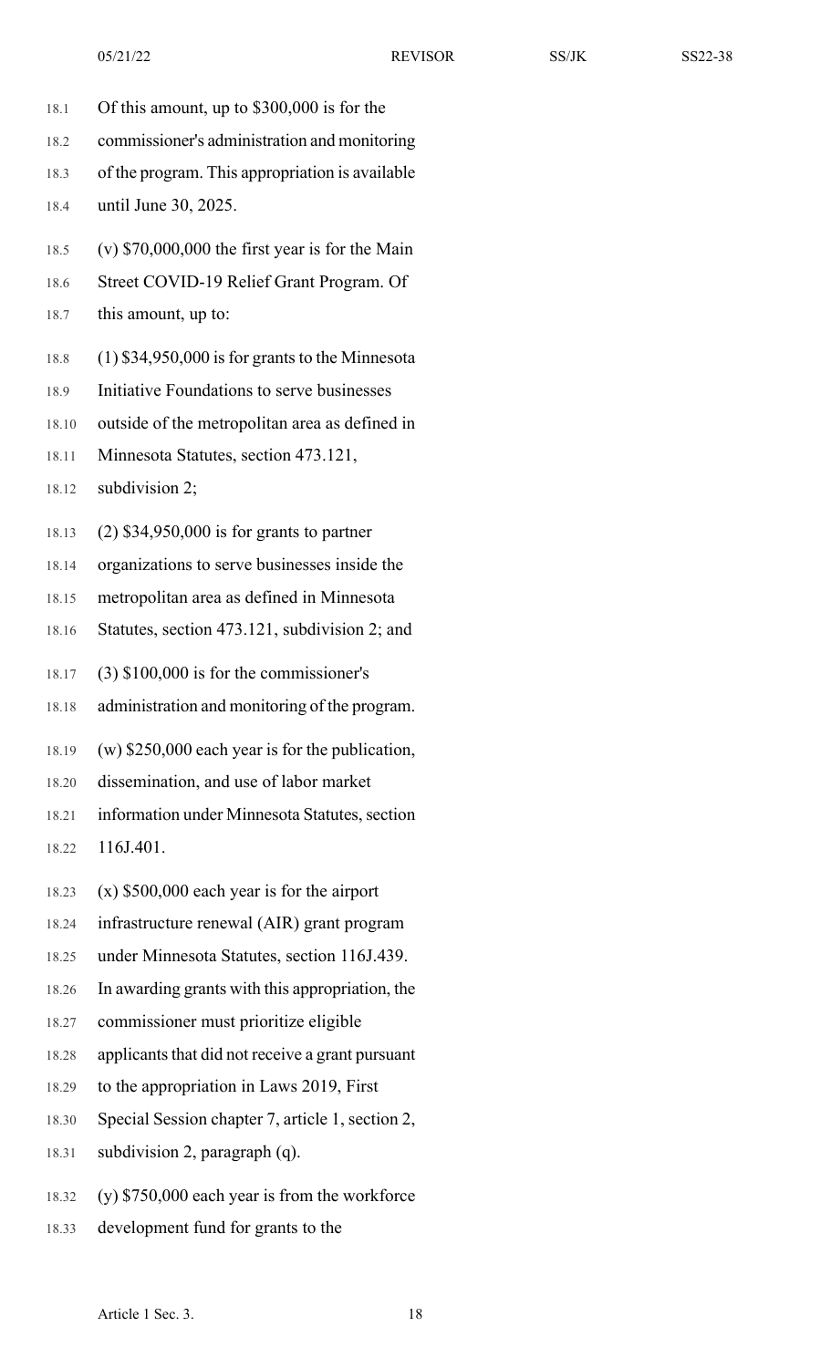Of this amount, up to $300,000 is for the commissioner's administration and monitoring of the program. This appropriation is available until June 30, 2025.

(v) $70,000,000 the first year is for the Main Street COVID-19 Relief Grant Program. Of this amount, up to:

(1) $34,950,000 is for grants to the Minnesota Initiative Foundations to serve businesses outside of the metropolitan area as defined in Minnesota Statutes, section 473.121, subdivision 2;

(2) $34,950,000 is for grants to partner organizations to serve businesses inside the metropolitan area as defined in Minnesota Statutes, section 473.121, subdivision 2; and

(3) $100,000 is for the commissioner's administration and monitoring of the program.

(w) $250,000 each year is for the publication, dissemination, and use of labor market information under Minnesota Statutes, section 116J.401.

(x) $500,000 each year is for the airport infrastructure renewal (AIR) grant program under Minnesota Statutes, section 116J.439. In awarding grants with this appropriation, the commissioner must prioritize eligible applicants that did not receive a grant pursuant to the appropriation in Laws 2019, First Special Session chapter 7, article 1, section 2, subdivision 2, paragraph (q).

(y) $750,000 each year is from the workforce development fund for grants to the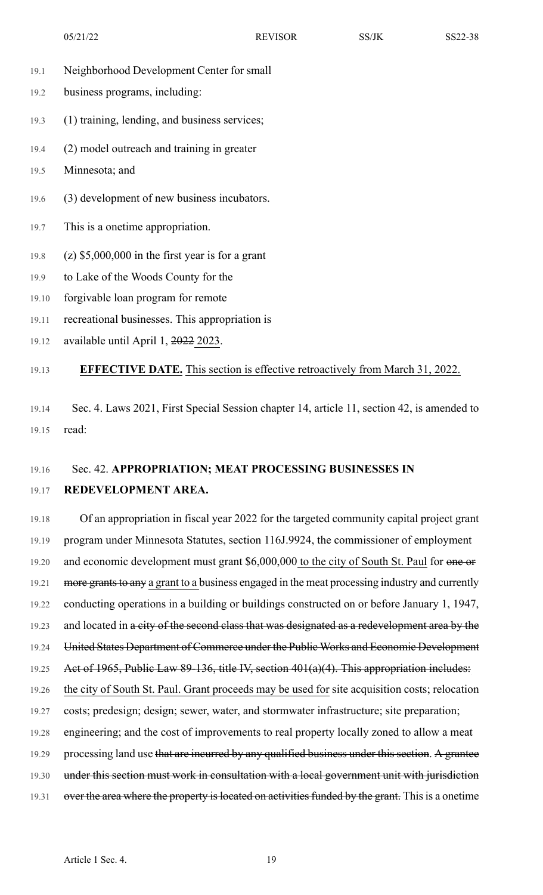Neighborhood Development Center for small business programs, including:

(1) training, lending, and business services;

(2) model outreach and training in greater Minnesota; and

(3) development of new business incubators.

This is a onetime appropriation.

(z) $5,000,000 in the first year is for a grant to Lake of the Woods County for the forgivable loan program for remote recreational businesses. This appropriation is available until April 1, ~~2022~~ 2023.

**EFFECTIVE DATE.** This section is effective retroactively from March 31, 2022.

Sec. 4. Laws 2021, First Special Session chapter 14, article 11, section 42, is amended to read:

Sec. 42. **APPROPRIATION; MEAT PROCESSING BUSINESSES IN REDEVELOPMENT AREA.**

Of an appropriation in fiscal year 2022 for the targeted community capital project grant program under Minnesota Statutes, section 116J.9924, the commissioner of employment and economic development must grant $6,000,000 to the city of South St. Paul for ~~one or more grants to any~~ a grant to a business engaged in the meat processing industry and currently conducting operations in a building or buildings constructed on or before January 1, 1947, and located in ~~a city of the second class that was designated as a redevelopment area by the United States Department of Commerce under the Public Works and Economic Development Act of 1965, Public Law 89-136, title IV, section 401(a)(4). This appropriation includes:~~ the city of South St. Paul. Grant proceeds may be used for site acquisition costs; relocation costs; predesign; design; sewer, water, and stormwater infrastructure; site preparation; engineering; and the cost of improvements to real property locally zoned to allow a meat processing land use ~~that are incurred by any qualified business under this section~~. ~~A grantee under this section must work in consultation with a local government unit with jurisdiction over the area where the property is located on activities funded by the grant.~~ This is a onetime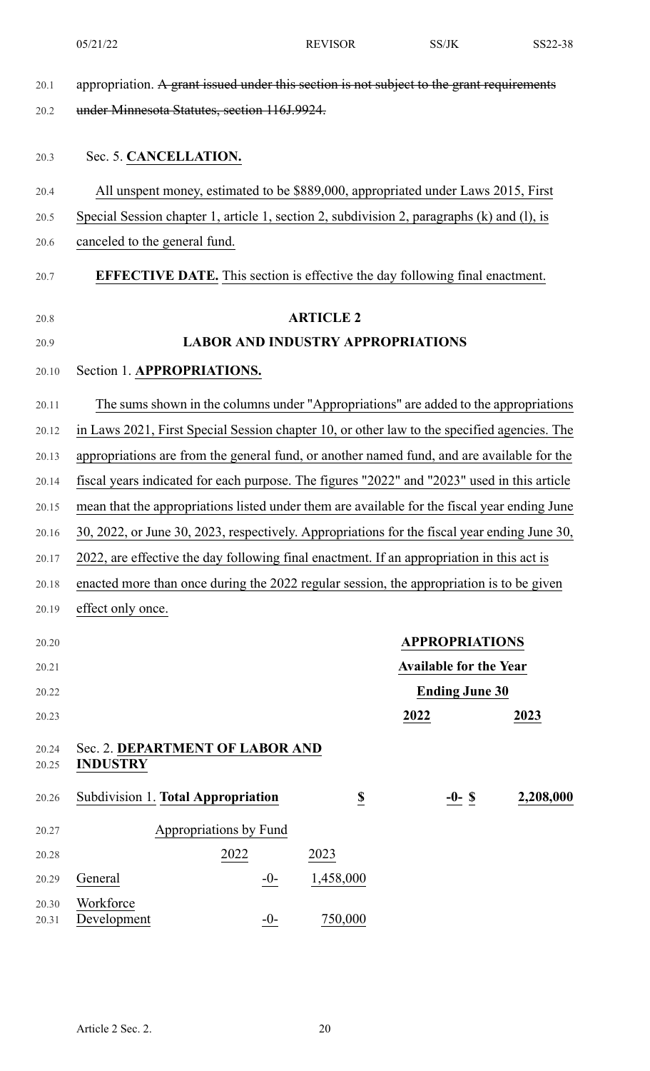appropriation. ~~A grant issued under this section is not subject to the grant requirements under Minnesota Statutes, section 116J.9924.~~

Sec. 5. **CANCELLATION.**

All unspent money, estimated to be $889,000, appropriated under Laws 2015, First Special Session chapter 1, article 1, section 2, subdivision 2, paragraphs (k) and (l), is canceled to the general fund.

**EFFECTIVE DATE.** This section is effective the day following final enactment.

## ARTICLE 2
## LABOR AND INDUSTRY APPROPRIATIONS

Section 1. **APPROPRIATIONS.**

The sums shown in the columns under "Appropriations" are added to the appropriations in Laws 2021, First Special Session chapter 10, or other law to the specified agencies. The appropriations are from the general fund, or another named fund, and are available for the fiscal years indicated for each purpose. The figures "2022" and "2023" used in this article mean that the appropriations listed under them are available for the fiscal year ending June 30, 2022, or June 30, 2023, respectively. Appropriations for the fiscal year ending June 30, 2022, are effective the day following final enactment. If an appropriation in this act is enacted more than once during the 2022 regular session, the appropriation is to be given effect only once.

| | APPROPRIATIONS Available for the Year Ending June 30 | |
|---|---|---|
| | **2022** | **2023** |

Sec. 2. **DEPARTMENT OF LABOR AND INDUSTRY**

| | | 2022 | 2023 |
|---|---|---|---|
| Subdivision 1. **Total Appropriation** | | **$ -0-** | **$ 2,208,000** |

| Appropriations by Fund | 2022 | 2023 |
|---|---|---|
| General | -0- | 1,458,000 |
| Workforce Development | -0- | 750,000 |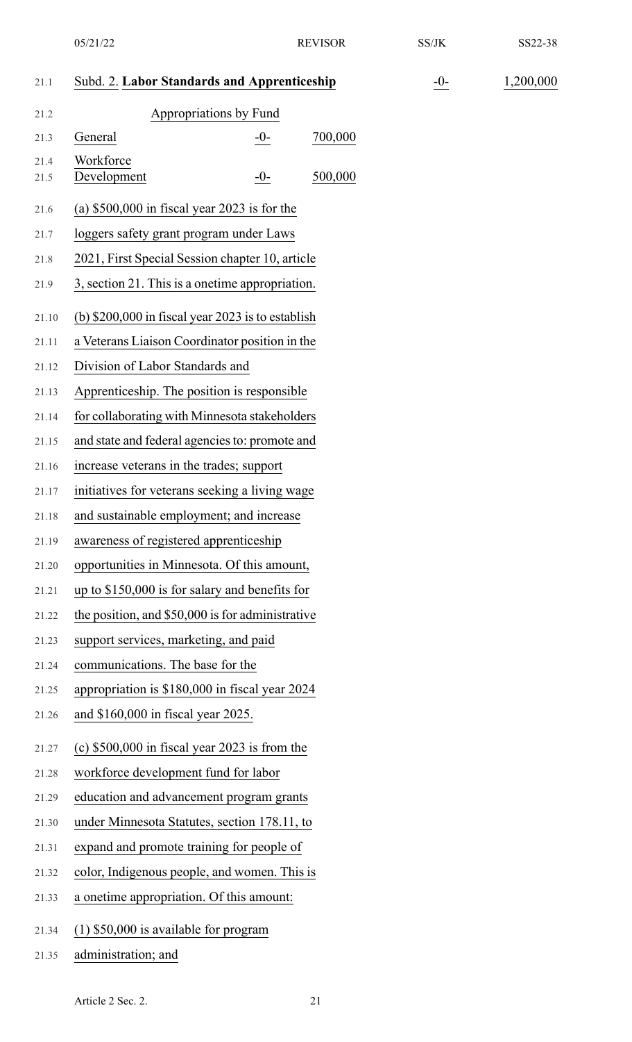| Subd. 2. **Labor Standards and Apprenticeship** | | | -0- | 1,200,000 |
|---|---|---|---|---|

Appropriations by Fund

| | | |
|---|---|---|
| General | -0- | 700,000 |
| Workforce Development | -0- | 500,000 |

(a) $500,000 in fiscal year 2023 is for the loggers safety grant program under Laws 2021, First Special Session chapter 10, article 3, section 21. This is a onetime appropriation.

(b) $200,000 in fiscal year 2023 is to establish a Veterans Liaison Coordinator position in the Division of Labor Standards and Apprenticeship. The position is responsible for collaborating with Minnesota stakeholders and state and federal agencies to: promote and increase veterans in the trades; support initiatives for veterans seeking a living wage and sustainable employment; and increase awareness of registered apprenticeship opportunities in Minnesota. Of this amount, up to $150,000 is for salary and benefits for the position, and $50,000 is for administrative support services, marketing, and paid communications. The base for the appropriation is $180,000 in fiscal year 2024 and $160,000 in fiscal year 2025.

(c) $500,000 in fiscal year 2023 is from the workforce development fund for labor education and advancement program grants under Minnesota Statutes, section 178.11, to expand and promote training for people of color, Indigenous people, and women. This is a onetime appropriation. Of this amount:

(1) $50,000 is available for program administration; and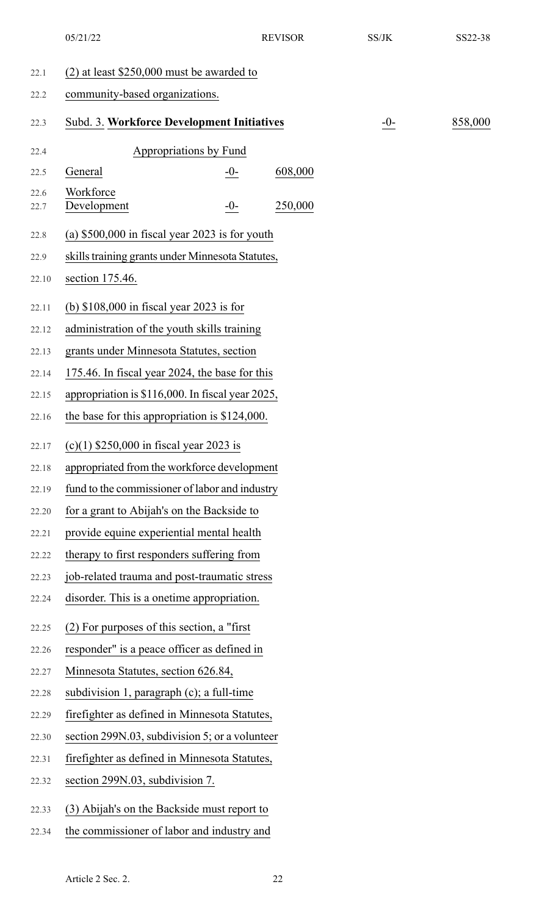(2) at least $250,000 must be awarded to community-based organizations.

| Subd. 3. **Workforce Development Initiatives** | | | -0- | 858,000 |
|---|---|---|---|---|

| Appropriations by Fund | | |
|---|---|---|
| General | -0- | 608,000 |
| Workforce Development | -0- | 250,000 |

(a) $500,000 in fiscal year 2023 is for youth skills training grants under Minnesota Statutes, section 175.46.

(b) $108,000 in fiscal year 2023 is for administration of the youth skills training grants under Minnesota Statutes, section 175.46. In fiscal year 2024, the base for this appropriation is $116,000. In fiscal year 2025, the base for this appropriation is $124,000.

(c)(1) $250,000 in fiscal year 2023 is appropriated from the workforce development fund to the commissioner of labor and industry for a grant to Abijah's on the Backside to provide equine experiential mental health therapy to first responders suffering from job-related trauma and post-traumatic stress disorder. This is a onetime appropriation.

(2) For purposes of this section, a "first responder" is a peace officer as defined in Minnesota Statutes, section 626.84, subdivision 1, paragraph (c); a full-time firefighter as defined in Minnesota Statutes, section 299N.03, subdivision 5; or a volunteer firefighter as defined in Minnesota Statutes, section 299N.03, subdivision 7.

(3) Abijah's on the Backside must report to the commissioner of labor and industry and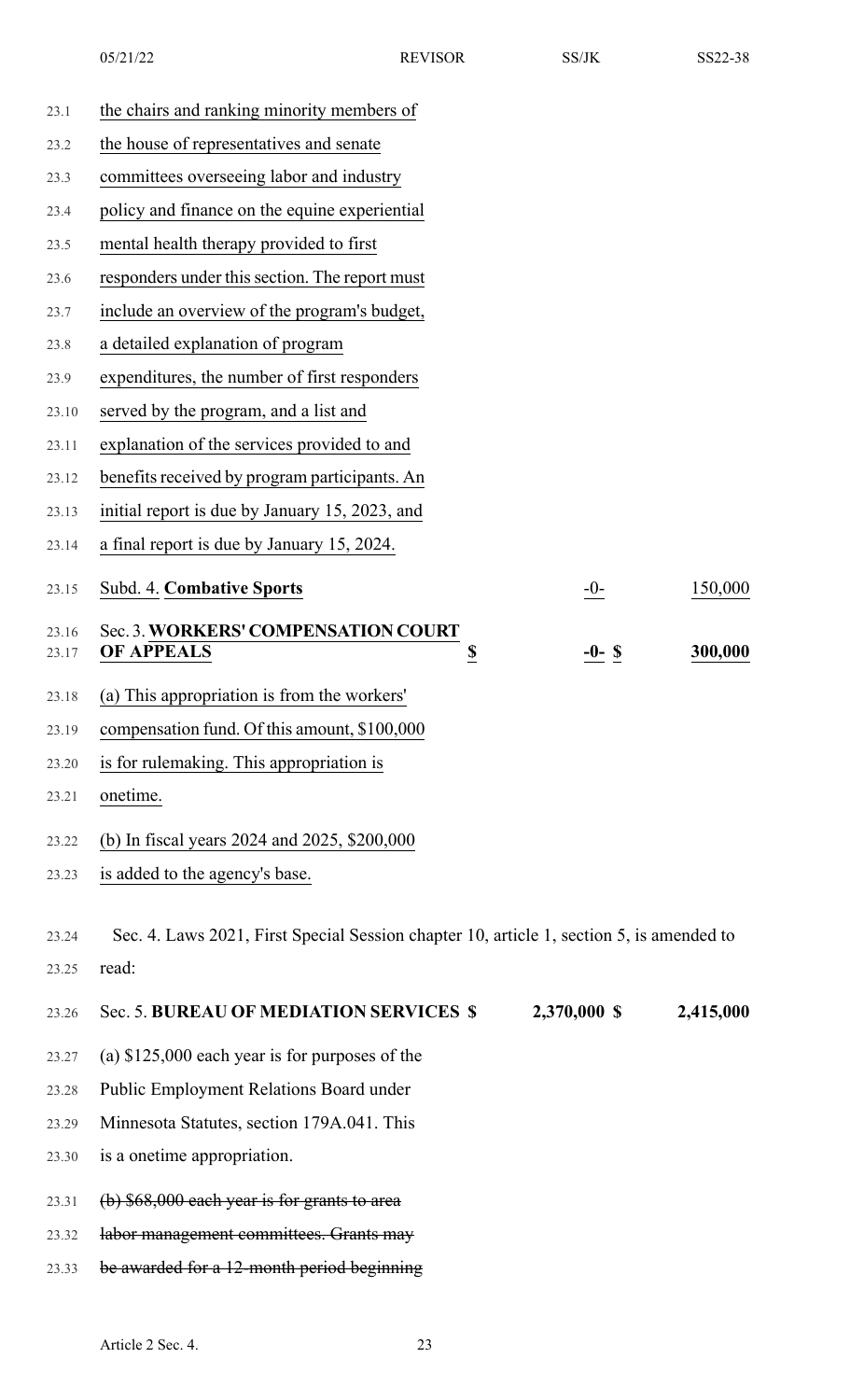the chairs and ranking minority members of the house of representatives and senate committees overseeing labor and industry policy and finance on the equine experiential mental health therapy provided to first responders under this section. The report must include an overview of the program's budget, a detailed explanation of program expenditures, the number of first responders served by the program, and a list and explanation of the services provided to and benefits received by program participants. An initial report is due by January 15, 2023, and a final report is due by January 15, 2024.

| | | |
|---|---|---|
| Subd. 4. **Combative Sports** | -0- | 150,000 |
| Sec. 3. **WORKERS' COMPENSATION COURT OF APPEALS** | **$** -0- **$** | **300,000** |

(a) This appropriation is from the workers' compensation fund. Of this amount, $100,000 is for rulemaking. This appropriation is onetime.

(b) In fiscal years 2024 and 2025, $200,000 is added to the agency's base.

Sec. 4. Laws 2021, First Special Session chapter 10, article 1, section 5, is amended to read:

| | | |
|---|---|---|
| Sec. 5. **BUREAU OF MEDIATION SERVICES** | **$ 2,370,000 $** | **2,415,000** |

(a) $125,000 each year is for purposes of the Public Employment Relations Board under Minnesota Statutes, section 179A.041. This is a onetime appropriation.

~~(b) $68,000 each year is for grants to area labor management committees. Grants may be awarded for a 12-month period beginning~~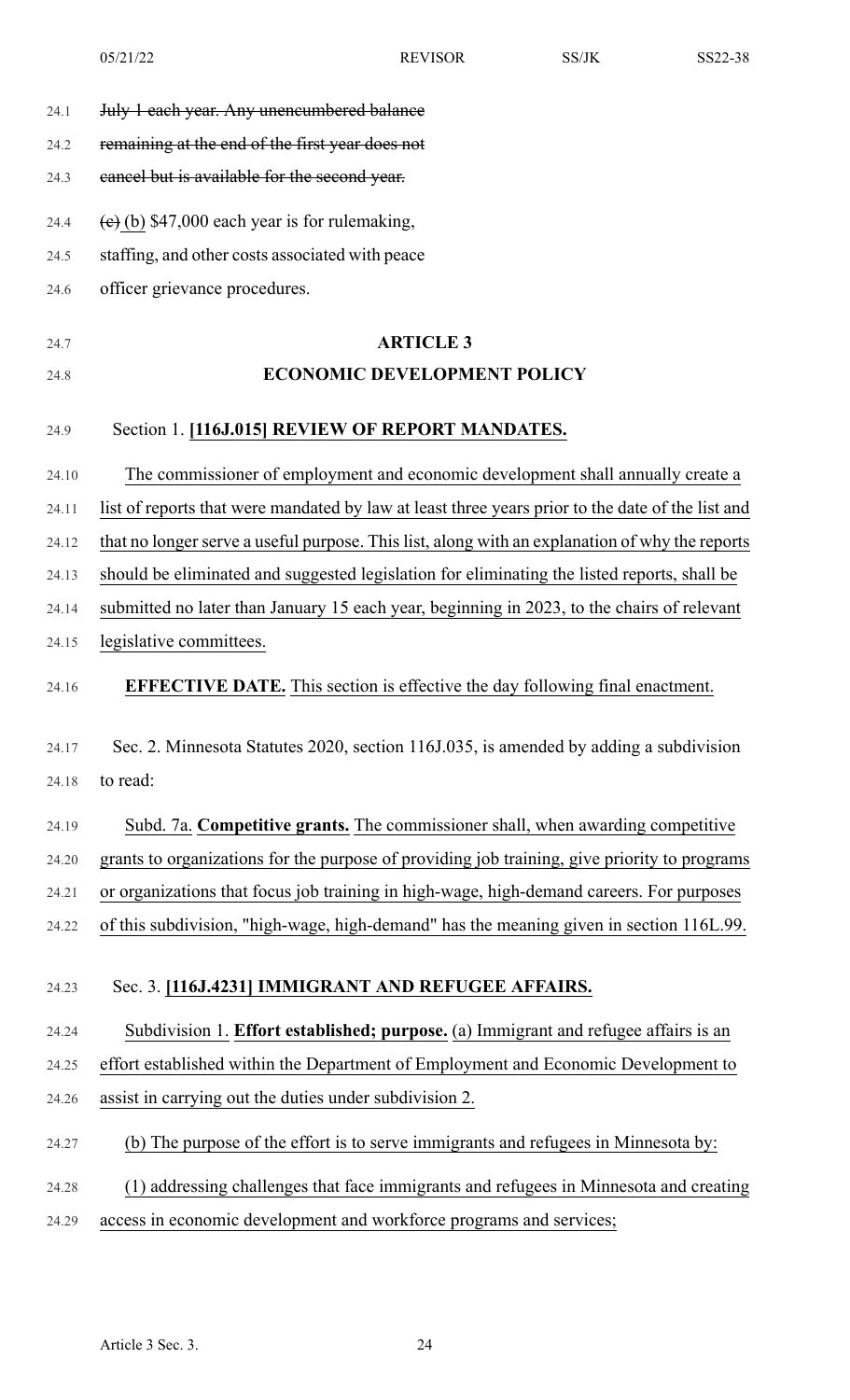~~July 1 each year. Any unencumbered balance remaining at the end of the first year does not cancel but is available for the second year.~~

~~(c)~~ (b) $47,000 each year is for rulemaking, staffing, and other costs associated with peace officer grievance procedures.

## ARTICLE 3

## ECONOMIC DEVELOPMENT POLICY

Section 1. **[116J.015] REVIEW OF REPORT MANDATES.**

The commissioner of employment and economic development shall annually create a list of reports that were mandated by law at least three years prior to the date of the list and that no longer serve a useful purpose. This list, along with an explanation of why the reports should be eliminated and suggested legislation for eliminating the listed reports, shall be submitted no later than January 15 each year, beginning in 2023, to the chairs of relevant legislative committees.

**EFFECTIVE DATE.** This section is effective the day following final enactment.

Sec. 2. Minnesota Statutes 2020, section 116J.035, is amended by adding a subdivision to read:

Subd. 7a. **Competitive grants.** The commissioner shall, when awarding competitive grants to organizations for the purpose of providing job training, give priority to programs or organizations that focus job training in high-wage, high-demand careers. For purposes of this subdivision, "high-wage, high-demand" has the meaning given in section 116L.99.

Sec. 3. **[116J.4231] IMMIGRANT AND REFUGEE AFFAIRS.**

Subdivision 1. **Effort established; purpose.** (a) Immigrant and refugee affairs is an effort established within the Department of Employment and Economic Development to assist in carrying out the duties under subdivision 2.

(b) The purpose of the effort is to serve immigrants and refugees in Minnesota by:

(1) addressing challenges that face immigrants and refugees in Minnesota and creating access in economic development and workforce programs and services;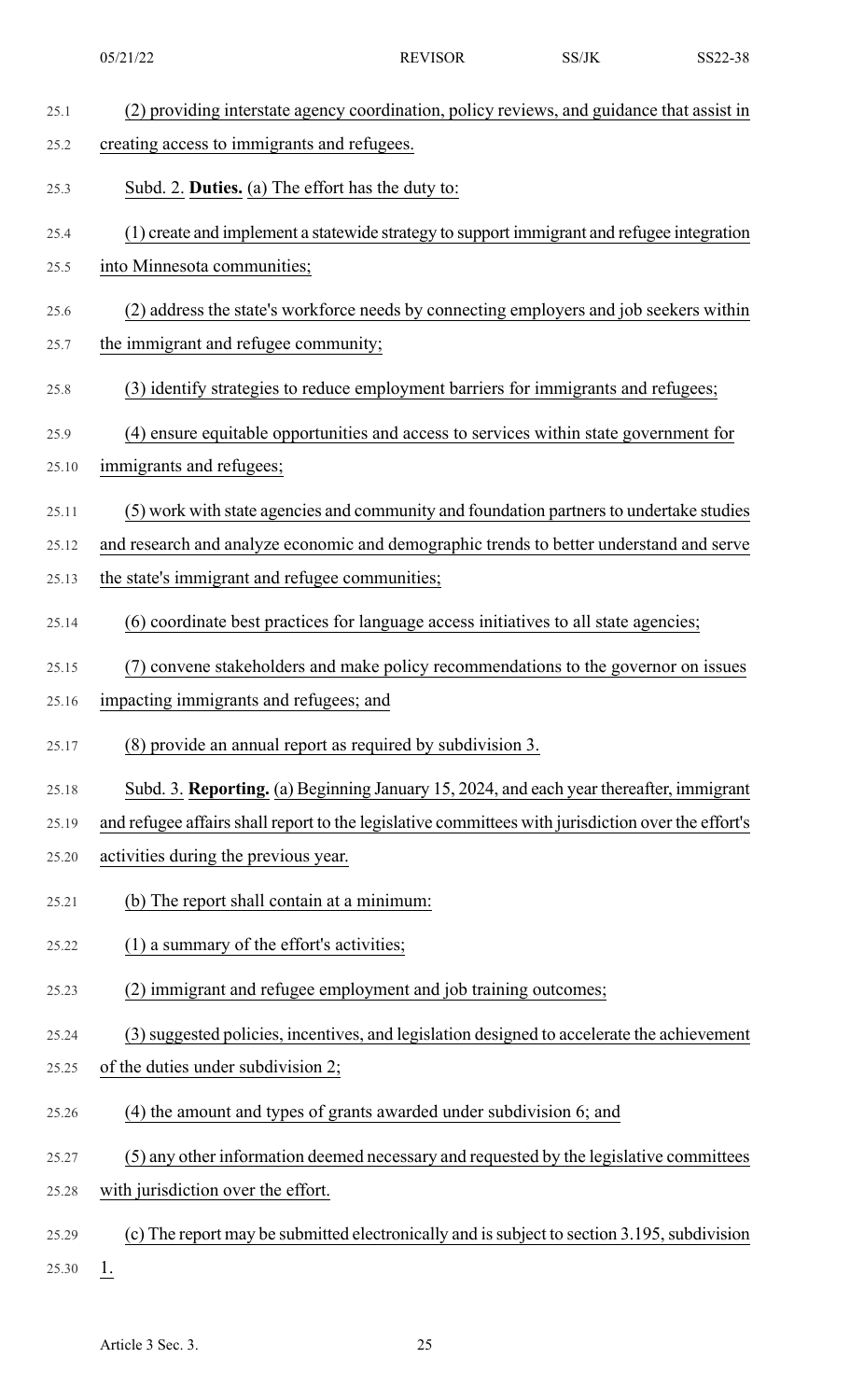(2) providing interstate agency coordination, policy reviews, and guidance that assist in creating access to immigrants and refugees.

Subd. 2. **Duties.** (a) The effort has the duty to:

(1) create and implement a statewide strategy to support immigrant and refugee integration into Minnesota communities;

(2) address the state's workforce needs by connecting employers and job seekers within the immigrant and refugee community;

(3) identify strategies to reduce employment barriers for immigrants and refugees;

(4) ensure equitable opportunities and access to services within state government for immigrants and refugees;

(5) work with state agencies and community and foundation partners to undertake studies and research and analyze economic and demographic trends to better understand and serve the state's immigrant and refugee communities;

(6) coordinate best practices for language access initiatives to all state agencies;

(7) convene stakeholders and make policy recommendations to the governor on issues impacting immigrants and refugees; and

(8) provide an annual report as required by subdivision 3.

Subd. 3. **Reporting.** (a) Beginning January 15, 2024, and each year thereafter, immigrant and refugee affairs shall report to the legislative committees with jurisdiction over the effort's activities during the previous year.

(b) The report shall contain at a minimum:

(1) a summary of the effort's activities;

(2) immigrant and refugee employment and job training outcomes;

(3) suggested policies, incentives, and legislation designed to accelerate the achievement of the duties under subdivision 2;

(4) the amount and types of grants awarded under subdivision 6; and

(5) any other information deemed necessary and requested by the legislative committees with jurisdiction over the effort.

(c) The report may be submitted electronically and is subject to section 3.195, subdivision 1.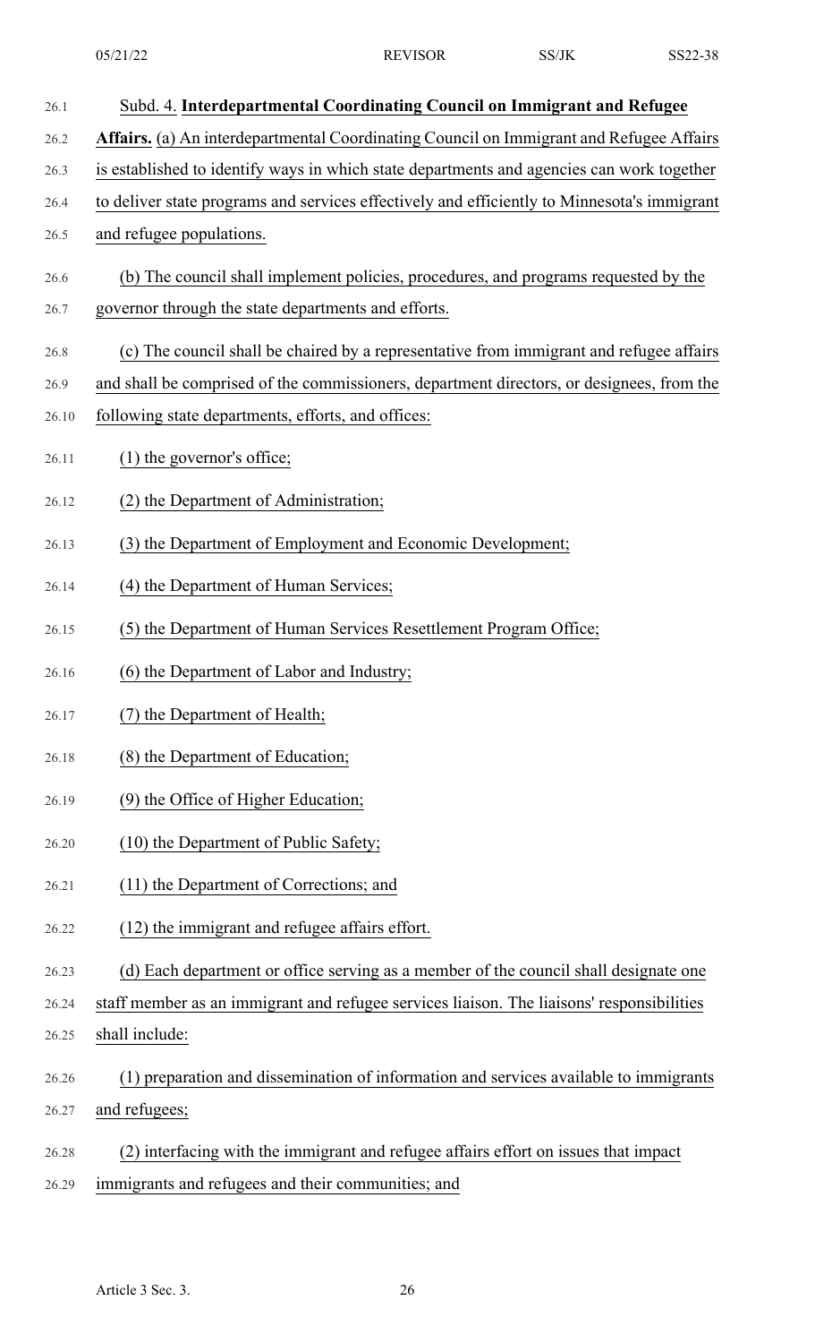Subd. 4. **Interdepartmental Coordinating Council on Immigrant and Refugee Affairs.** (a) An interdepartmental Coordinating Council on Immigrant and Refugee Affairs is established to identify ways in which state departments and agencies can work together to deliver state programs and services effectively and efficiently to Minnesota's immigrant and refugee populations.

(b) The council shall implement policies, procedures, and programs requested by the governor through the state departments and efforts.

(c) The council shall be chaired by a representative from immigrant and refugee affairs and shall be comprised of the commissioners, department directors, or designees, from the following state departments, efforts, and offices:

(1) the governor's office;

(2) the Department of Administration;

(3) the Department of Employment and Economic Development;

(4) the Department of Human Services;

(5) the Department of Human Services Resettlement Program Office;

(6) the Department of Labor and Industry;

(7) the Department of Health;

(8) the Department of Education;

(9) the Office of Higher Education;

(10) the Department of Public Safety;

(11) the Department of Corrections; and

(12) the immigrant and refugee affairs effort.

(d) Each department or office serving as a member of the council shall designate one staff member as an immigrant and refugee services liaison. The liaisons' responsibilities shall include:

(1) preparation and dissemination of information and services available to immigrants and refugees;

(2) interfacing with the immigrant and refugee affairs effort on issues that impact immigrants and refugees and their communities; and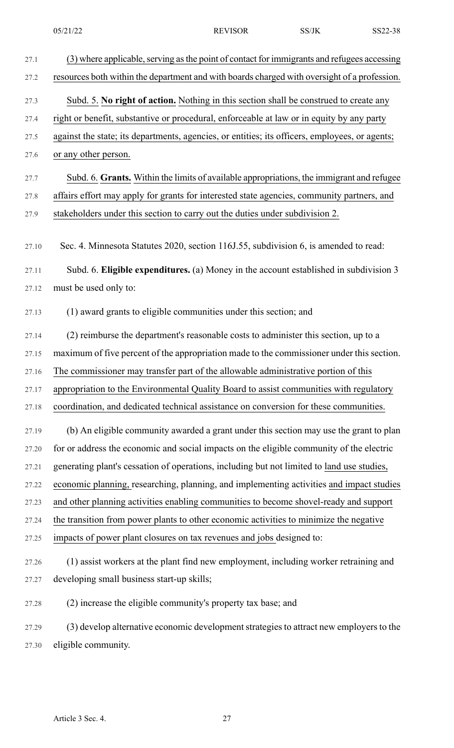(3) where applicable, serving as the point of contact for immigrants and refugees accessing resources both within the department and with boards charged with oversight of a profession.

Subd. 5. **No right of action.** Nothing in this section shall be construed to create any right or benefit, substantive or procedural, enforceable at law or in equity by any party against the state; its departments, agencies, or entities; its officers, employees, or agents; or any other person.

Subd. 6. **Grants.** Within the limits of available appropriations, the immigrant and refugee affairs effort may apply for grants for interested state agencies, community partners, and stakeholders under this section to carry out the duties under subdivision 2.

Sec. 4. Minnesota Statutes 2020, section 116J.55, subdivision 6, is amended to read:

Subd. 6. **Eligible expenditures.** (a) Money in the account established in subdivision 3 must be used only to:

(1) award grants to eligible communities under this section; and

(2) reimburse the department's reasonable costs to administer this section, up to a maximum of five percent of the appropriation made to the commissioner under this section. The commissioner may transfer part of the allowable administrative portion of this appropriation to the Environmental Quality Board to assist communities with regulatory coordination, and dedicated technical assistance on conversion for these communities.

(b) An eligible community awarded a grant under this section may use the grant to plan for or address the economic and social impacts on the eligible community of the electric generating plant's cessation of operations, including but not limited to land use studies, economic planning, researching, planning, and implementing activities and impact studies and other planning activities enabling communities to become shovel-ready and support the transition from power plants to other economic activities to minimize the negative impacts of power plant closures on tax revenues and jobs designed to:

(1) assist workers at the plant find new employment, including worker retraining and developing small business start-up skills;

(2) increase the eligible community's property tax base; and

(3) develop alternative economic development strategies to attract new employers to the eligible community.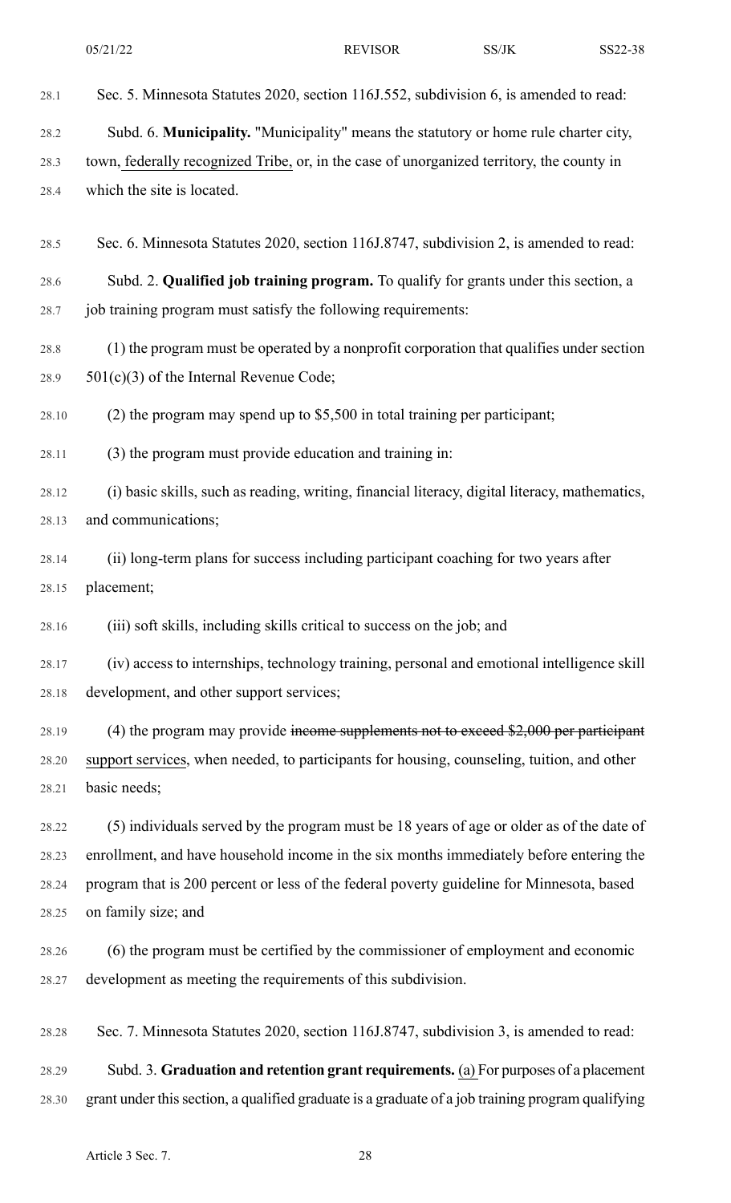Sec. 5. Minnesota Statutes 2020, section 116J.552, subdivision 6, is amended to read:

Subd. 6. **Municipality.** "Municipality" means the statutory or home rule charter city, town, federally recognized Tribe, or, in the case of unorganized territory, the county in which the site is located.

Sec. 6. Minnesota Statutes 2020, section 116J.8747, subdivision 2, is amended to read:

Subd. 2. **Qualified job training program.** To qualify for grants under this section, a job training program must satisfy the following requirements:

(1) the program must be operated by a nonprofit corporation that qualifies under section 501(c)(3) of the Internal Revenue Code;

(2) the program may spend up to $5,500 in total training per participant;

(3) the program must provide education and training in:

(i) basic skills, such as reading, writing, financial literacy, digital literacy, mathematics, and communications;

(ii) long-term plans for success including participant coaching for two years after placement;

(iii) soft skills, including skills critical to success on the job; and

(iv) access to internships, technology training, personal and emotional intelligence skill development, and other support services;

(4) the program may provide ~~income supplements not to exceed $2,000 per participant~~ support services, when needed, to participants for housing, counseling, tuition, and other basic needs;

(5) individuals served by the program must be 18 years of age or older as of the date of enrollment, and have household income in the six months immediately before entering the program that is 200 percent or less of the federal poverty guideline for Minnesota, based on family size; and

(6) the program must be certified by the commissioner of employment and economic development as meeting the requirements of this subdivision.

Sec. 7. Minnesota Statutes 2020, section 116J.8747, subdivision 3, is amended to read:

Subd. 3. **Graduation and retention grant requirements.** (a) For purposes of a placement grant under this section, a qualified graduate is a graduate of a job training program qualifying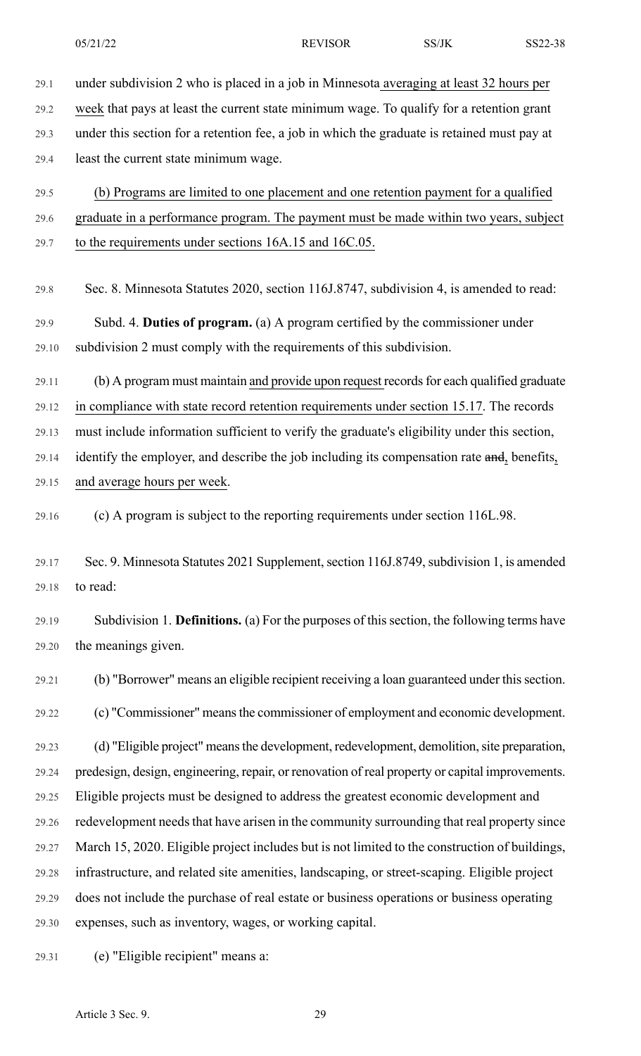under subdivision 2 who is placed in a job in Minnesota averaging at least 32 hours per week that pays at least the current state minimum wage. To qualify for a retention grant under this section for a retention fee, a job in which the graduate is retained must pay at least the current state minimum wage.

(b) Programs are limited to one placement and one retention payment for a qualified graduate in a performance program. The payment must be made within two years, subject to the requirements under sections 16A.15 and 16C.05.

Sec. 8. Minnesota Statutes 2020, section 116J.8747, subdivision 4, is amended to read:

Subd. 4. **Duties of program.** (a) A program certified by the commissioner under subdivision 2 must comply with the requirements of this subdivision.

(b) A program must maintain and provide upon request records for each qualified graduate in compliance with state record retention requirements under section 15.17. The records must include information sufficient to verify the graduate's eligibility under this section, identify the employer, and describe the job including its compensation rate ~~and~~, benefits, and average hours per week.

(c) A program is subject to the reporting requirements under section 116L.98.

Sec. 9. Minnesota Statutes 2021 Supplement, section 116J.8749, subdivision 1, is amended to read:

Subdivision 1. **Definitions.** (a) For the purposes of this section, the following terms have the meanings given.

(b) "Borrower" means an eligible recipient receiving a loan guaranteed under this section.

(c) "Commissioner" means the commissioner of employment and economic development.

(d) "Eligible project" means the development, redevelopment, demolition, site preparation, predesign, design, engineering, repair, or renovation of real property or capital improvements. Eligible projects must be designed to address the greatest economic development and redevelopment needs that have arisen in the community surrounding that real property since March 15, 2020. Eligible project includes but is not limited to the construction of buildings, infrastructure, and related site amenities, landscaping, or street-scaping. Eligible project does not include the purchase of real estate or business operations or business operating expenses, such as inventory, wages, or working capital.

(e) "Eligible recipient" means a: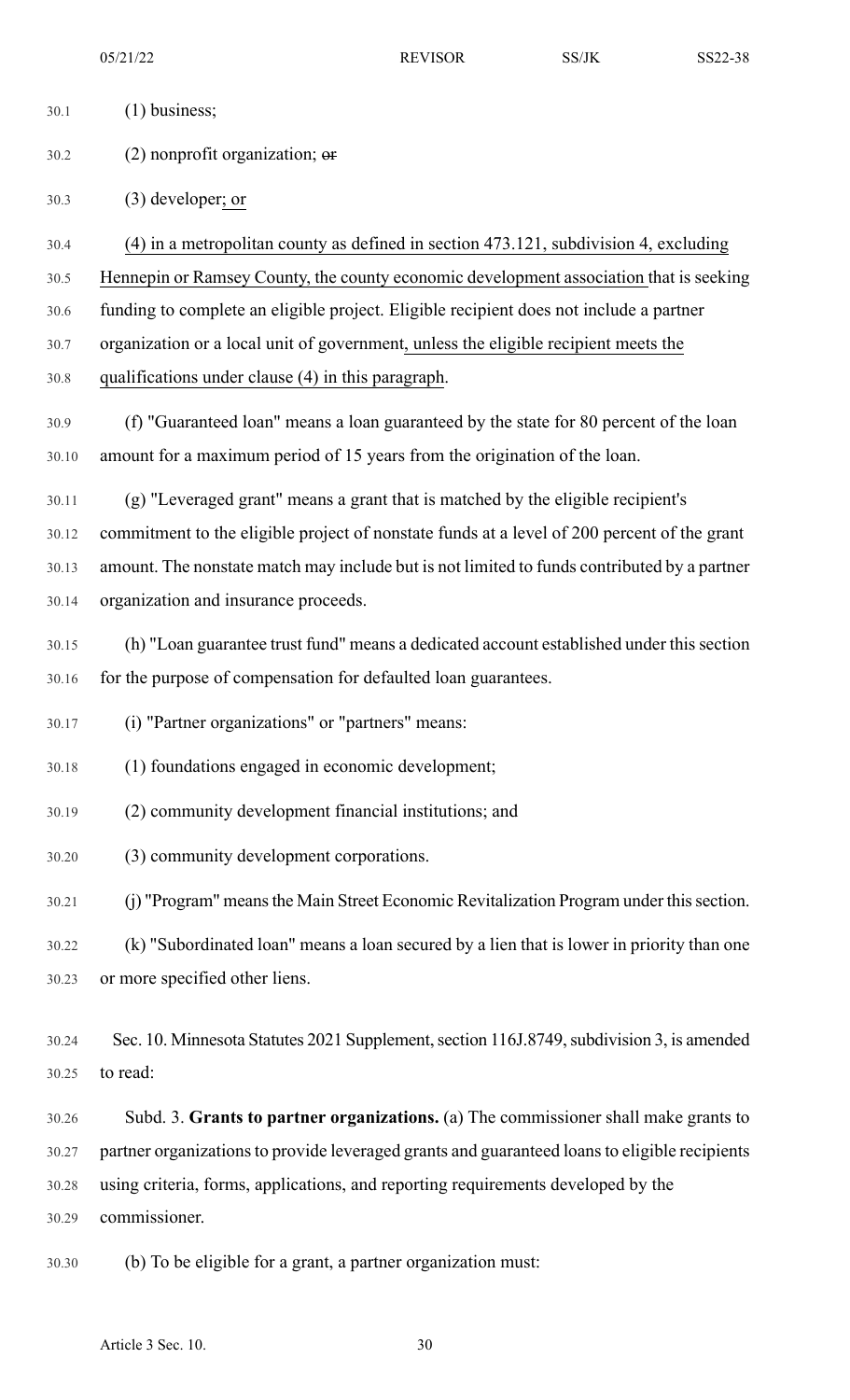(1) business;

(2) nonprofit organization; ~~or~~

(3) developer; or

(4) in a metropolitan county as defined in section 473.121, subdivision 4, excluding Hennepin or Ramsey County, the county economic development association that is seeking funding to complete an eligible project. Eligible recipient does not include a partner organization or a local unit of government, unless the eligible recipient meets the qualifications under clause (4) in this paragraph.

(f) "Guaranteed loan" means a loan guaranteed by the state for 80 percent of the loan amount for a maximum period of 15 years from the origination of the loan.

(g) "Leveraged grant" means a grant that is matched by the eligible recipient's commitment to the eligible project of nonstate funds at a level of 200 percent of the grant amount. The nonstate match may include but is not limited to funds contributed by a partner organization and insurance proceeds.

(h) "Loan guarantee trust fund" means a dedicated account established under this section for the purpose of compensation for defaulted loan guarantees.

(i) "Partner organizations" or "partners" means:

(1) foundations engaged in economic development;

(2) community development financial institutions; and

(3) community development corporations.

(j) "Program" means the Main Street Economic Revitalization Program under this section.

(k) "Subordinated loan" means a loan secured by a lien that is lower in priority than one or more specified other liens.

Sec. 10. Minnesota Statutes 2021 Supplement, section 116J.8749, subdivision 3, is amended to read:

Subd. 3. **Grants to partner organizations.** (a) The commissioner shall make grants to partner organizations to provide leveraged grants and guaranteed loans to eligible recipients using criteria, forms, applications, and reporting requirements developed by the commissioner.

(b) To be eligible for a grant, a partner organization must: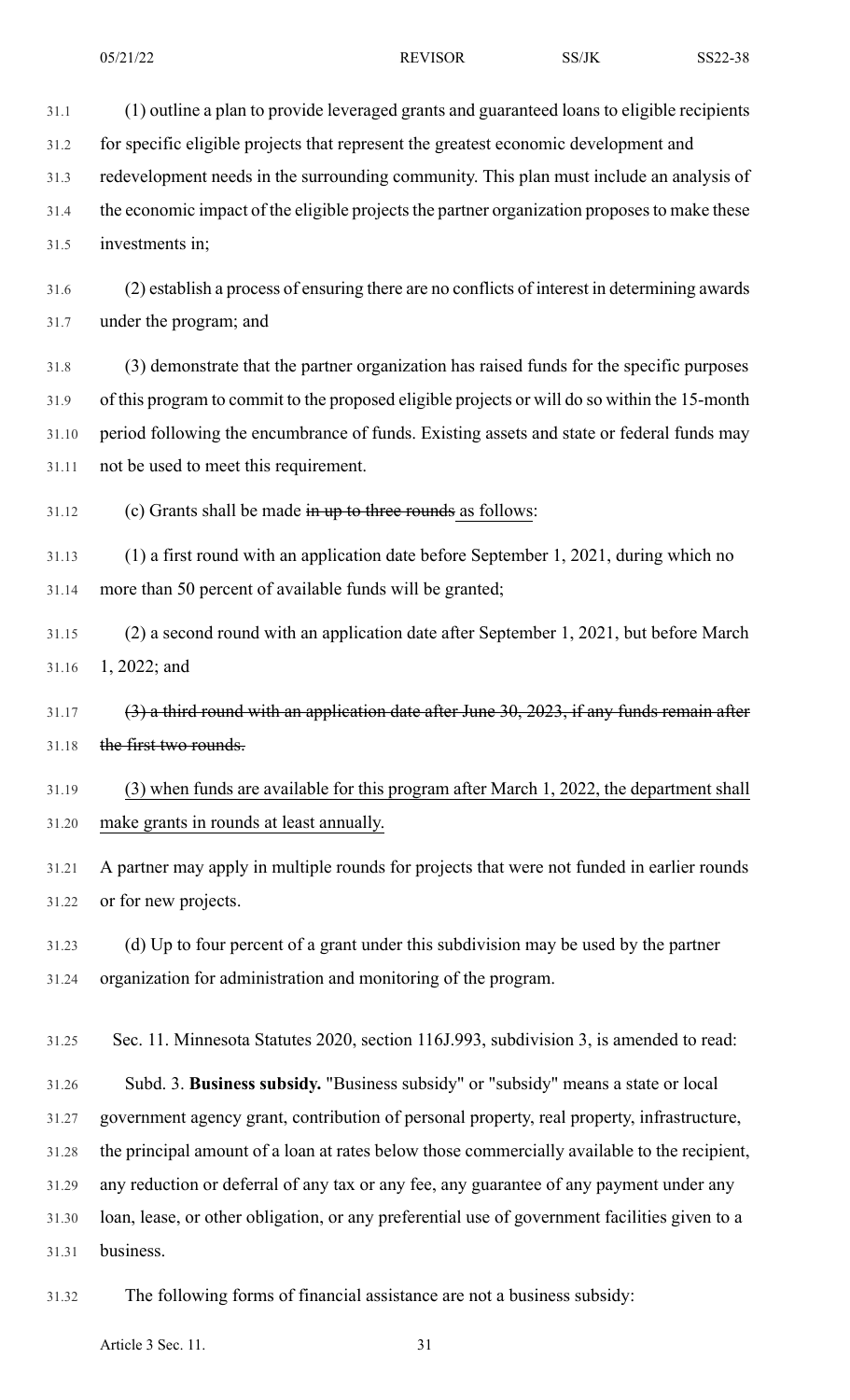(1) outline a plan to provide leveraged grants and guaranteed loans to eligible recipients for specific eligible projects that represent the greatest economic development and redevelopment needs in the surrounding community. This plan must include an analysis of the economic impact of the eligible projects the partner organization proposes to make these investments in;

(2) establish a process of ensuring there are no conflicts of interest in determining awards under the program; and

(3) demonstrate that the partner organization has raised funds for the specific purposes of this program to commit to the proposed eligible projects or will do so within the 15-month period following the encumbrance of funds. Existing assets and state or federal funds may not be used to meet this requirement.

(c) Grants shall be made ~~in up to three rounds~~ as follows:

(1) a first round with an application date before September 1, 2021, during which no more than 50 percent of available funds will be granted;

(2) a second round with an application date after September 1, 2021, but before March 1, 2022; and

~~(3) a third round with an application date after June 30, 2023, if any funds remain after the first two rounds.~~

<u>(3) when funds are available for this program after March 1, 2022, the department shall make grants in rounds at least annually.</u>

A partner may apply in multiple rounds for projects that were not funded in earlier rounds or for new projects.

(d) Up to four percent of a grant under this subdivision may be used by the partner organization for administration and monitoring of the program.

Sec. 11. Minnesota Statutes 2020, section 116J.993, subdivision 3, is amended to read:

Subd. 3. **Business subsidy.** "Business subsidy" or "subsidy" means a state or local government agency grant, contribution of personal property, real property, infrastructure, the principal amount of a loan at rates below those commercially available to the recipient, any reduction or deferral of any tax or any fee, any guarantee of any payment under any loan, lease, or other obligation, or any preferential use of government facilities given to a business.

The following forms of financial assistance are not a business subsidy: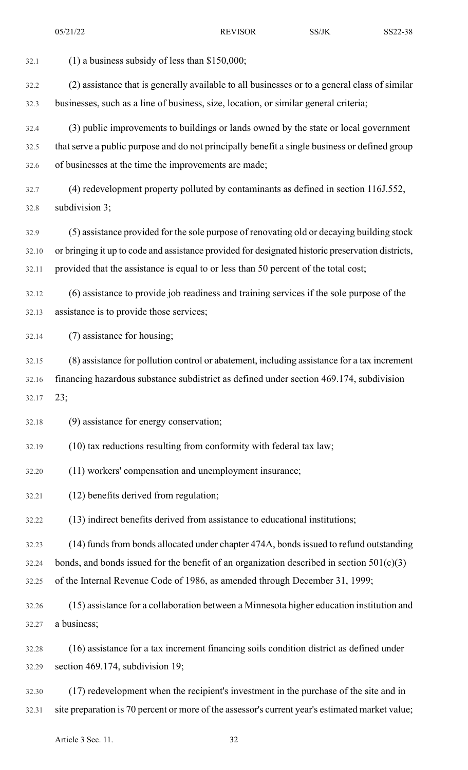(1) a business subsidy of less than $150,000;

(2) assistance that is generally available to all businesses or to a general class of similar businesses, such as a line of business, size, location, or similar general criteria;

(3) public improvements to buildings or lands owned by the state or local government that serve a public purpose and do not principally benefit a single business or defined group of businesses at the time the improvements are made;

(4) redevelopment property polluted by contaminants as defined in section 116J.552, subdivision 3;

(5) assistance provided for the sole purpose of renovating old or decaying building stock or bringing it up to code and assistance provided for designated historic preservation districts, provided that the assistance is equal to or less than 50 percent of the total cost;

(6) assistance to provide job readiness and training services if the sole purpose of the assistance is to provide those services;

(7) assistance for housing;

(8) assistance for pollution control or abatement, including assistance for a tax increment financing hazardous substance subdistrict as defined under section 469.174, subdivision 23;

(9) assistance for energy conservation;

(10) tax reductions resulting from conformity with federal tax law;

(11) workers' compensation and unemployment insurance;

(12) benefits derived from regulation;

(13) indirect benefits derived from assistance to educational institutions;

(14) funds from bonds allocated under chapter 474A, bonds issued to refund outstanding bonds, and bonds issued for the benefit of an organization described in section 501(c)(3) of the Internal Revenue Code of 1986, as amended through December 31, 1999;

(15) assistance for a collaboration between a Minnesota higher education institution and a business;

(16) assistance for a tax increment financing soils condition district as defined under section 469.174, subdivision 19;

(17) redevelopment when the recipient's investment in the purchase of the site and in site preparation is 70 percent or more of the assessor's current year's estimated market value;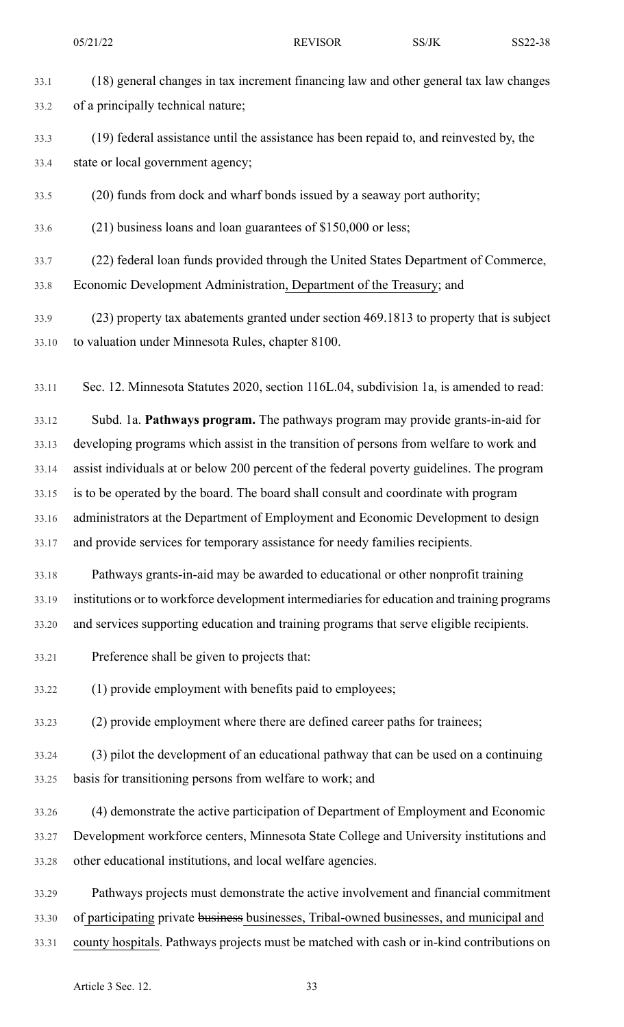(18) general changes in tax increment financing law and other general tax law changes of a principally technical nature;

(19) federal assistance until the assistance has been repaid to, and reinvested by, the state or local government agency;

(20) funds from dock and wharf bonds issued by a seaway port authority;

(21) business loans and loan guarantees of $150,000 or less;

(22) federal loan funds provided through the United States Department of Commerce, Economic Development Administration, Department of the Treasury; and

(23) property tax abatements granted under section 469.1813 to property that is subject to valuation under Minnesota Rules, chapter 8100.

Sec. 12. Minnesota Statutes 2020, section 116L.04, subdivision 1a, is amended to read:

Subd. 1a. **Pathways program.** The pathways program may provide grants-in-aid for developing programs which assist in the transition of persons from welfare to work and assist individuals at or below 200 percent of the federal poverty guidelines. The program is to be operated by the board. The board shall consult and coordinate with program administrators at the Department of Employment and Economic Development to design and provide services for temporary assistance for needy families recipients.

Pathways grants-in-aid may be awarded to educational or other nonprofit training institutions or to workforce development intermediaries for education and training programs and services supporting education and training programs that serve eligible recipients.

Preference shall be given to projects that:

(1) provide employment with benefits paid to employees;

(2) provide employment where there are defined career paths for trainees;

(3) pilot the development of an educational pathway that can be used on a continuing basis for transitioning persons from welfare to work; and

(4) demonstrate the active participation of Department of Employment and Economic Development workforce centers, Minnesota State College and University institutions and other educational institutions, and local welfare agencies.

Pathways projects must demonstrate the active involvement and financial commitment of participating private ~~business~~ businesses, Tribal-owned businesses, and municipal and county hospitals. Pathways projects must be matched with cash or in-kind contributions on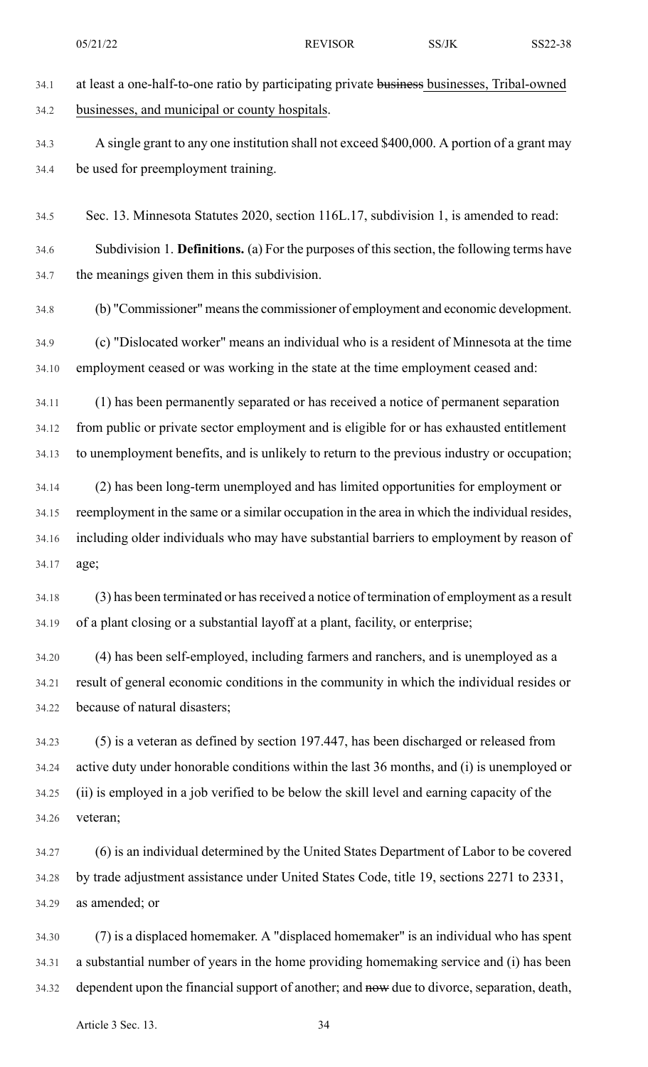at least a one-half-to-one ratio by participating private ~~business~~ businesses, Tribal-owned businesses, and municipal or county hospitals.

A single grant to any one institution shall not exceed $400,000. A portion of a grant may be used for preemployment training.

Sec. 13. Minnesota Statutes 2020, section 116L.17, subdivision 1, is amended to read:

Subdivision 1. **Definitions.** (a) For the purposes of this section, the following terms have the meanings given them in this subdivision.

(b) "Commissioner" means the commissioner of employment and economic development.

(c) "Dislocated worker" means an individual who is a resident of Minnesota at the time employment ceased or was working in the state at the time employment ceased and:

(1) has been permanently separated or has received a notice of permanent separation from public or private sector employment and is eligible for or has exhausted entitlement to unemployment benefits, and is unlikely to return to the previous industry or occupation;

(2) has been long-term unemployed and has limited opportunities for employment or reemployment in the same or a similar occupation in the area in which the individual resides, including older individuals who may have substantial barriers to employment by reason of age;

(3) has been terminated or has received a notice of termination of employment as a result of a plant closing or a substantial layoff at a plant, facility, or enterprise;

(4) has been self-employed, including farmers and ranchers, and is unemployed as a result of general economic conditions in the community in which the individual resides or because of natural disasters;

(5) is a veteran as defined by section 197.447, has been discharged or released from active duty under honorable conditions within the last 36 months, and (i) is unemployed or (ii) is employed in a job verified to be below the skill level and earning capacity of the veteran;

(6) is an individual determined by the United States Department of Labor to be covered by trade adjustment assistance under United States Code, title 19, sections 2271 to 2331, as amended; or

(7) is a displaced homemaker. A "displaced homemaker" is an individual who has spent a substantial number of years in the home providing homemaking service and (i) has been dependent upon the financial support of another; and ~~now~~ due to divorce, separation, death,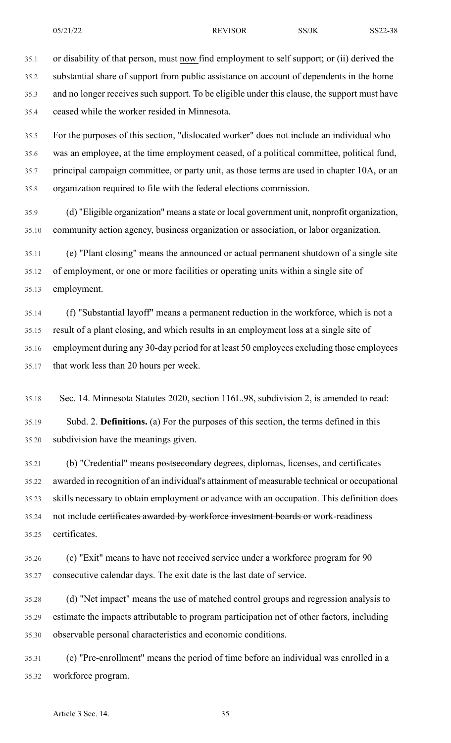or disability of that person, must <u>now</u> find employment to self support; or (ii) derived the substantial share of support from public assistance on account of dependents in the home and no longer receives such support. To be eligible under this clause, the support must have ceased while the worker resided in Minnesota.

For the purposes of this section, "dislocated worker" does not include an individual who was an employee, at the time employment ceased, of a political committee, political fund, principal campaign committee, or party unit, as those terms are used in chapter 10A, or an organization required to file with the federal elections commission.

(d) "Eligible organization" means a state or local government unit, nonprofit organization, community action agency, business organization or association, or labor organization.

(e) "Plant closing" means the announced or actual permanent shutdown of a single site of employment, or one or more facilities or operating units within a single site of employment.

(f) "Substantial layoff" means a permanent reduction in the workforce, which is not a result of a plant closing, and which results in an employment loss at a single site of employment during any 30-day period for at least 50 employees excluding those employees that work less than 20 hours per week.

Sec. 14. Minnesota Statutes 2020, section 116L.98, subdivision 2, is amended to read:

Subd. 2. **Definitions.** (a) For the purposes of this section, the terms defined in this subdivision have the meanings given.

(b) "Credential" means ~~postsecondary~~ degrees, diplomas, licenses, and certificates awarded in recognition of an individual's attainment of measurable technical or occupational skills necessary to obtain employment or advance with an occupation. This definition does not include ~~certificates awarded by workforce investment boards or~~ work-readiness certificates.

(c) "Exit" means to have not received service under a workforce program for 90 consecutive calendar days. The exit date is the last date of service.

(d) "Net impact" means the use of matched control groups and regression analysis to estimate the impacts attributable to program participation net of other factors, including observable personal characteristics and economic conditions.

(e) "Pre-enrollment" means the period of time before an individual was enrolled in a workforce program.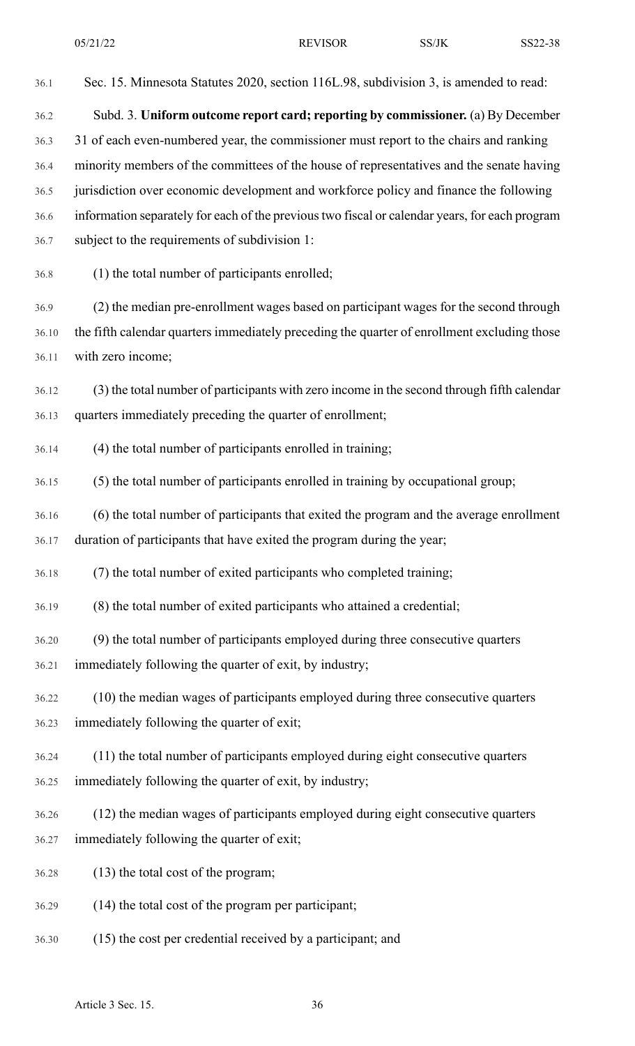Sec. 15. Minnesota Statutes 2020, section 116L.98, subdivision 3, is amended to read:

Subd. 3. **Uniform outcome report card; reporting by commissioner.** (a) By December 31 of each even-numbered year, the commissioner must report to the chairs and ranking minority members of the committees of the house of representatives and the senate having jurisdiction over economic development and workforce policy and finance the following information separately for each of the previous two fiscal or calendar years, for each program subject to the requirements of subdivision 1:

(1) the total number of participants enrolled;

(2) the median pre-enrollment wages based on participant wages for the second through the fifth calendar quarters immediately preceding the quarter of enrollment excluding those with zero income;

(3) the total number of participants with zero income in the second through fifth calendar quarters immediately preceding the quarter of enrollment;

(4) the total number of participants enrolled in training;

(5) the total number of participants enrolled in training by occupational group;

(6) the total number of participants that exited the program and the average enrollment duration of participants that have exited the program during the year;

(7) the total number of exited participants who completed training;

(8) the total number of exited participants who attained a credential;

(9) the total number of participants employed during three consecutive quarters immediately following the quarter of exit, by industry;

(10) the median wages of participants employed during three consecutive quarters immediately following the quarter of exit;

(11) the total number of participants employed during eight consecutive quarters immediately following the quarter of exit, by industry;

(12) the median wages of participants employed during eight consecutive quarters immediately following the quarter of exit;

(13) the total cost of the program;

(14) the total cost of the program per participant;

(15) the cost per credential received by a participant; and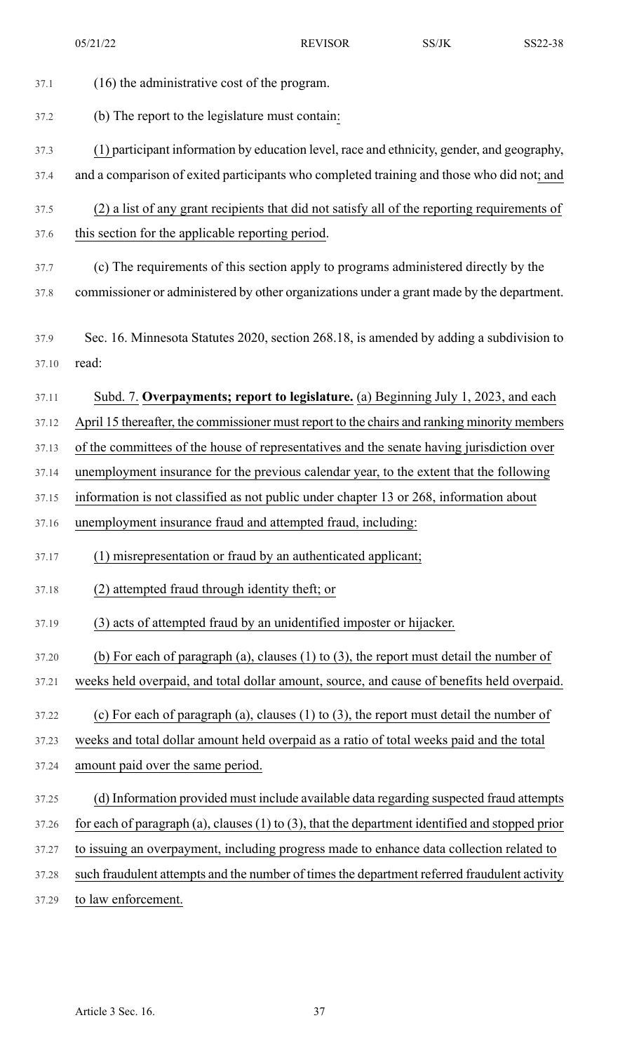(16) the administrative cost of the program.

(b) The report to the legislature must contain:

(1) participant information by education level, race and ethnicity, gender, and geography, and a comparison of exited participants who completed training and those who did not; and

(2) a list of any grant recipients that did not satisfy all of the reporting requirements of this section for the applicable reporting period.

(c) The requirements of this section apply to programs administered directly by the commissioner or administered by other organizations under a grant made by the department.

Sec. 16. Minnesota Statutes 2020, section 268.18, is amended by adding a subdivision to read:

Subd. 7. **Overpayments; report to legislature.** (a) Beginning July 1, 2023, and each April 15 thereafter, the commissioner must report to the chairs and ranking minority members of the committees of the house of representatives and the senate having jurisdiction over unemployment insurance for the previous calendar year, to the extent that the following information is not classified as not public under chapter 13 or 268, information about unemployment insurance fraud and attempted fraud, including:

(1) misrepresentation or fraud by an authenticated applicant;

(2) attempted fraud through identity theft; or

(3) acts of attempted fraud by an unidentified imposter or hijacker.

(b) For each of paragraph (a), clauses (1) to (3), the report must detail the number of weeks held overpaid, and total dollar amount, source, and cause of benefits held overpaid.

(c) For each of paragraph (a), clauses (1) to (3), the report must detail the number of weeks and total dollar amount held overpaid as a ratio of total weeks paid and the total amount paid over the same period.

(d) Information provided must include available data regarding suspected fraud attempts for each of paragraph (a), clauses (1) to (3), that the department identified and stopped prior to issuing an overpayment, including progress made to enhance data collection related to such fraudulent attempts and the number of times the department referred fraudulent activity to law enforcement.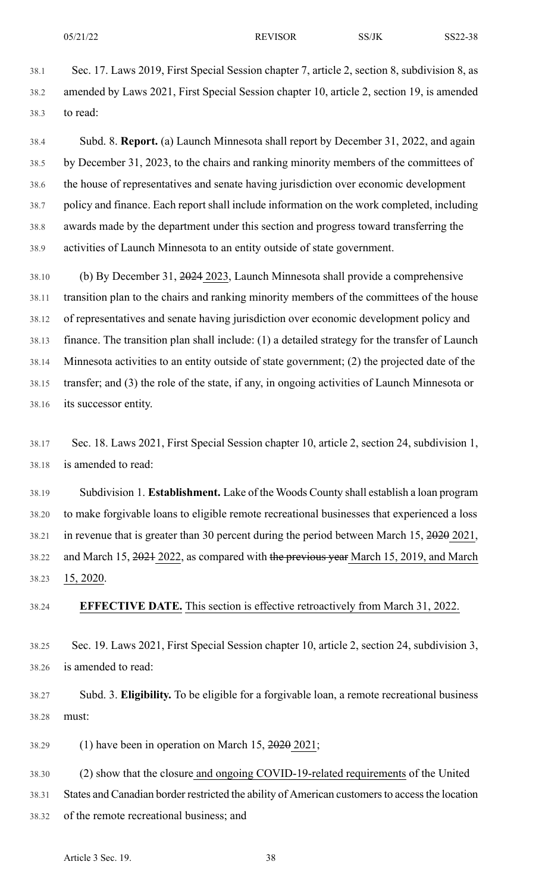Sec. 17. Laws 2019, First Special Session chapter 7, article 2, section 8, subdivision 8, as amended by Laws 2021, First Special Session chapter 10, article 2, section 19, is amended to read:

Subd. 8. **Report.** (a) Launch Minnesota shall report by December 31, 2022, and again by December 31, 2023, to the chairs and ranking minority members of the committees of the house of representatives and senate having jurisdiction over economic development policy and finance. Each report shall include information on the work completed, including awards made by the department under this section and progress toward transferring the activities of Launch Minnesota to an entity outside of state government.

(b) By December 31, ~~2024~~ 2023, Launch Minnesota shall provide a comprehensive transition plan to the chairs and ranking minority members of the committees of the house of representatives and senate having jurisdiction over economic development policy and finance. The transition plan shall include: (1) a detailed strategy for the transfer of Launch Minnesota activities to an entity outside of state government; (2) the projected date of the transfer; and (3) the role of the state, if any, in ongoing activities of Launch Minnesota or its successor entity.

Sec. 18. Laws 2021, First Special Session chapter 10, article 2, section 24, subdivision 1, is amended to read:

Subdivision 1. **Establishment.** Lake of the Woods County shall establish a loan program to make forgivable loans to eligible remote recreational businesses that experienced a loss in revenue that is greater than 30 percent during the period between March 15, ~~2020~~ 2021, and March 15, ~~2021~~ 2022, as compared with ~~the previous year~~ March 15, 2019, and March 15, 2020.

**EFFECTIVE DATE.** This section is effective retroactively from March 31, 2022.

Sec. 19. Laws 2021, First Special Session chapter 10, article 2, section 24, subdivision 3, is amended to read:

Subd. 3. **Eligibility.** To be eligible for a forgivable loan, a remote recreational business must:

(1) have been in operation on March 15, ~~2020~~ 2021;

(2) show that the closure and ongoing COVID-19-related requirements of the United States and Canadian border restricted the ability of American customers to access the location of the remote recreational business; and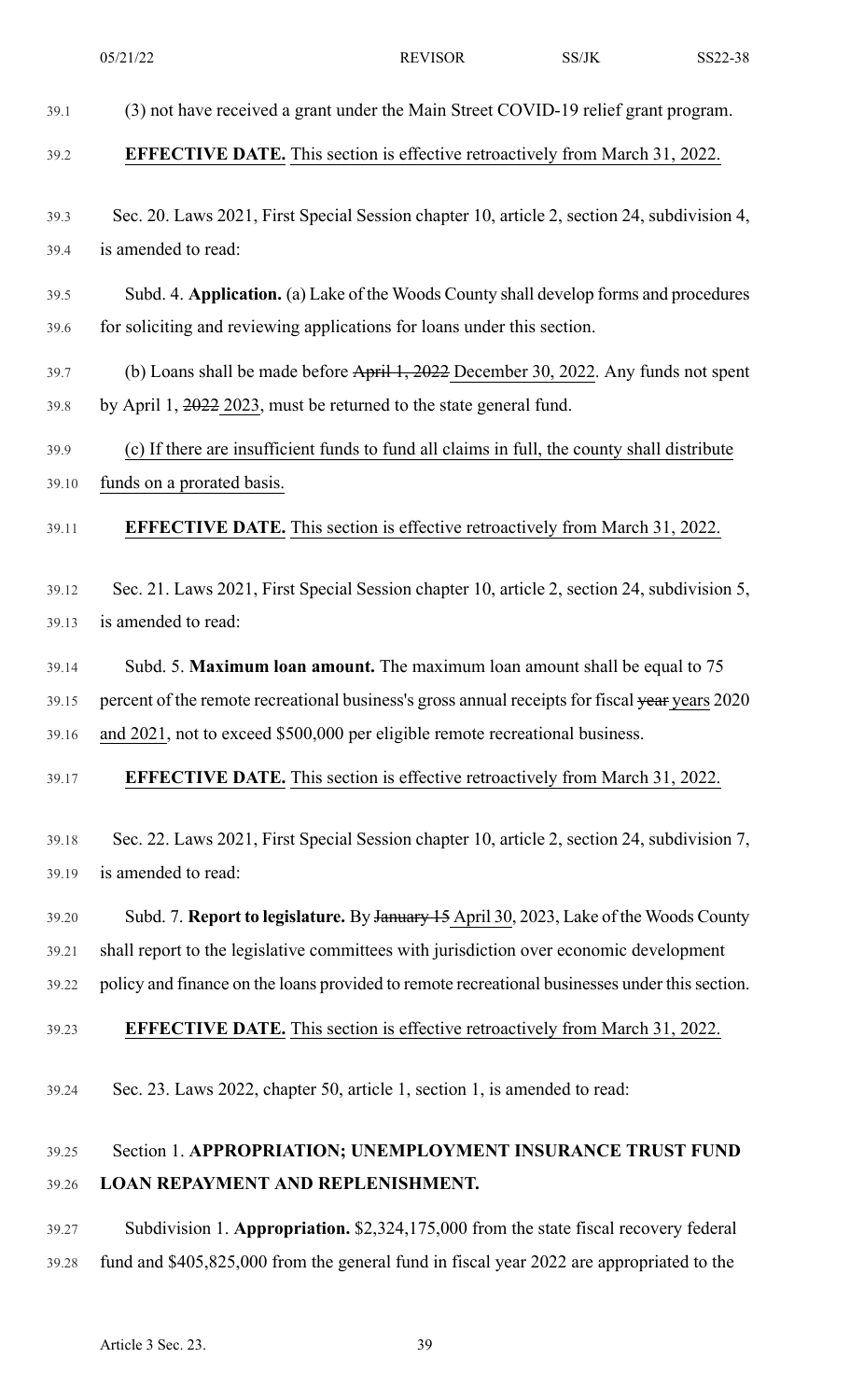(3) not have received a grant under the Main Street COVID-19 relief grant program.

**EFFECTIVE DATE.** This section is effective retroactively from March 31, 2022.

Sec. 20. Laws 2021, First Special Session chapter 10, article 2, section 24, subdivision 4, is amended to read:

Subd. 4. **Application.** (a) Lake of the Woods County shall develop forms and procedures for soliciting and reviewing applications for loans under this section.

(b) Loans shall be made before ~~April 1, 2022~~ December 30, 2022. Any funds not spent by April 1, ~~2022~~ 2023, must be returned to the state general fund.

(c) If there are insufficient funds to fund all claims in full, the county shall distribute funds on a prorated basis.

**EFFECTIVE DATE.** This section is effective retroactively from March 31, 2022.

Sec. 21. Laws 2021, First Special Session chapter 10, article 2, section 24, subdivision 5, is amended to read:

Subd. 5. **Maximum loan amount.** The maximum loan amount shall be equal to 75 percent of the remote recreational business's gross annual receipts for fiscal ~~year~~ years 2020 and 2021, not to exceed $500,000 per eligible remote recreational business.

**EFFECTIVE DATE.** This section is effective retroactively from March 31, 2022.

Sec. 22. Laws 2021, First Special Session chapter 10, article 2, section 24, subdivision 7, is amended to read:

Subd. 7. **Report to legislature.** By ~~January 15~~ April 30, 2023, Lake of the Woods County shall report to the legislative committees with jurisdiction over economic development policy and finance on the loans provided to remote recreational businesses under this section.

**EFFECTIVE DATE.** This section is effective retroactively from March 31, 2022.

Sec. 23. Laws 2022, chapter 50, article 1, section 1, is amended to read:

Section 1. **APPROPRIATION; UNEMPLOYMENT INSURANCE TRUST FUND LOAN REPAYMENT AND REPLENISHMENT.**

Subdivision 1. **Appropriation.** $2,324,175,000 from the state fiscal recovery federal fund and $405,825,000 from the general fund in fiscal year 2022 are appropriated to the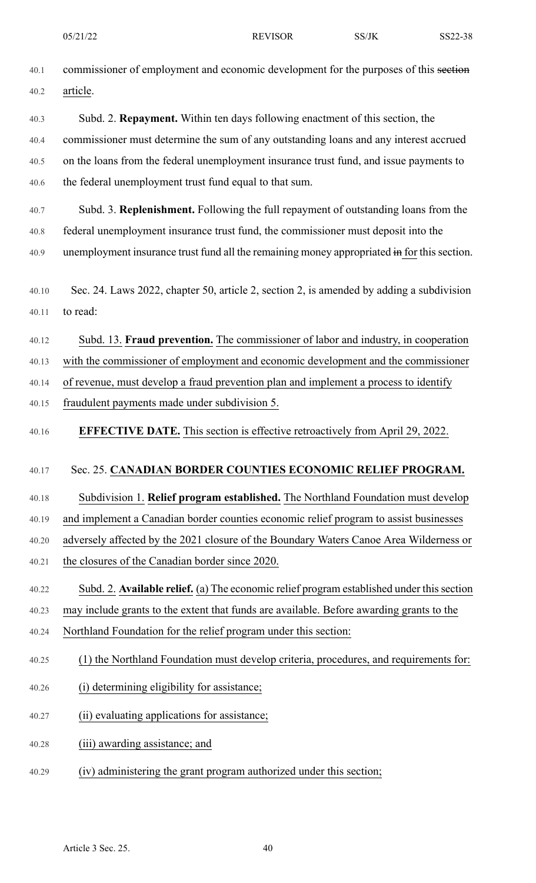commissioner of employment and economic development for the purposes of this ~~section~~ article.

Subd. 2. **Repayment.** Within ten days following enactment of this section, the commissioner must determine the sum of any outstanding loans and any interest accrued on the loans from the federal unemployment insurance trust fund, and issue payments to the federal unemployment trust fund equal to that sum.

Subd. 3. **Replenishment.** Following the full repayment of outstanding loans from the federal unemployment insurance trust fund, the commissioner must deposit into the unemployment insurance trust fund all the remaining money appropriated ~~in~~ for this section.

Sec. 24. Laws 2022, chapter 50, article 2, section 2, is amended by adding a subdivision to read:

Subd. 13. **Fraud prevention.** The commissioner of labor and industry, in cooperation with the commissioner of employment and economic development and the commissioner of revenue, must develop a fraud prevention plan and implement a process to identify fraudulent payments made under subdivision 5.

**EFFECTIVE DATE.** This section is effective retroactively from April 29, 2022.

Sec. 25. **CANADIAN BORDER COUNTIES ECONOMIC RELIEF PROGRAM.**

Subdivision 1. **Relief program established.** The Northland Foundation must develop and implement a Canadian border counties economic relief program to assist businesses adversely affected by the 2021 closure of the Boundary Waters Canoe Area Wilderness or the closures of the Canadian border since 2020.

Subd. 2. **Available relief.** (a) The economic relief program established under this section may include grants to the extent that funds are available. Before awarding grants to the Northland Foundation for the relief program under this section:

(1) the Northland Foundation must develop criteria, procedures, and requirements for:

(i) determining eligibility for assistance;

(ii) evaluating applications for assistance;

(iii) awarding assistance; and

(iv) administering the grant program authorized under this section;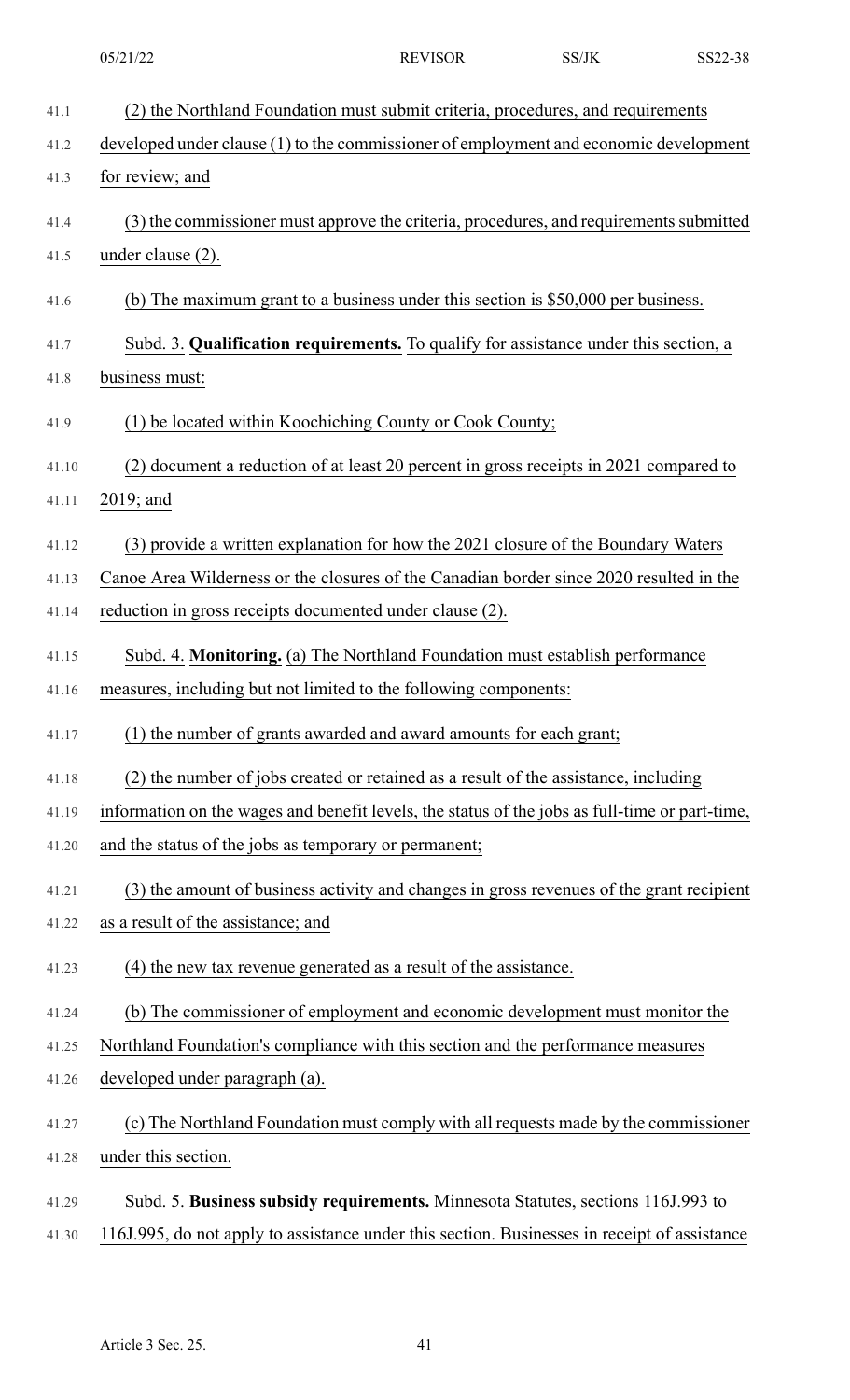(2) the Northland Foundation must submit criteria, procedures, and requirements developed under clause (1) to the commissioner of employment and economic development for review; and

(3) the commissioner must approve the criteria, procedures, and requirements submitted under clause (2).

(b) The maximum grant to a business under this section is $50,000 per business.

Subd. 3. **Qualification requirements.** To qualify for assistance under this section, a business must:

(1) be located within Koochiching County or Cook County;

(2) document a reduction of at least 20 percent in gross receipts in 2021 compared to 2019; and

(3) provide a written explanation for how the 2021 closure of the Boundary Waters Canoe Area Wilderness or the closures of the Canadian border since 2020 resulted in the reduction in gross receipts documented under clause (2).

Subd. 4. **Monitoring.** (a) The Northland Foundation must establish performance measures, including but not limited to the following components:

(1) the number of grants awarded and award amounts for each grant;

(2) the number of jobs created or retained as a result of the assistance, including information on the wages and benefit levels, the status of the jobs as full-time or part-time, and the status of the jobs as temporary or permanent;

(3) the amount of business activity and changes in gross revenues of the grant recipient as a result of the assistance; and

(4) the new tax revenue generated as a result of the assistance.

(b) The commissioner of employment and economic development must monitor the Northland Foundation's compliance with this section and the performance measures developed under paragraph (a).

(c) The Northland Foundation must comply with all requests made by the commissioner under this section.

Subd. 5. **Business subsidy requirements.** Minnesota Statutes, sections 116J.993 to 116J.995, do not apply to assistance under this section. Businesses in receipt of assistance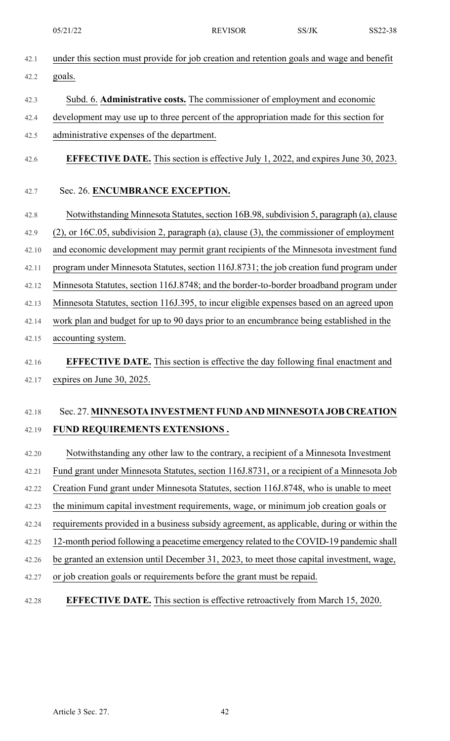under this section must provide for job creation and retention goals and wage and benefit goals.

Subd. 6. **Administrative costs.** The commissioner of employment and economic development may use up to three percent of the appropriation made for this section for administrative expenses of the department.

**EFFECTIVE DATE.** This section is effective July 1, 2022, and expires June 30, 2023.

Sec. 26. **ENCUMBRANCE EXCEPTION.**

Notwithstanding Minnesota Statutes, section 16B.98, subdivision 5, paragraph (a), clause (2), or 16C.05, subdivision 2, paragraph (a), clause (3), the commissioner of employment and economic development may permit grant recipients of the Minnesota investment fund program under Minnesota Statutes, section 116J.8731; the job creation fund program under Minnesota Statutes, section 116J.8748; and the border-to-border broadband program under Minnesota Statutes, section 116J.395, to incur eligible expenses based on an agreed upon work plan and budget for up to 90 days prior to an encumbrance being established in the accounting system.

**EFFECTIVE DATE.** This section is effective the day following final enactment and expires on June 30, 2025.

Sec. 27. **MINNESOTA INVESTMENT FUND AND MINNESOTA JOB CREATION FUND REQUIREMENTS EXTENSIONS .**

Notwithstanding any other law to the contrary, a recipient of a Minnesota Investment Fund grant under Minnesota Statutes, section 116J.8731, or a recipient of a Minnesota Job Creation Fund grant under Minnesota Statutes, section 116J.8748, who is unable to meet the minimum capital investment requirements, wage, or minimum job creation goals or requirements provided in a business subsidy agreement, as applicable, during or within the 12-month period following a peacetime emergency related to the COVID-19 pandemic shall be granted an extension until December 31, 2023, to meet those capital investment, wage, or job creation goals or requirements before the grant must be repaid.

**EFFECTIVE DATE.** This section is effective retroactively from March 15, 2020.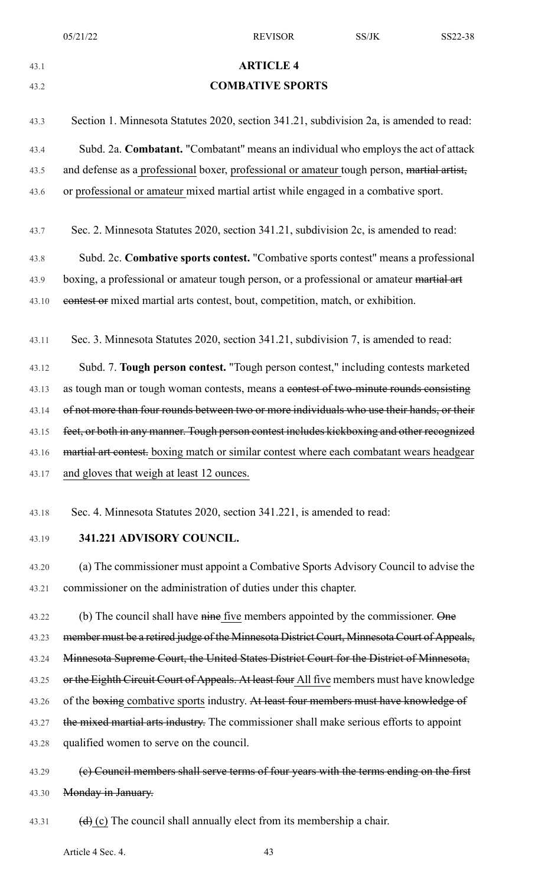## ARTICLE 4

## COMBATIVE SPORTS

Section 1. Minnesota Statutes 2020, section 341.21, subdivision 2a, is amended to read:

Subd. 2a. **Combatant.** "Combatant" means an individual who employs the act of attack and defense as a <u>professional</u> boxer, <u>professional or amateur</u> tough person, ~~martial artist,~~ or <u>professional or amateur</u> mixed martial artist while engaged in a combative sport.

Sec. 2. Minnesota Statutes 2020, section 341.21, subdivision 2c, is amended to read:

Subd. 2c. **Combative sports contest.** "Combative sports contest" means a professional boxing, a professional or amateur tough person, or a professional or amateur ~~martial art contest or~~ mixed martial arts contest, bout, competition, match, or exhibition.

Sec. 3. Minnesota Statutes 2020, section 341.21, subdivision 7, is amended to read:

Subd. 7. **Tough person contest.** "Tough person contest," including contests marketed as tough man or tough woman contests, means a ~~contest of two-minute rounds consisting of not more than four rounds between two or more individuals who use their hands, or their feet, or both in any manner. Tough person contest includes kickboxing and other recognized martial art contest.~~ <u>boxing match or similar contest where each combatant wears headgear and gloves that weigh at least 12 ounces.</u>

Sec. 4. Minnesota Statutes 2020, section 341.221, is amended to read:

**341.221 ADVISORY COUNCIL.**

(a) The commissioner must appoint a Combative Sports Advisory Council to advise the commissioner on the administration of duties under this chapter.

(b) The council shall have ~~nine~~ <u>five</u> members appointed by the commissioner. ~~One member must be a retired judge of the Minnesota District Court, Minnesota Court of Appeals, Minnesota Supreme Court, the United States District Court for the District of Minnesota, or the Eighth Circuit Court of Appeals. At least four~~ <u>All five</u> members must have knowledge of the ~~boxing~~ <u>combative sports</u> industry. ~~At least four members must have knowledge of the mixed martial arts industry.~~ The commissioner shall make serious efforts to appoint qualified women to serve on the council.

~~(c) Council members shall serve terms of four years with the terms ending on the first Monday in January.~~

~~(d)~~ <u>(c)</u> The council shall annually elect from its membership a chair.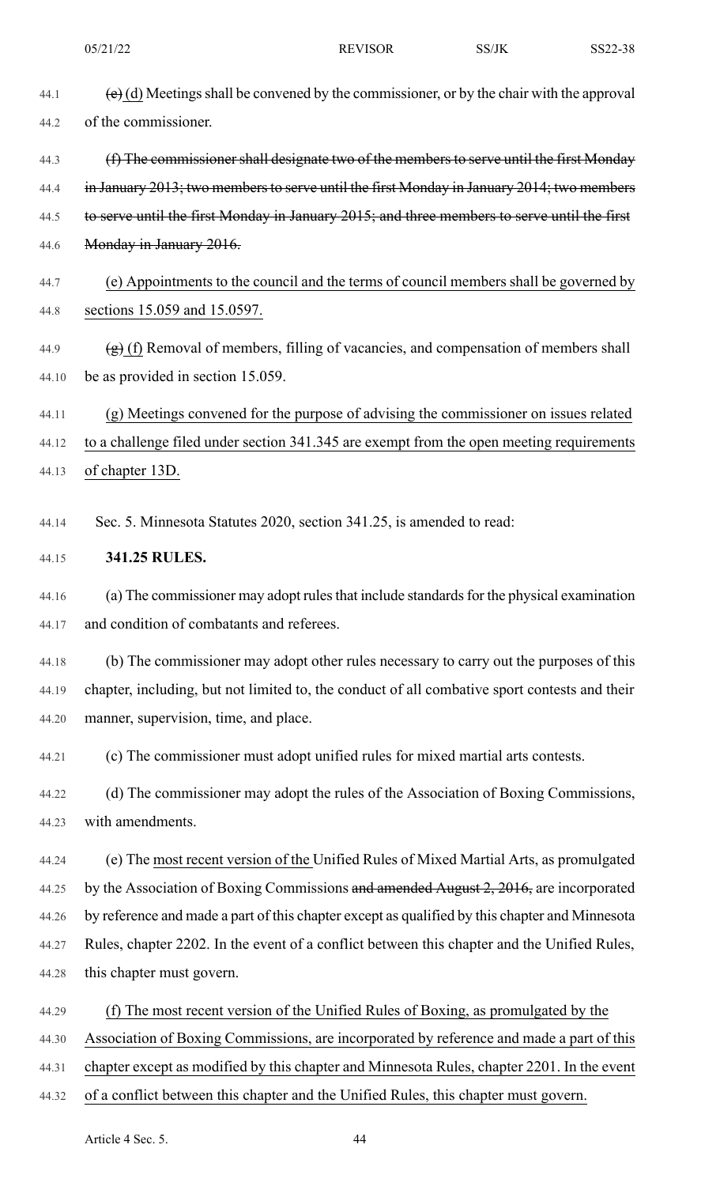~~(e)~~ (d) Meetings shall be convened by the commissioner, or by the chair with the approval of the commissioner.

~~(f) The commissioner shall designate two of the members to serve until the first Monday in January 2013; two members to serve until the first Monday in January 2014; two members to serve until the first Monday in January 2015; and three members to serve until the first Monday in January 2016.~~

<u>(e) Appointments to the council and the terms of council members shall be governed by sections 15.059 and 15.0597.</u>

~~(g)~~ <u>(f)</u> Removal of members, filling of vacancies, and compensation of members shall be as provided in section 15.059.

<u>(g) Meetings convened for the purpose of advising the commissioner on issues related to a challenge filed under section 341.345 are exempt from the open meeting requirements of chapter 13D.</u>

Sec. 5. Minnesota Statutes 2020, section 341.25, is amended to read:

**341.25 RULES.**

(a) The commissioner may adopt rules that include standards for the physical examination and condition of combatants and referees.

(b) The commissioner may adopt other rules necessary to carry out the purposes of this chapter, including, but not limited to, the conduct of all combative sport contests and their manner, supervision, time, and place.

(c) The commissioner must adopt unified rules for mixed martial arts contests.

(d) The commissioner may adopt the rules of the Association of Boxing Commissions, with amendments.

(e) The <u>most recent version of the</u> Unified Rules of Mixed Martial Arts, as promulgated by the Association of Boxing Commissions ~~and amended August 2, 2016,~~ are incorporated by reference and made a part of this chapter except as qualified by this chapter and Minnesota Rules, chapter 2202. In the event of a conflict between this chapter and the Unified Rules, this chapter must govern.

<u>(f) The most recent version of the Unified Rules of Boxing, as promulgated by the Association of Boxing Commissions, are incorporated by reference and made a part of this chapter except as modified by this chapter and Minnesota Rules, chapter 2201. In the event of a conflict between this chapter and the Unified Rules, this chapter must govern.</u>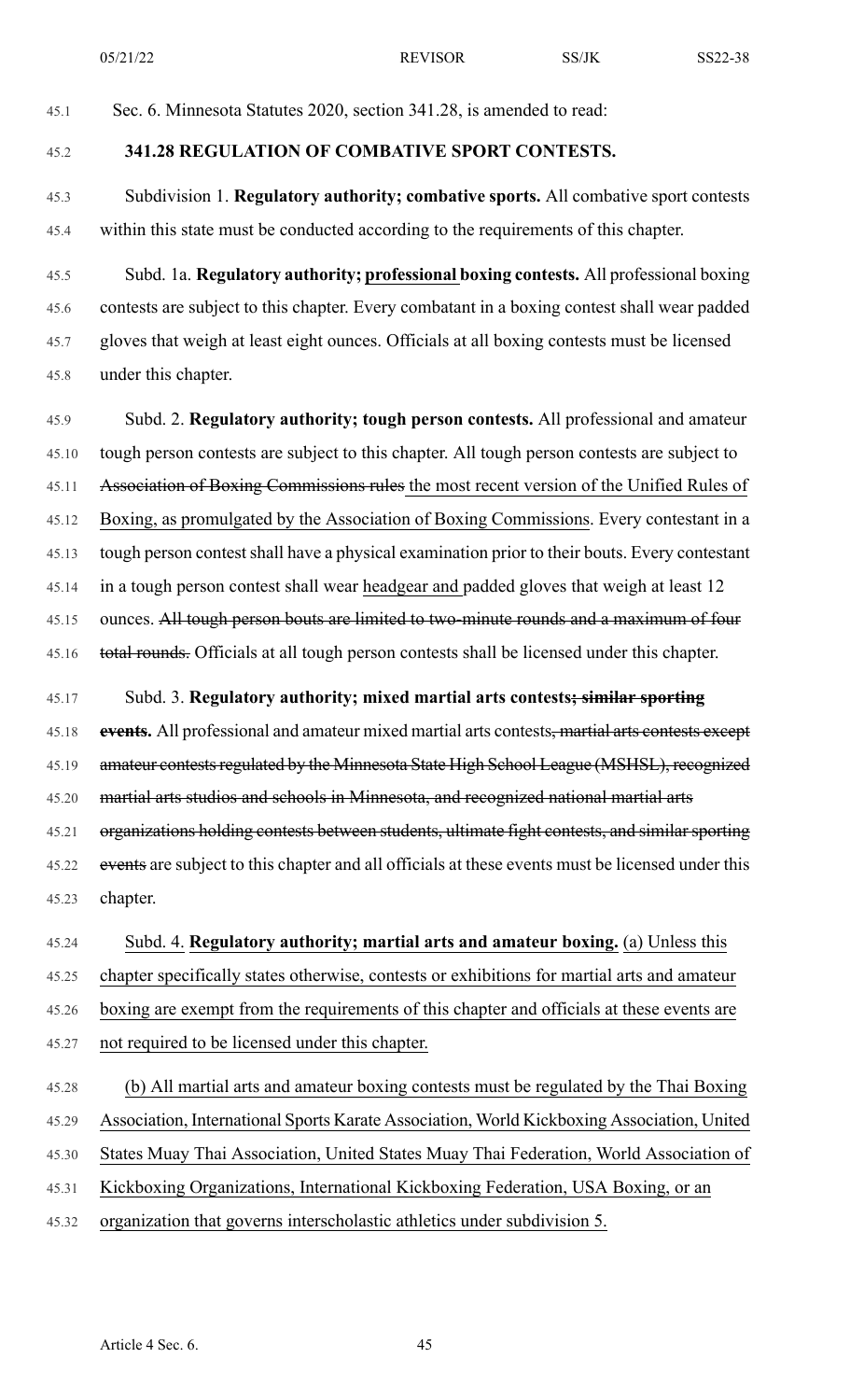Sec. 6. Minnesota Statutes 2020, section 341.28, is amended to read:

**341.28 REGULATION OF COMBATIVE SPORT CONTESTS.**

Subdivision 1. **Regulatory authority; combative sports.** All combative sport contests within this state must be conducted according to the requirements of this chapter.

Subd. 1a. **Regulatory authority; professional boxing contests.** All professional boxing contests are subject to this chapter. Every combatant in a boxing contest shall wear padded gloves that weigh at least eight ounces. Officials at all boxing contests must be licensed under this chapter.

Subd. 2. **Regulatory authority; tough person contests.** All professional and amateur tough person contests are subject to this chapter. All tough person contests are subject to ~~Association of Boxing Commissions rules~~ the most recent version of the Unified Rules of Boxing, as promulgated by the Association of Boxing Commissions. Every contestant in a tough person contest shall have a physical examination prior to their bouts. Every contestant in a tough person contest shall wear headgear and padded gloves that weigh at least 12 ounces. ~~All tough person bouts are limited to two-minute rounds and a maximum of four total rounds.~~ Officials at all tough person contests shall be licensed under this chapter.

Subd. 3. **Regulatory authority; mixed martial arts contests~~; similar sporting events~~.** All professional and amateur mixed martial arts contests~~, martial arts contests except amateur contests regulated by the Minnesota State High School League (MSHSL), recognized martial arts studios and schools in Minnesota, and recognized national martial arts organizations holding contests between students, ultimate fight contests, and similar sporting events~~ are subject to this chapter and all officials at these events must be licensed under this chapter.

Subd. 4. **Regulatory authority; martial arts and amateur boxing.** (a) Unless this chapter specifically states otherwise, contests or exhibitions for martial arts and amateur boxing are exempt from the requirements of this chapter and officials at these events are not required to be licensed under this chapter.

(b) All martial arts and amateur boxing contests must be regulated by the Thai Boxing Association, International Sports Karate Association, World Kickboxing Association, United States Muay Thai Association, United States Muay Thai Federation, World Association of Kickboxing Organizations, International Kickboxing Federation, USA Boxing, or an organization that governs interscholastic athletics under subdivision 5.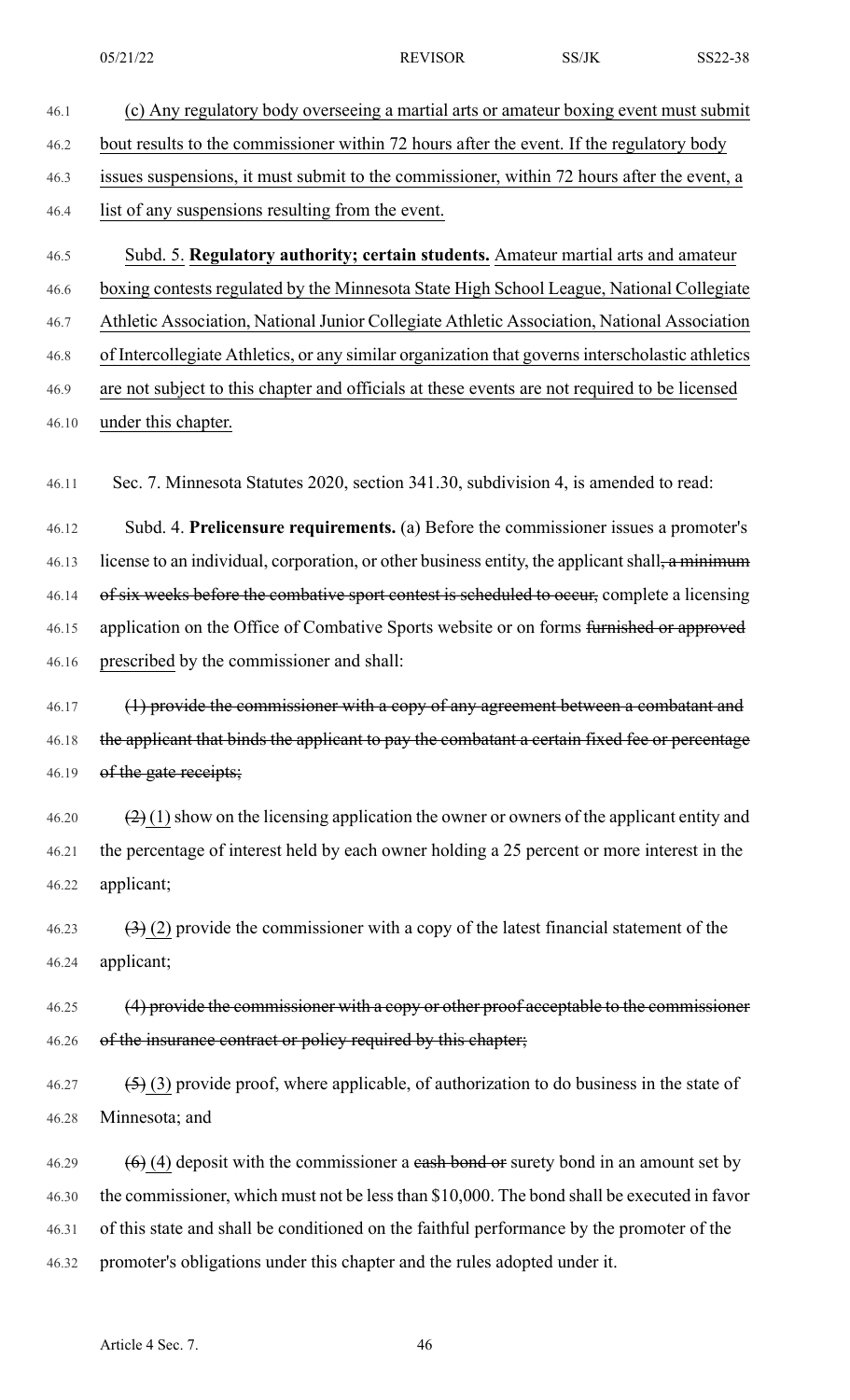(c) Any regulatory body overseeing a martial arts or amateur boxing event must submit bout results to the commissioner within 72 hours after the event. If the regulatory body issues suspensions, it must submit to the commissioner, within 72 hours after the event, a list of any suspensions resulting from the event.

Subd. 5. **Regulatory authority; certain students.** Amateur martial arts and amateur boxing contests regulated by the Minnesota State High School League, National Collegiate Athletic Association, National Junior Collegiate Athletic Association, National Association of Intercollegiate Athletics, or any similar organization that governs interscholastic athletics are not subject to this chapter and officials at these events are not required to be licensed under this chapter.

Sec. 7. Minnesota Statutes 2020, section 341.30, subdivision 4, is amended to read:

Subd. 4. **Prelicensure requirements.** (a) Before the commissioner issues a promoter's license to an individual, corporation, or other business entity, the applicant shall~~, a minimum of six weeks before the combative sport contest is scheduled to occur,~~ complete a licensing application on the Office of Combative Sports website or on forms ~~furnished or approved~~ prescribed by the commissioner and shall:

~~(1) provide the commissioner with a copy of any agreement between a combatant and the applicant that binds the applicant to pay the combatant a certain fixed fee or percentage of the gate receipts;~~

~~(2)~~ (1) show on the licensing application the owner or owners of the applicant entity and the percentage of interest held by each owner holding a 25 percent or more interest in the applicant;

~~(3)~~ (2) provide the commissioner with a copy of the latest financial statement of the applicant;

~~(4) provide the commissioner with a copy or other proof acceptable to the commissioner of the insurance contract or policy required by this chapter;~~

~~(5)~~ (3) provide proof, where applicable, of authorization to do business in the state of Minnesota; and

~~(6)~~ (4) deposit with the commissioner a ~~cash bond or~~ surety bond in an amount set by the commissioner, which must not be less than $10,000. The bond shall be executed in favor of this state and shall be conditioned on the faithful performance by the promoter of the promoter's obligations under this chapter and the rules adopted under it.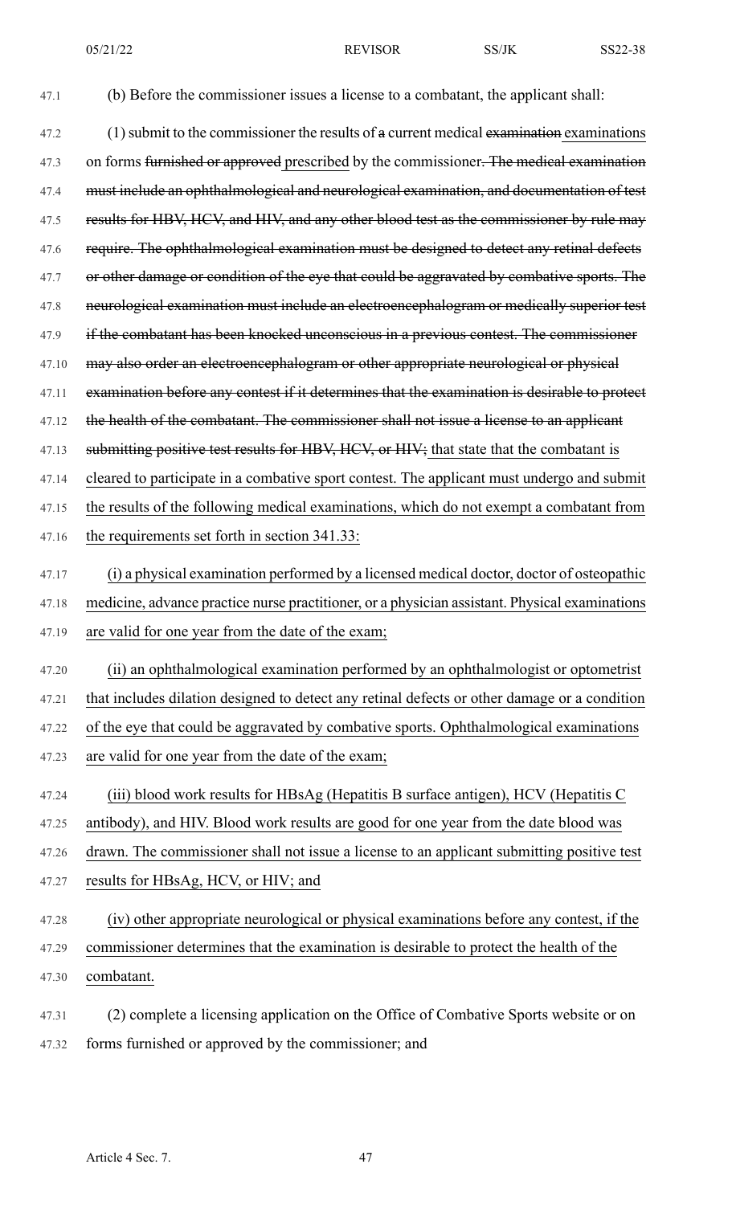(b) Before the commissioner issues a license to a combatant, the applicant shall:

(1) submit to the commissioner the results of ~~a~~ current medical ~~examination~~ examinations on forms ~~furnished or approved~~ prescribed by the commissioner~~. The medical examination must include an ophthalmological and neurological examination, and documentation of test results for HBV, HCV, and HIV, and any other blood test as the commissioner by rule may require. The ophthalmological examination must be designed to detect any retinal defects or other damage or condition of the eye that could be aggravated by combative sports. The neurological examination must include an electroencephalogram or medically superior test if the combatant has been knocked unconscious in a previous contest. The commissioner may also order an electroencephalogram or other appropriate neurological or physical examination before any contest if it determines that the examination is desirable to protect the health of the combatant. The commissioner shall not issue a license to an applicant submitting positive test results for HBV, HCV, or HIV;~~ that state that the combatant is cleared to participate in a combative sport contest. The applicant must undergo and submit the results of the following medical examinations, which do not exempt a combatant from the requirements set forth in section 341.33:

(i) a physical examination performed by a licensed medical doctor, doctor of osteopathic medicine, advance practice nurse practitioner, or a physician assistant. Physical examinations are valid for one year from the date of the exam;

(ii) an ophthalmological examination performed by an ophthalmologist or optometrist that includes dilation designed to detect any retinal defects or other damage or a condition of the eye that could be aggravated by combative sports. Ophthalmological examinations are valid for one year from the date of the exam;

(iii) blood work results for HBsAg (Hepatitis B surface antigen), HCV (Hepatitis C antibody), and HIV. Blood work results are good for one year from the date blood was drawn. The commissioner shall not issue a license to an applicant submitting positive test results for HBsAg, HCV, or HIV; and

(iv) other appropriate neurological or physical examinations before any contest, if the commissioner determines that the examination is desirable to protect the health of the combatant.

(2) complete a licensing application on the Office of Combative Sports website or on forms furnished or approved by the commissioner; and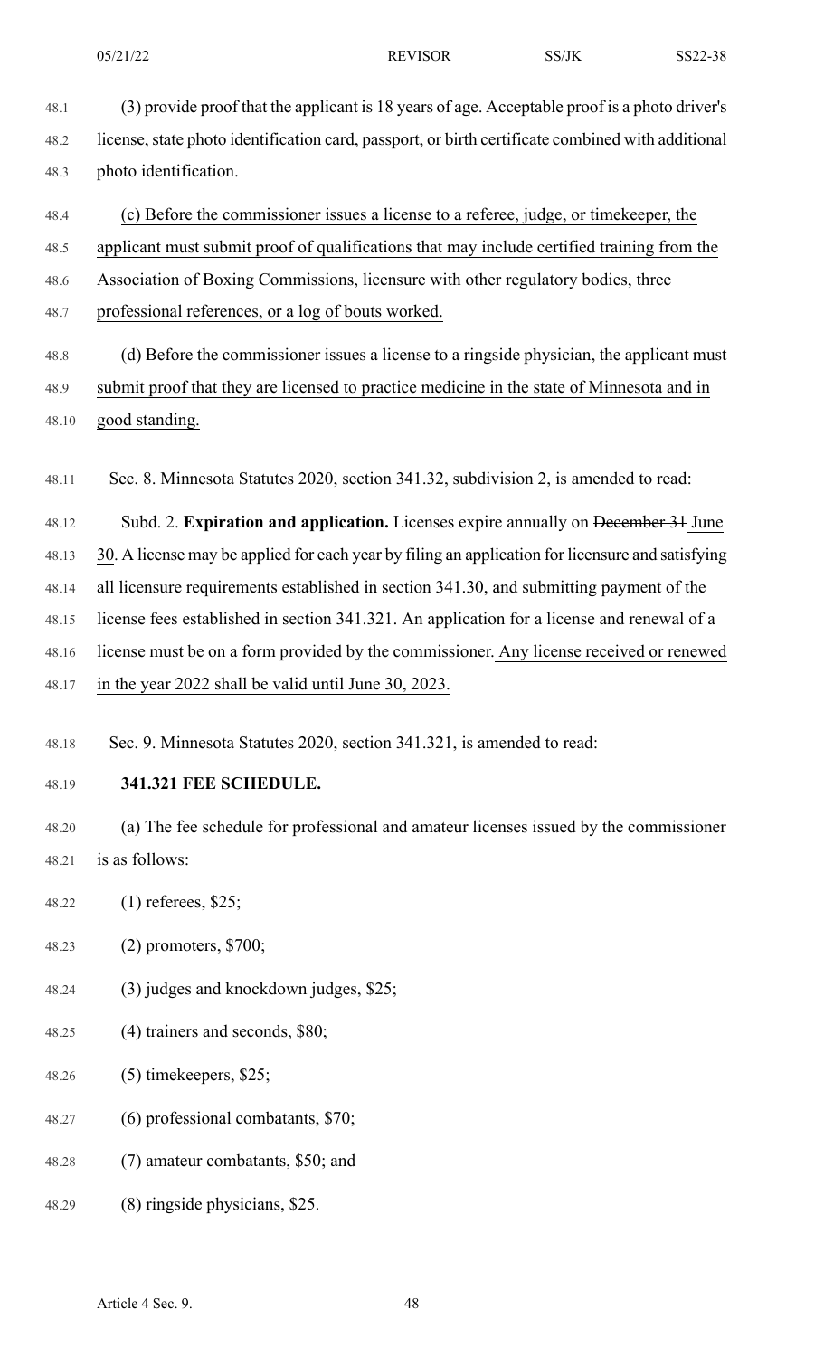(3) provide proof that the applicant is 18 years of age. Acceptable proof is a photo driver's license, state photo identification card, passport, or birth certificate combined with additional photo identification.

(c) Before the commissioner issues a license to a referee, judge, or timekeeper, the applicant must submit proof of qualifications that may include certified training from the Association of Boxing Commissions, licensure with other regulatory bodies, three professional references, or a log of bouts worked.

(d) Before the commissioner issues a license to a ringside physician, the applicant must submit proof that they are licensed to practice medicine in the state of Minnesota and in good standing.

Sec. 8. Minnesota Statutes 2020, section 341.32, subdivision 2, is amended to read:

Subd. 2. **Expiration and application.** Licenses expire annually on ~~December 31~~ June 30. A license may be applied for each year by filing an application for licensure and satisfying all licensure requirements established in section 341.30, and submitting payment of the license fees established in section 341.321. An application for a license and renewal of a license must be on a form provided by the commissioner. Any license received or renewed in the year 2022 shall be valid until June 30, 2023.

Sec. 9. Minnesota Statutes 2020, section 341.321, is amended to read:

**341.321 FEE SCHEDULE.**

(a) The fee schedule for professional and amateur licenses issued by the commissioner is as follows:

(1) referees, $25;

(2) promoters, $700;

(3) judges and knockdown judges, $25;

(4) trainers and seconds, $80;

(5) timekeepers, $25;

(6) professional combatants, $70;

(7) amateur combatants, $50; and

(8) ringside physicians, $25.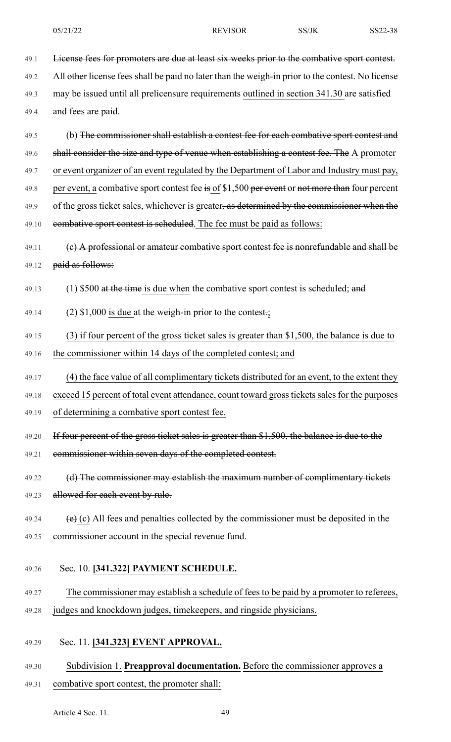~~License fees for promoters are due at least six weeks prior to the combative sport contest.~~ All ~~other~~ license fees shall be paid no later than the weigh-in prior to the contest. No license may be issued until all prelicensure requirements <u>outlined in section 341.30</u> are satisfied and fees are paid.

(b) ~~The commissioner shall establish a contest fee for each combative sport contest and shall consider the size and type of venue when establishing a contest fee. The~~ <u>A promoter or event organizer of an event regulated by the Department of Labor and Industry must pay, per event, a</u> combative sport contest fee ~~is~~ <u>of</u> $1,500 ~~per event~~ or ~~not more than~~ four percent of the gross ticket sales, whichever is greater~~, as determined by the commissioner when the combative sport contest is scheduled~~. <u>The fee must be paid as follows:</u>

~~(c) A professional or amateur combative sport contest fee is nonrefundable and shall be paid as follows:~~

(1) $500 ~~at the time~~ <u>is due when</u> the combative sport contest is scheduled; ~~and~~

(2) $1,000 <u>is due</u> at the weigh-in prior to the contest~~.~~<u>;</u>

<u>(3) if four percent of the gross ticket sales is greater than $1,500, the balance is due to the commissioner within 14 days of the completed contest; and</u>

<u>(4) the face value of all complimentary tickets distributed for an event, to the extent they exceed 15 percent of total event attendance, count toward gross tickets sales for the purposes of determining a combative sport contest fee.</u>

~~If four percent of the gross ticket sales is greater than $1,500, the balance is due to the commissioner within seven days of the completed contest.~~

~~(d) The commissioner may establish the maximum number of complimentary tickets allowed for each event by rule.~~

~~(e)~~ <u>(c)</u> All fees and penalties collected by the commissioner must be deposited in the commissioner account in the special revenue fund.

Sec. 10. <u>**[341.322] PAYMENT SCHEDULE.**</u>

<u>The commissioner may establish a schedule of fees to be paid by a promoter to referees, judges and knockdown judges, timekeepers, and ringside physicians.</u>

Sec. 11. <u>**[341.323] EVENT APPROVAL.**</u>

<u>Subdivision 1. **Preapproval documentation.** Before the commissioner approves a combative sport contest, the promoter shall:</u>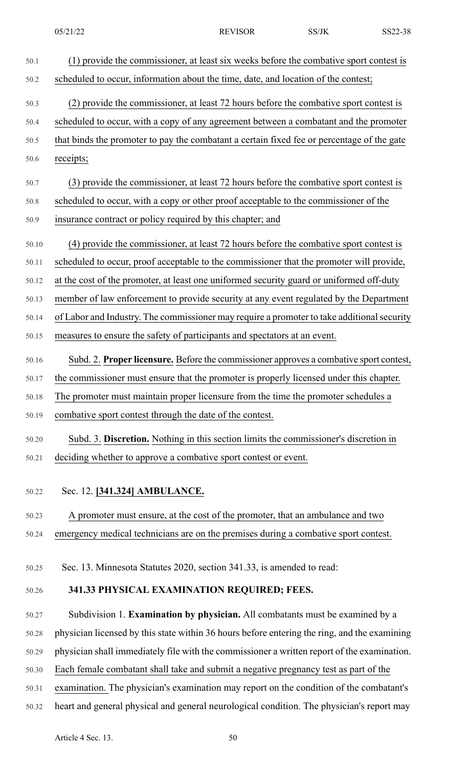(1) provide the commissioner, at least six weeks before the combative sport contest is scheduled to occur, information about the time, date, and location of the contest;

(2) provide the commissioner, at least 72 hours before the combative sport contest is scheduled to occur, with a copy of any agreement between a combatant and the promoter that binds the promoter to pay the combatant a certain fixed fee or percentage of the gate receipts;

(3) provide the commissioner, at least 72 hours before the combative sport contest is scheduled to occur, with a copy or other proof acceptable to the commissioner of the insurance contract or policy required by this chapter; and

(4) provide the commissioner, at least 72 hours before the combative sport contest is scheduled to occur, proof acceptable to the commissioner that the promoter will provide, at the cost of the promoter, at least one uniformed security guard or uniformed off-duty member of law enforcement to provide security at any event regulated by the Department of Labor and Industry. The commissioner may require a promoter to take additional security measures to ensure the safety of participants and spectators at an event.

Subd. 2. **Proper licensure.** Before the commissioner approves a combative sport contest, the commissioner must ensure that the promoter is properly licensed under this chapter. The promoter must maintain proper licensure from the time the promoter schedules a combative sport contest through the date of the contest.

Subd. 3. **Discretion.** Nothing in this section limits the commissioner's discretion in deciding whether to approve a combative sport contest or event.

Sec. 12. **[341.324] AMBULANCE.**

A promoter must ensure, at the cost of the promoter, that an ambulance and two emergency medical technicians are on the premises during a combative sport contest.

Sec. 13. Minnesota Statutes 2020, section 341.33, is amended to read:

**341.33 PHYSICAL EXAMINATION REQUIRED; FEES.**

Subdivision 1. **Examination by physician.** All combatants must be examined by a physician licensed by this state within 36 hours before entering the ring, and the examining physician shall immediately file with the commissioner a written report of the examination. Each female combatant shall take and submit a negative pregnancy test as part of the examination. The physician's examination may report on the condition of the combatant's heart and general physical and general neurological condition. The physician's report may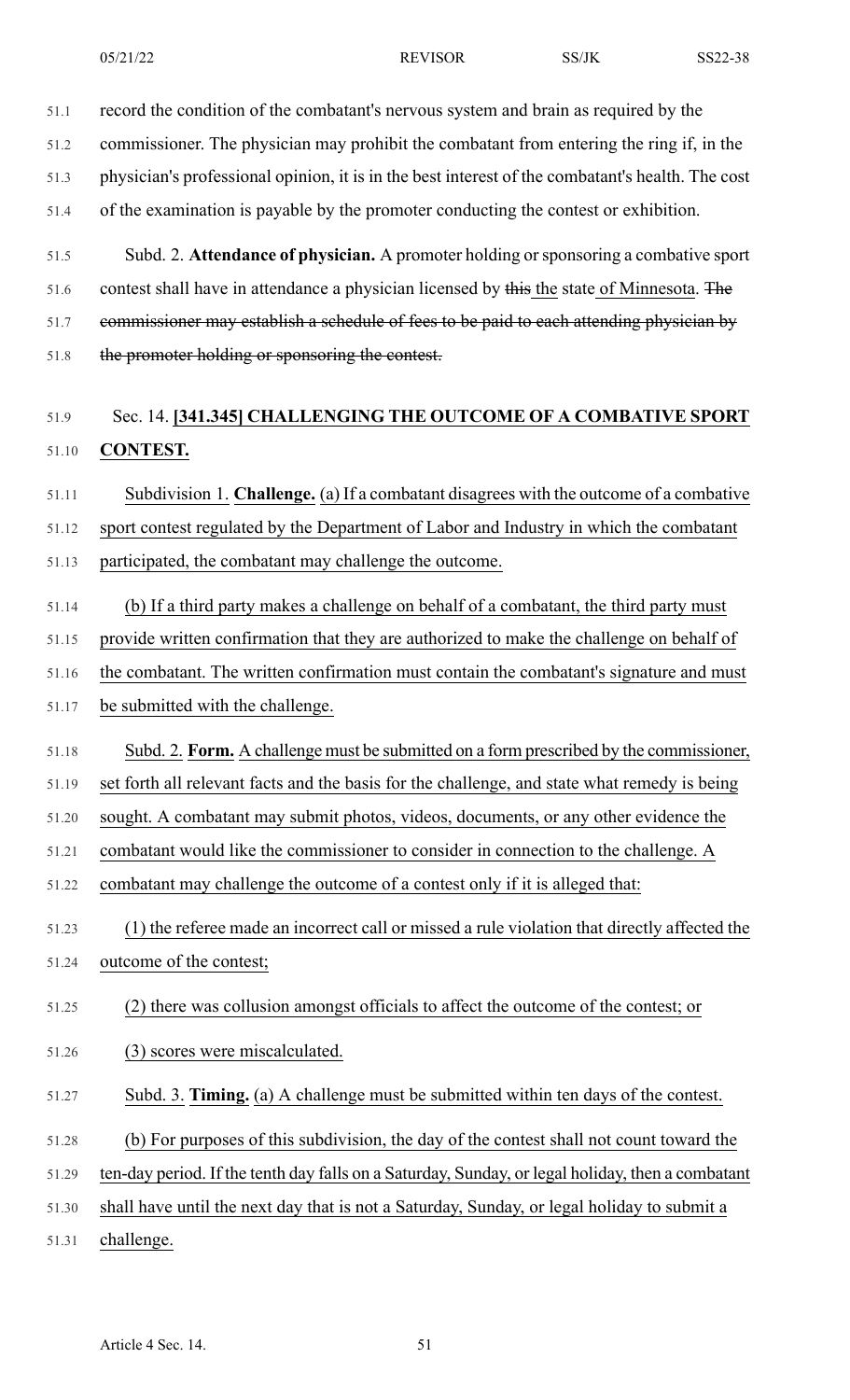record the condition of the combatant's nervous system and brain as required by the commissioner. The physician may prohibit the combatant from entering the ring if, in the physician's professional opinion, it is in the best interest of the combatant's health. The cost of the examination is payable by the promoter conducting the contest or exhibition.

Subd. 2. **Attendance of physician.** A promoter holding or sponsoring a combative sport contest shall have in attendance a physician licensed by ~~this~~ the state of Minnesota. ~~The commissioner may establish a schedule of fees to be paid to each attending physician by the promoter holding or sponsoring the contest.~~

## Sec. 14. [341.345] CHALLENGING THE OUTCOME OF A COMBATIVE SPORT CONTEST.

Subdivision 1. **Challenge.** (a) If a combatant disagrees with the outcome of a combative sport contest regulated by the Department of Labor and Industry in which the combatant participated, the combatant may challenge the outcome.

(b) If a third party makes a challenge on behalf of a combatant, the third party must provide written confirmation that they are authorized to make the challenge on behalf of the combatant. The written confirmation must contain the combatant's signature and must be submitted with the challenge.

Subd. 2. **Form.** A challenge must be submitted on a form prescribed by the commissioner, set forth all relevant facts and the basis for the challenge, and state what remedy is being sought. A combatant may submit photos, videos, documents, or any other evidence the combatant would like the commissioner to consider in connection to the challenge. A combatant may challenge the outcome of a contest only if it is alleged that:

(1) the referee made an incorrect call or missed a rule violation that directly affected the outcome of the contest;

(2) there was collusion amongst officials to affect the outcome of the contest; or

(3) scores were miscalculated.

Subd. 3. **Timing.** (a) A challenge must be submitted within ten days of the contest.

(b) For purposes of this subdivision, the day of the contest shall not count toward the ten-day period. If the tenth day falls on a Saturday, Sunday, or legal holiday, then a combatant shall have until the next day that is not a Saturday, Sunday, or legal holiday to submit a challenge.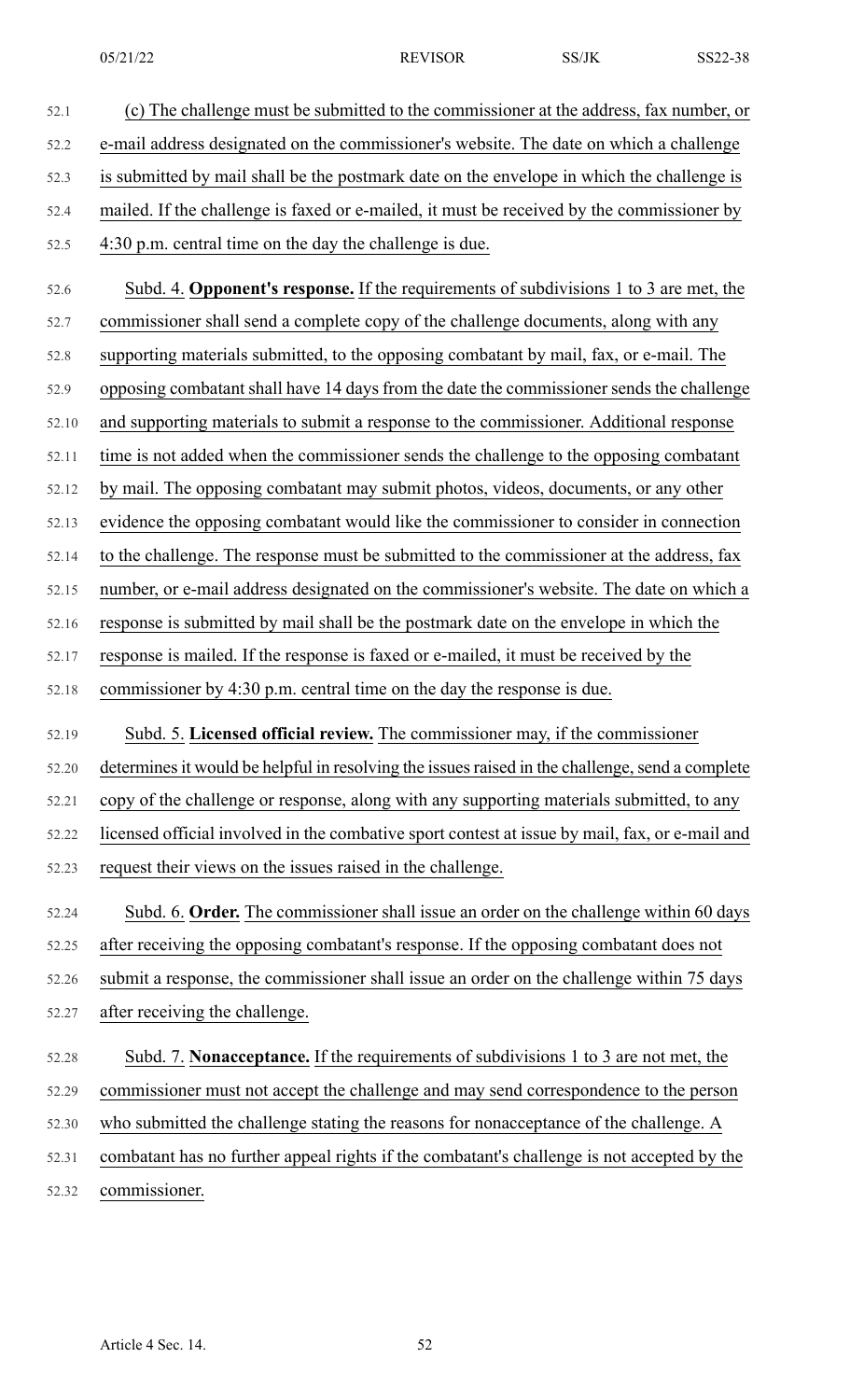(c) The challenge must be submitted to the commissioner at the address, fax number, or e-mail address designated on the commissioner's website. The date on which a challenge is submitted by mail shall be the postmark date on the envelope in which the challenge is mailed. If the challenge is faxed or e-mailed, it must be received by the commissioner by 4:30 p.m. central time on the day the challenge is due.

Subd. 4. **Opponent's response.** If the requirements of subdivisions 1 to 3 are met, the commissioner shall send a complete copy of the challenge documents, along with any supporting materials submitted, to the opposing combatant by mail, fax, or e-mail. The opposing combatant shall have 14 days from the date the commissioner sends the challenge and supporting materials to submit a response to the commissioner. Additional response time is not added when the commissioner sends the challenge to the opposing combatant by mail. The opposing combatant may submit photos, videos, documents, or any other evidence the opposing combatant would like the commissioner to consider in connection to the challenge. The response must be submitted to the commissioner at the address, fax number, or e-mail address designated on the commissioner's website. The date on which a response is submitted by mail shall be the postmark date on the envelope in which the response is mailed. If the response is faxed or e-mailed, it must be received by the commissioner by 4:30 p.m. central time on the day the response is due.

Subd. 5. **Licensed official review.** The commissioner may, if the commissioner determines it would be helpful in resolving the issues raised in the challenge, send a complete copy of the challenge or response, along with any supporting materials submitted, to any licensed official involved in the combative sport contest at issue by mail, fax, or e-mail and request their views on the issues raised in the challenge.

Subd. 6. **Order.** The commissioner shall issue an order on the challenge within 60 days after receiving the opposing combatant's response. If the opposing combatant does not submit a response, the commissioner shall issue an order on the challenge within 75 days after receiving the challenge.

Subd. 7. **Nonacceptance.** If the requirements of subdivisions 1 to 3 are not met, the commissioner must not accept the challenge and may send correspondence to the person who submitted the challenge stating the reasons for nonacceptance of the challenge. A combatant has no further appeal rights if the combatant's challenge is not accepted by the commissioner.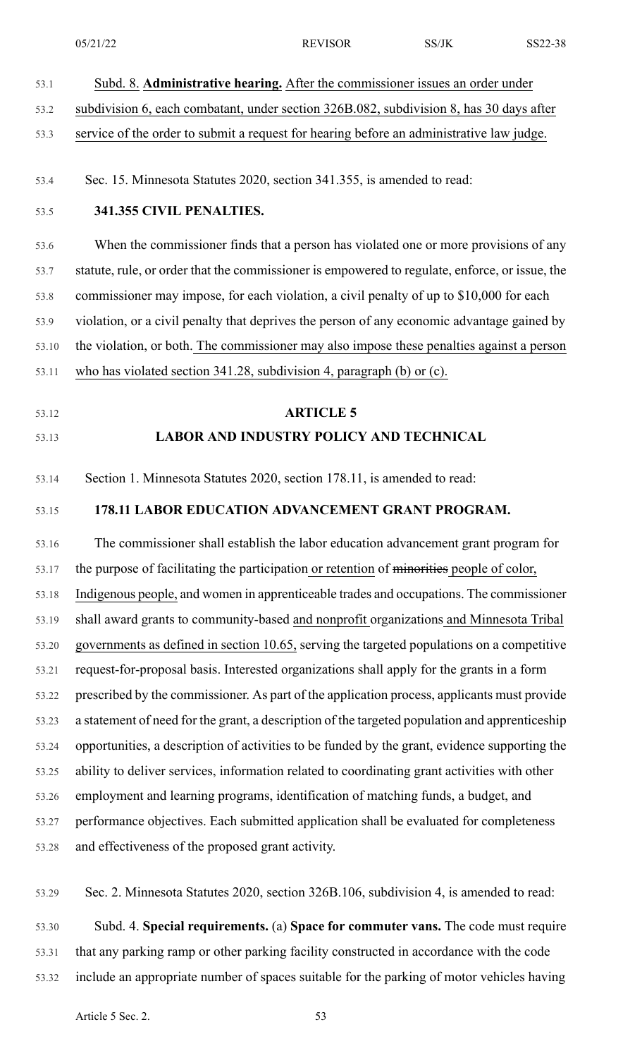Subd. 8. **Administrative hearing.** After the commissioner issues an order under subdivision 6, each combatant, under section 326B.082, subdivision 8, has 30 days after service of the order to submit a request for hearing before an administrative law judge.

Sec. 15. Minnesota Statutes 2020, section 341.355, is amended to read:

**341.355 CIVIL PENALTIES.**

When the commissioner finds that a person has violated one or more provisions of any statute, rule, or order that the commissioner is empowered to regulate, enforce, or issue, the commissioner may impose, for each violation, a civil penalty of up to $10,000 for each violation, or a civil penalty that deprives the person of any economic advantage gained by the violation, or both. The commissioner may also impose these penalties against a person who has violated section 341.28, subdivision 4, paragraph (b) or (c).

## ARTICLE 5
## LABOR AND INDUSTRY POLICY AND TECHNICAL

Section 1. Minnesota Statutes 2020, section 178.11, is amended to read:

**178.11 LABOR EDUCATION ADVANCEMENT GRANT PROGRAM.**

The commissioner shall establish the labor education advancement grant program for the purpose of facilitating the participation or retention of ~~minorities~~ people of color, Indigenous people, and women in apprenticeable trades and occupations. The commissioner shall award grants to community-based and nonprofit organizations and Minnesota Tribal governments as defined in section 10.65, serving the targeted populations on a competitive request-for-proposal basis. Interested organizations shall apply for the grants in a form prescribed by the commissioner. As part of the application process, applicants must provide a statement of need for the grant, a description of the targeted population and apprenticeship opportunities, a description of activities to be funded by the grant, evidence supporting the ability to deliver services, information related to coordinating grant activities with other employment and learning programs, identification of matching funds, a budget, and performance objectives. Each submitted application shall be evaluated for completeness and effectiveness of the proposed grant activity.

Sec. 2. Minnesota Statutes 2020, section 326B.106, subdivision 4, is amended to read:

Subd. 4. **Special requirements.** (a) **Space for commuter vans.** The code must require that any parking ramp or other parking facility constructed in accordance with the code include an appropriate number of spaces suitable for the parking of motor vehicles having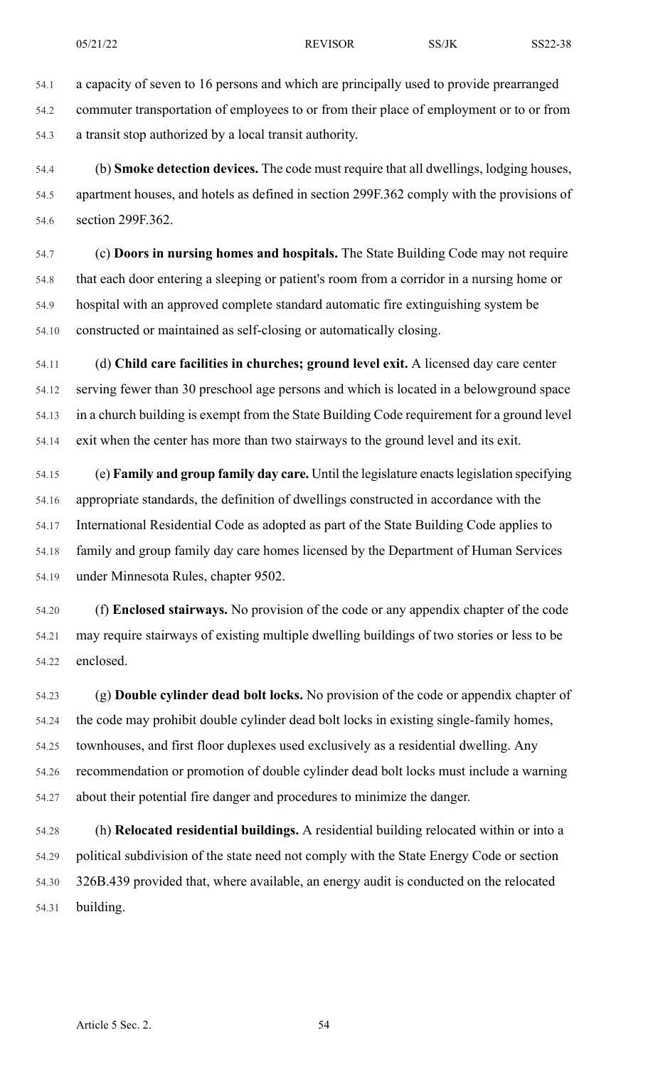a capacity of seven to 16 persons and which are principally used to provide prearranged commuter transportation of employees to or from their place of employment or to or from a transit stop authorized by a local transit authority.

(b) **Smoke detection devices.** The code must require that all dwellings, lodging houses, apartment houses, and hotels as defined in section 299F.362 comply with the provisions of section 299F.362.

(c) **Doors in nursing homes and hospitals.** The State Building Code may not require that each door entering a sleeping or patient's room from a corridor in a nursing home or hospital with an approved complete standard automatic fire extinguishing system be constructed or maintained as self-closing or automatically closing.

(d) **Child care facilities in churches; ground level exit.** A licensed day care center serving fewer than 30 preschool age persons and which is located in a belowground space in a church building is exempt from the State Building Code requirement for a ground level exit when the center has more than two stairways to the ground level and its exit.

(e) **Family and group family day care.** Until the legislature enacts legislation specifying appropriate standards, the definition of dwellings constructed in accordance with the International Residential Code as adopted as part of the State Building Code applies to family and group family day care homes licensed by the Department of Human Services under Minnesota Rules, chapter 9502.

(f) **Enclosed stairways.** No provision of the code or any appendix chapter of the code may require stairways of existing multiple dwelling buildings of two stories or less to be enclosed.

(g) **Double cylinder dead bolt locks.** No provision of the code or appendix chapter of the code may prohibit double cylinder dead bolt locks in existing single-family homes, townhouses, and first floor duplexes used exclusively as a residential dwelling. Any recommendation or promotion of double cylinder dead bolt locks must include a warning about their potential fire danger and procedures to minimize the danger.

(h) **Relocated residential buildings.** A residential building relocated within or into a political subdivision of the state need not comply with the State Energy Code or section 326B.439 provided that, where available, an energy audit is conducted on the relocated building.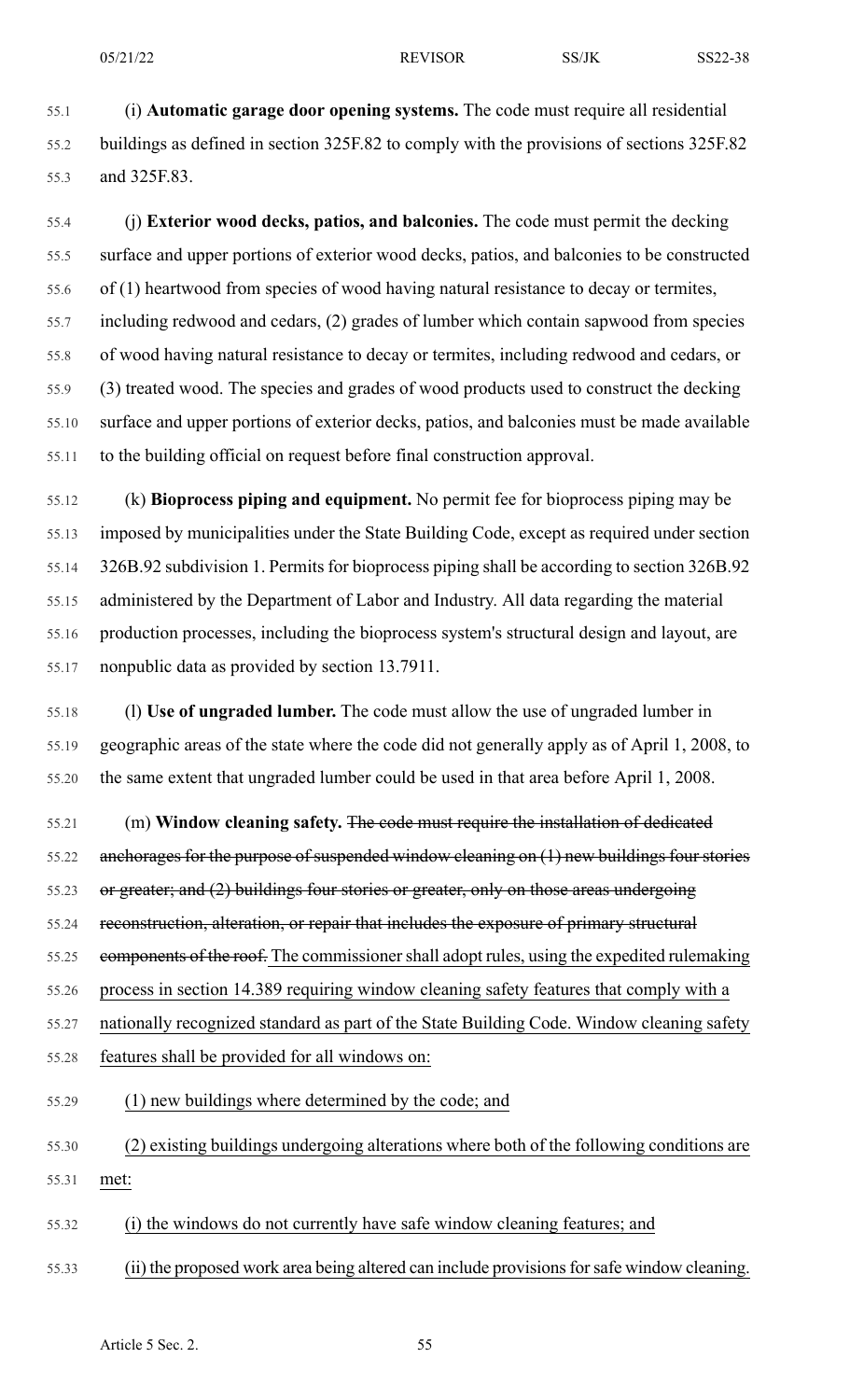(i) **Automatic garage door opening systems.** The code must require all residential buildings as defined in section 325F.82 to comply with the provisions of sections 325F.82 and 325F.83.

(j) **Exterior wood decks, patios, and balconies.** The code must permit the decking surface and upper portions of exterior wood decks, patios, and balconies to be constructed of (1) heartwood from species of wood having natural resistance to decay or termites, including redwood and cedars, (2) grades of lumber which contain sapwood from species of wood having natural resistance to decay or termites, including redwood and cedars, or (3) treated wood. The species and grades of wood products used to construct the decking surface and upper portions of exterior decks, patios, and balconies must be made available to the building official on request before final construction approval.

(k) **Bioprocess piping and equipment.** No permit fee for bioprocess piping may be imposed by municipalities under the State Building Code, except as required under section 326B.92 subdivision 1. Permits for bioprocess piping shall be according to section 326B.92 administered by the Department of Labor and Industry. All data regarding the material production processes, including the bioprocess system's structural design and layout, are nonpublic data as provided by section 13.7911.

(l) **Use of ungraded lumber.** The code must allow the use of ungraded lumber in geographic areas of the state where the code did not generally apply as of April 1, 2008, to the same extent that ungraded lumber could be used in that area before April 1, 2008.

(m) **Window cleaning safety.** ~~The code must require the installation of dedicated anchorages for the purpose of suspended window cleaning on (1) new buildings four stories or greater; and (2) buildings four stories or greater, only on those areas undergoing reconstruction, alteration, or repair that includes the exposure of primary structural components of the roof.~~ <u>The commissioner shall adopt rules, using the expedited rulemaking process in section 14.389 requiring window cleaning safety features that comply with a nationally recognized standard as part of the State Building Code. Window cleaning safety features shall be provided for all windows on:</u>

<u>(1) new buildings where determined by the code; and</u>

<u>(2) existing buildings undergoing alterations where both of the following conditions are met:</u>

<u>(i) the windows do not currently have safe window cleaning features; and</u>

<u>(ii) the proposed work area being altered can include provisions for safe window cleaning.</u>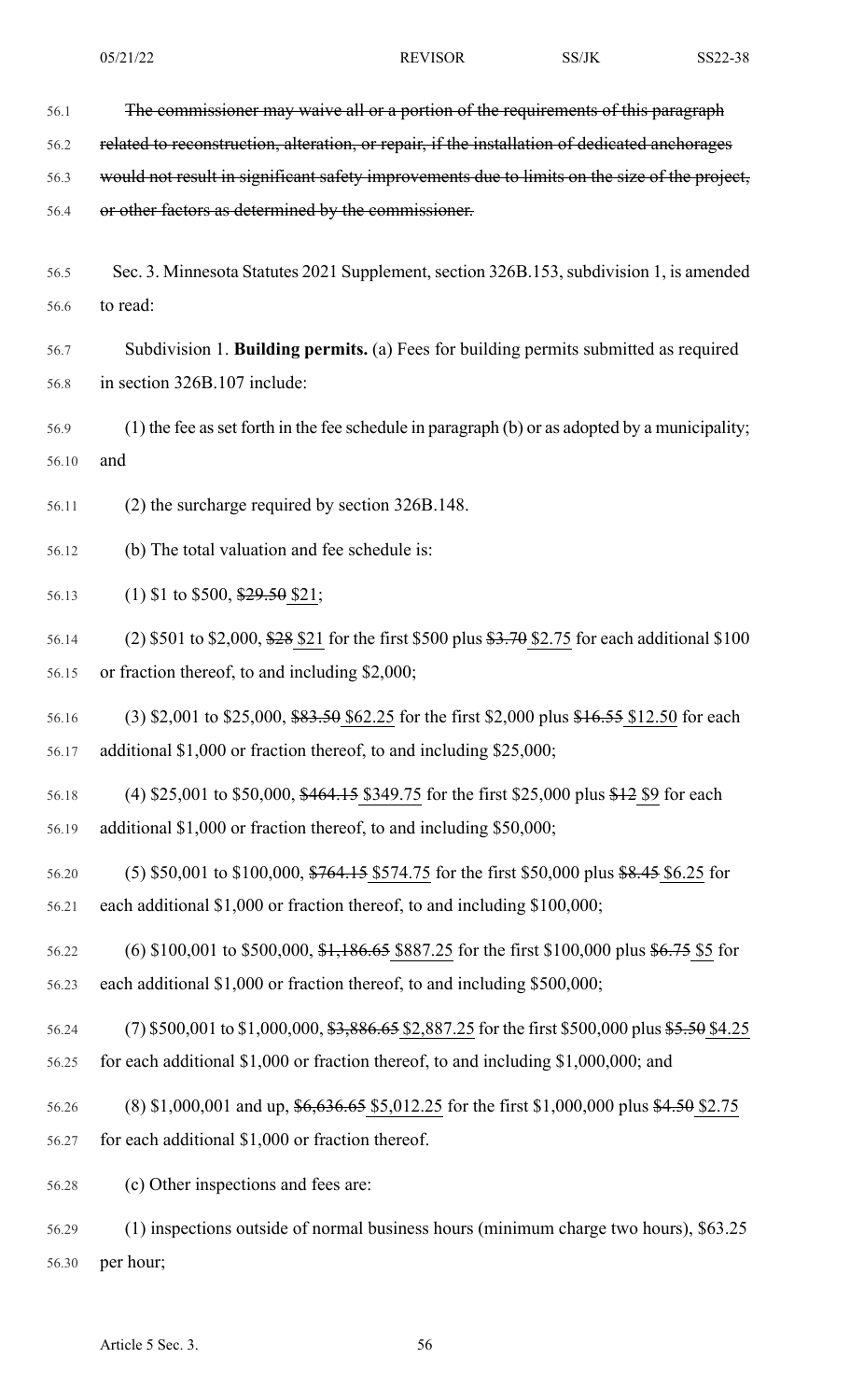~~The commissioner may waive all or a portion of the requirements of this paragraph related to reconstruction, alteration, or repair, if the installation of dedicated anchorages would not result in significant safety improvements due to limits on the size of the project, or other factors as determined by the commissioner.~~

Sec. 3. Minnesota Statutes 2021 Supplement, section 326B.153, subdivision 1, is amended to read:

Subdivision 1. **Building permits.** (a) Fees for building permits submitted as required in section 326B.107 include:

(1) the fee as set forth in the fee schedule in paragraph (b) or as adopted by a municipality; and

(2) the surcharge required by section 326B.148.

(b) The total valuation and fee schedule is:

(1) $1 to $500, ~~$29.50~~ <u>$21</u>;

(2) $501 to $2,000, ~~$28~~ <u>$21</u> for the first $500 plus ~~$3.70~~ <u>$2.75</u> for each additional $100 or fraction thereof, to and including $2,000;

(3) $2,001 to $25,000, ~~$83.50~~ <u>$62.25</u> for the first $2,000 plus ~~$16.55~~ <u>$12.50</u> for each additional $1,000 or fraction thereof, to and including $25,000;

(4) $25,001 to $50,000, ~~$464.15~~ <u>$349.75</u> for the first $25,000 plus ~~$12~~ <u>$9</u> for each additional $1,000 or fraction thereof, to and including $50,000;

(5) $50,001 to $100,000, ~~$764.15~~ <u>$574.75</u> for the first $50,000 plus ~~$8.45~~ <u>$6.25</u> for each additional $1,000 or fraction thereof, to and including $100,000;

(6) $100,001 to $500,000, ~~$1,186.65~~ <u>$887.25</u> for the first $100,000 plus ~~$6.75~~ <u>$5</u> for each additional $1,000 or fraction thereof, to and including $500,000;

(7) $500,001 to $1,000,000, ~~$3,886.65~~ <u>$2,887.25</u> for the first $500,000 plus ~~$5.50~~ <u>$4.25</u> for each additional $1,000 or fraction thereof, to and including $1,000,000; and

(8) $1,000,001 and up, ~~$6,636.65~~ <u>$5,012.25</u> for the first $1,000,000 plus ~~$4.50~~ <u>$2.75</u> for each additional $1,000 or fraction thereof.

(c) Other inspections and fees are:

(1) inspections outside of normal business hours (minimum charge two hours), $63.25 per hour;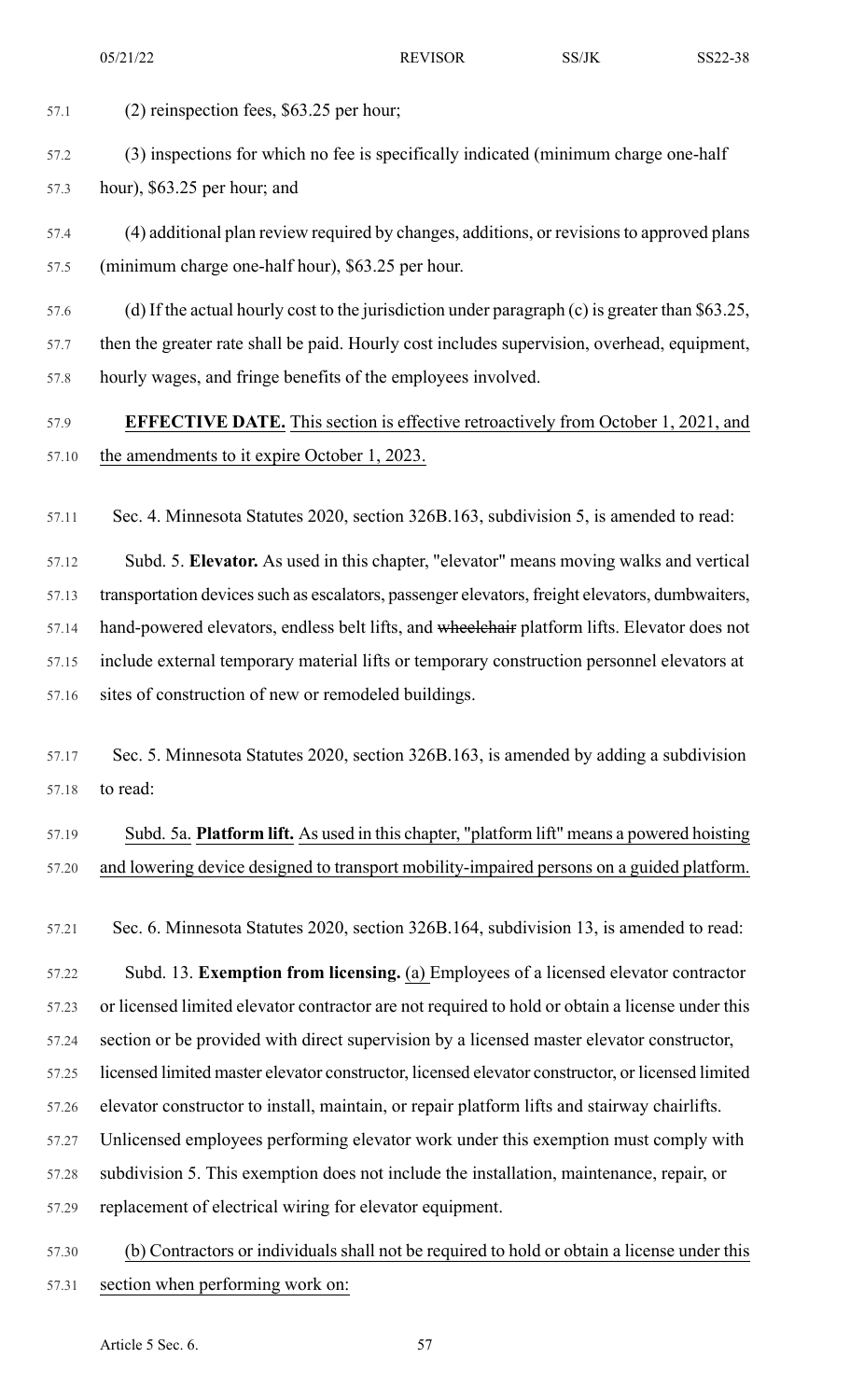(2) reinspection fees, $63.25 per hour;

(3) inspections for which no fee is specifically indicated (minimum charge one-half hour), $63.25 per hour; and

(4) additional plan review required by changes, additions, or revisions to approved plans (minimum charge one-half hour), $63.25 per hour.

(d) If the actual hourly cost to the jurisdiction under paragraph (c) is greater than $63.25, then the greater rate shall be paid. Hourly cost includes supervision, overhead, equipment, hourly wages, and fringe benefits of the employees involved.

**EFFECTIVE DATE.** This section is effective retroactively from October 1, 2021, and the amendments to it expire October 1, 2023.

Sec. 4. Minnesota Statutes 2020, section 326B.163, subdivision 5, is amended to read:

Subd. 5. **Elevator.** As used in this chapter, "elevator" means moving walks and vertical transportation devices such as escalators, passenger elevators, freight elevators, dumbwaiters, hand-powered elevators, endless belt lifts, and ~~wheelchair~~ platform lifts. Elevator does not include external temporary material lifts or temporary construction personnel elevators at sites of construction of new or remodeled buildings.

Sec. 5. Minnesota Statutes 2020, section 326B.163, is amended by adding a subdivision to read:

Subd. 5a. **Platform lift.** As used in this chapter, "platform lift" means a powered hoisting and lowering device designed to transport mobility-impaired persons on a guided platform.

Sec. 6. Minnesota Statutes 2020, section 326B.164, subdivision 13, is amended to read:

Subd. 13. **Exemption from licensing.** (a) Employees of a licensed elevator contractor or licensed limited elevator contractor are not required to hold or obtain a license under this section or be provided with direct supervision by a licensed master elevator constructor, licensed limited master elevator constructor, licensed elevator constructor, or licensed limited elevator constructor to install, maintain, or repair platform lifts and stairway chairlifts. Unlicensed employees performing elevator work under this exemption must comply with subdivision 5. This exemption does not include the installation, maintenance, repair, or replacement of electrical wiring for elevator equipment.

(b) Contractors or individuals shall not be required to hold or obtain a license under this section when performing work on: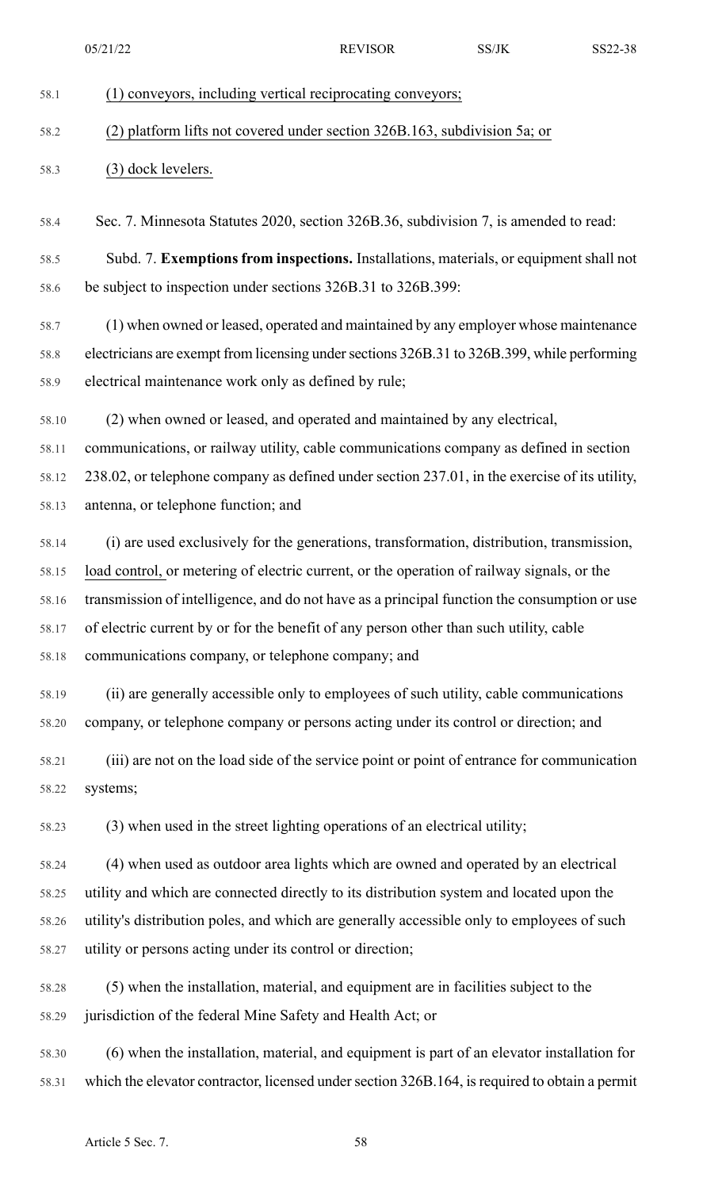(1) conveyors, including vertical reciprocating conveyors;

(2) platform lifts not covered under section 326B.163, subdivision 5a; or

(3) dock levelers.

Sec. 7. Minnesota Statutes 2020, section 326B.36, subdivision 7, is amended to read:

Subd. 7. **Exemptions from inspections.** Installations, materials, or equipment shall not be subject to inspection under sections 326B.31 to 326B.399:

(1) when owned or leased, operated and maintained by any employer whose maintenance electricians are exempt from licensing under sections 326B.31 to 326B.399, while performing electrical maintenance work only as defined by rule;

(2) when owned or leased, and operated and maintained by any electrical, communications, or railway utility, cable communications company as defined in section 238.02, or telephone company as defined under section 237.01, in the exercise of its utility, antenna, or telephone function; and

(i) are used exclusively for the generations, transformation, distribution, transmission, load control, or metering of electric current, or the operation of railway signals, or the transmission of intelligence, and do not have as a principal function the consumption or use of electric current by or for the benefit of any person other than such utility, cable communications company, or telephone company; and

(ii) are generally accessible only to employees of such utility, cable communications company, or telephone company or persons acting under its control or direction; and

(iii) are not on the load side of the service point or point of entrance for communication systems;

(3) when used in the street lighting operations of an electrical utility;

(4) when used as outdoor area lights which are owned and operated by an electrical utility and which are connected directly to its distribution system and located upon the utility's distribution poles, and which are generally accessible only to employees of such utility or persons acting under its control or direction;

(5) when the installation, material, and equipment are in facilities subject to the jurisdiction of the federal Mine Safety and Health Act; or

(6) when the installation, material, and equipment is part of an elevator installation for which the elevator contractor, licensed under section 326B.164, is required to obtain a permit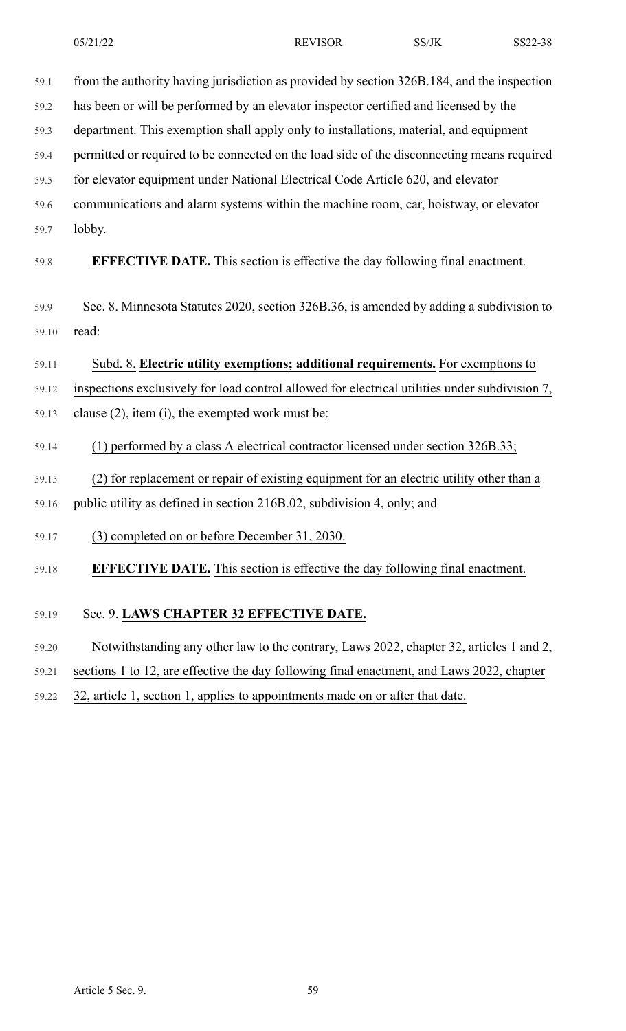from the authority having jurisdiction as provided by section 326B.184, and the inspection has been or will be performed by an elevator inspector certified and licensed by the department. This exemption shall apply only to installations, material, and equipment permitted or required to be connected on the load side of the disconnecting means required for elevator equipment under National Electrical Code Article 620, and elevator communications and alarm systems within the machine room, car, hoistway, or elevator lobby.

**EFFECTIVE DATE.** This section is effective the day following final enactment.

Sec. 8. Minnesota Statutes 2020, section 326B.36, is amended by adding a subdivision to read:

Subd. 8. **Electric utility exemptions; additional requirements.** For exemptions to inspections exclusively for load control allowed for electrical utilities under subdivision 7, clause (2), item (i), the exempted work must be:

(1) performed by a class A electrical contractor licensed under section 326B.33;

(2) for replacement or repair of existing equipment for an electric utility other than a public utility as defined in section 216B.02, subdivision 4, only; and

(3) completed on or before December 31, 2030.

**EFFECTIVE DATE.** This section is effective the day following final enactment.

Sec. 9. **LAWS CHAPTER 32 EFFECTIVE DATE.**

Notwithstanding any other law to the contrary, Laws 2022, chapter 32, articles 1 and 2, sections 1 to 12, are effective the day following final enactment, and Laws 2022, chapter 32, article 1, section 1, applies to appointments made on or after that date.